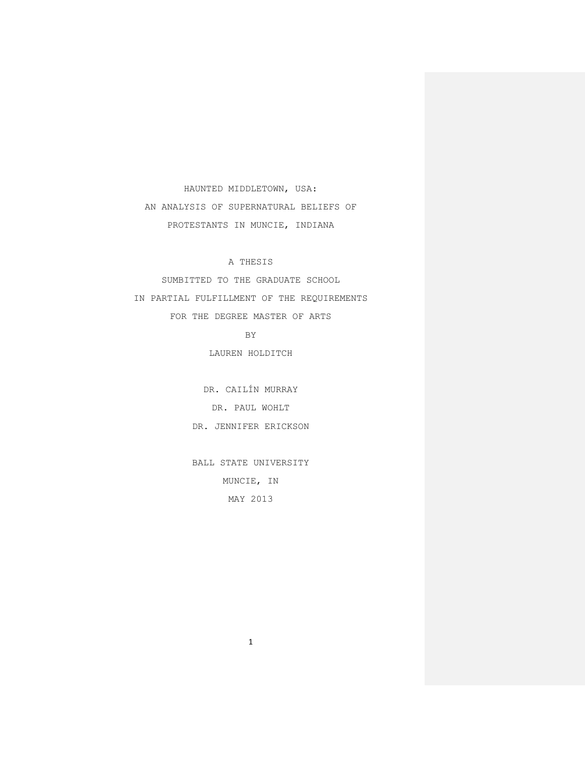# HAUNTED MIDDLETOWN, USA:

# AN ANALYSIS OF SUPERNATURAL BELIEFS OF PROTESTANTS IN MUNCIE, INDIANA

A THESIS

SUMBITTED TO THE GRADUATE SCHOOL

IN PARTIAL FULFILLMENT OF THE REQUIREMENTS

FOR THE DEGREE MASTER OF ARTS

BY

LAUREN HOLDITCH

DR. CAILÍN MURRAY

DR. PAUL WOHLT

DR. JENNIFER ERICKSON

BALL STATE UNIVERSITY

MUNCIE, IN

MAY 2013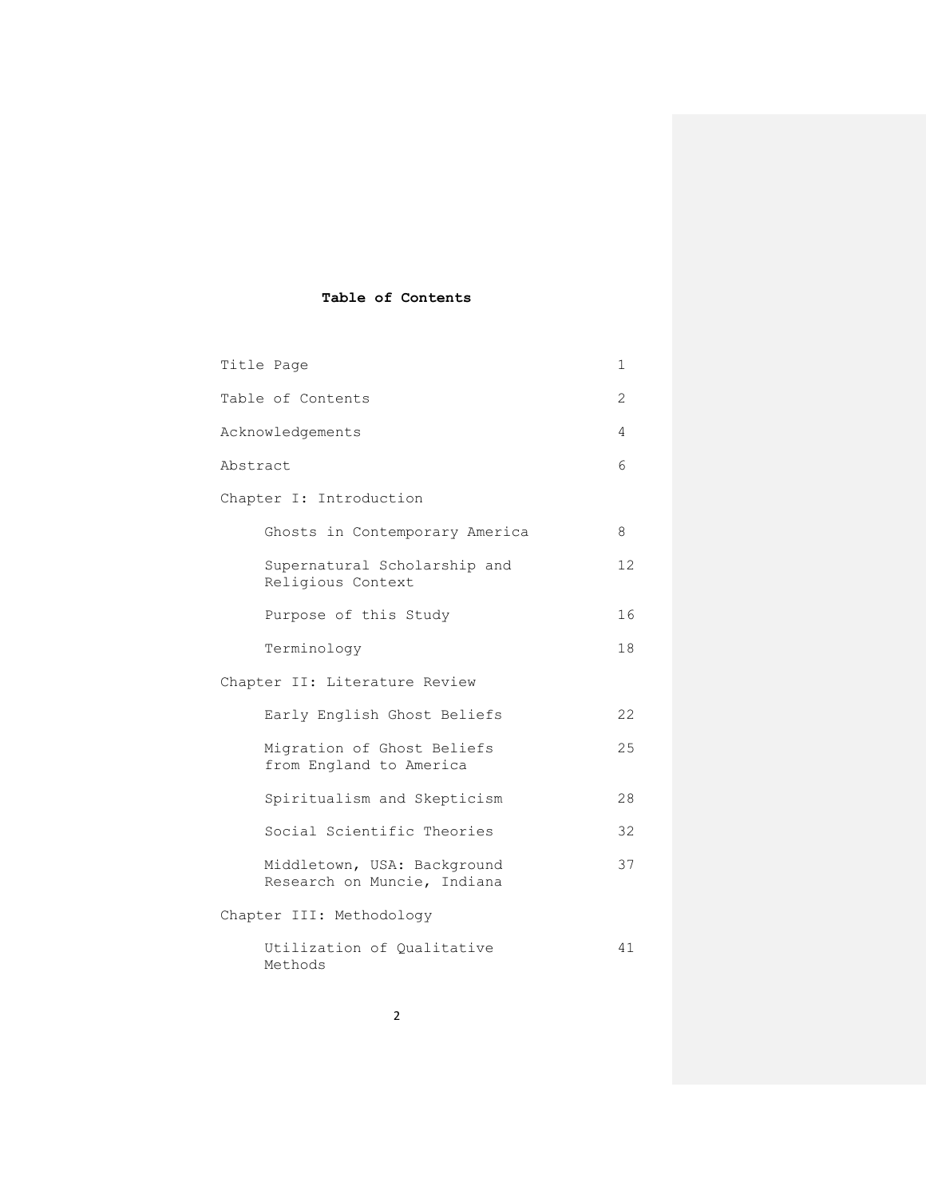**Table of Contents**

| | |
|---|---|
| Title Page | 1 |
| Table of Contents | 2 |
| Acknowledgements | 4 |
| Abstract | 6 |
| Chapter I: Introduction | |
| Ghosts in Contemporary America | 8 |
| Supernatural Scholarship and Religious Context | 12 |
| Purpose of this Study | 16 |
| Terminology | 18 |
| Chapter II: Literature Review | |
| Early English Ghost Beliefs | 22 |
| Migration of Ghost Beliefs from England to America | 25 |
| Spiritualism and Skepticism | 28 |
| Social Scientific Theories | 32 |
| Middletown, USA: Background Research on Muncie, Indiana | 37 |
| Chapter III: Methodology | |
| Utilization of Qualitative Methods | 41 |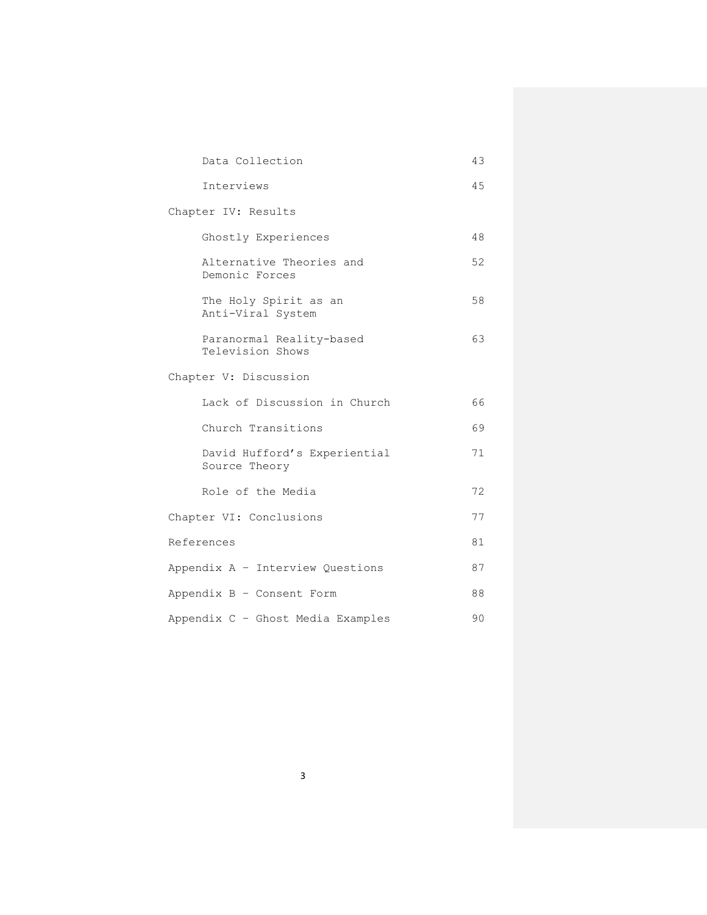| | |
|---|---|
| Data Collection | 43 |
| Interviews | 45 |
| Chapter IV: Results | |
| Ghostly Experiences | 48 |
| Alternative Theories and Demonic Forces | 52 |
| The Holy Spirit as an Anti-Viral System | 58 |
| Paranormal Reality-based Television Shows | 63 |
| Chapter V: Discussion | |
| Lack of Discussion in Church | 66 |
| Church Transitions | 69 |
| David Hufford's Experiential Source Theory | 71 |
| Role of the Media | 72 |
| Chapter VI: Conclusions | 77 |
| References | 81 |
| Appendix A – Interview Questions | 87 |
| Appendix B – Consent Form | 88 |
| Appendix C – Ghost Media Examples | 90 |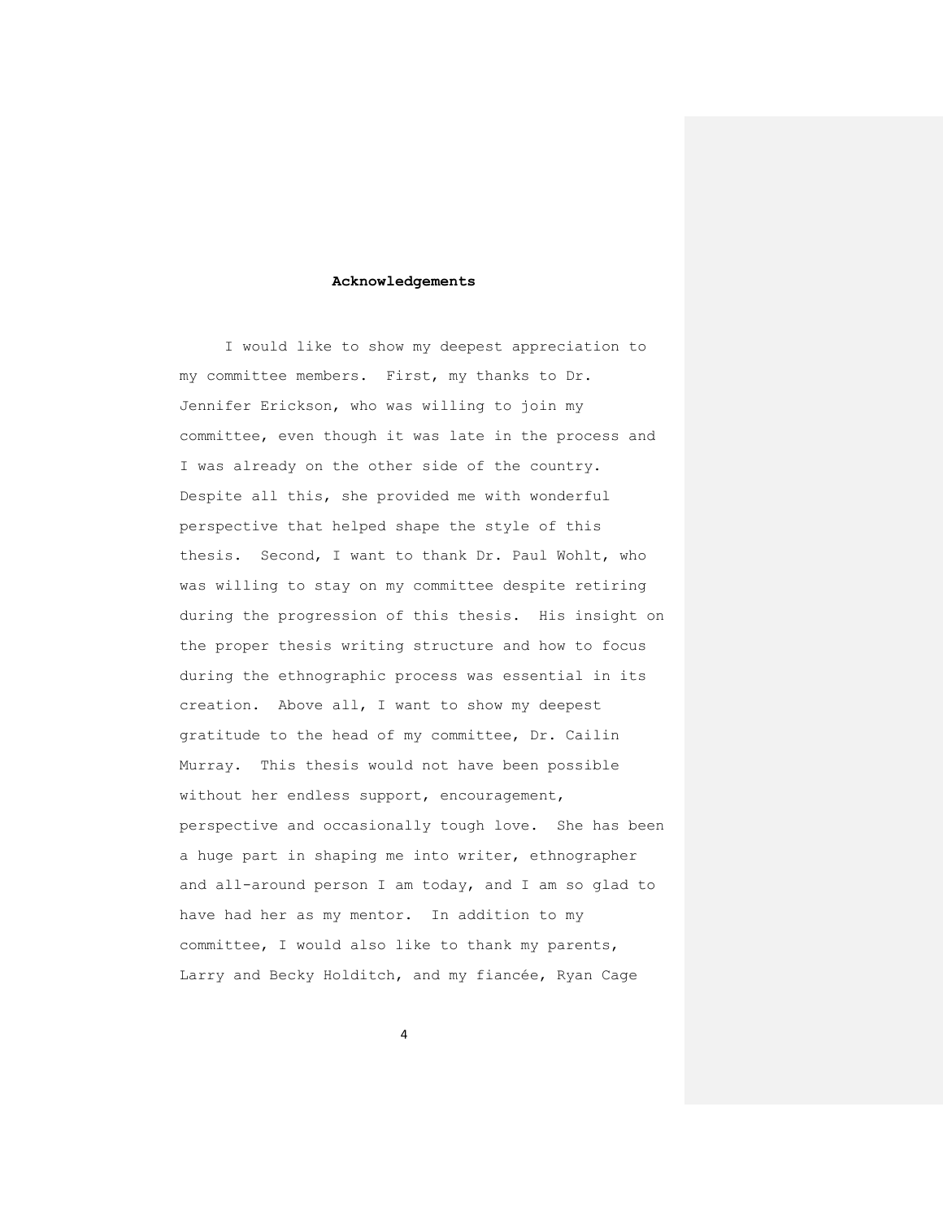# Acknowledgements

I would like to show my deepest appreciation to my committee members. First, my thanks to Dr. Jennifer Erickson, who was willing to join my committee, even though it was late in the process and I was already on the other side of the country. Despite all this, she provided me with wonderful perspective that helped shape the style of this thesis. Second, I want to thank Dr. Paul Wohlt, who was willing to stay on my committee despite retiring during the progression of this thesis. His insight on the proper thesis writing structure and how to focus during the ethnographic process was essential in its creation. Above all, I want to show my deepest gratitude to the head of my committee, Dr. Cailin Murray. This thesis would not have been possible without her endless support, encouragement, perspective and occasionally tough love. She has been a huge part in shaping me into writer, ethnographer and all-around person I am today, and I am so glad to have had her as my mentor. In addition to my committee, I would also like to thank my parents, Larry and Becky Holditch, and my fiancée, Ryan Cage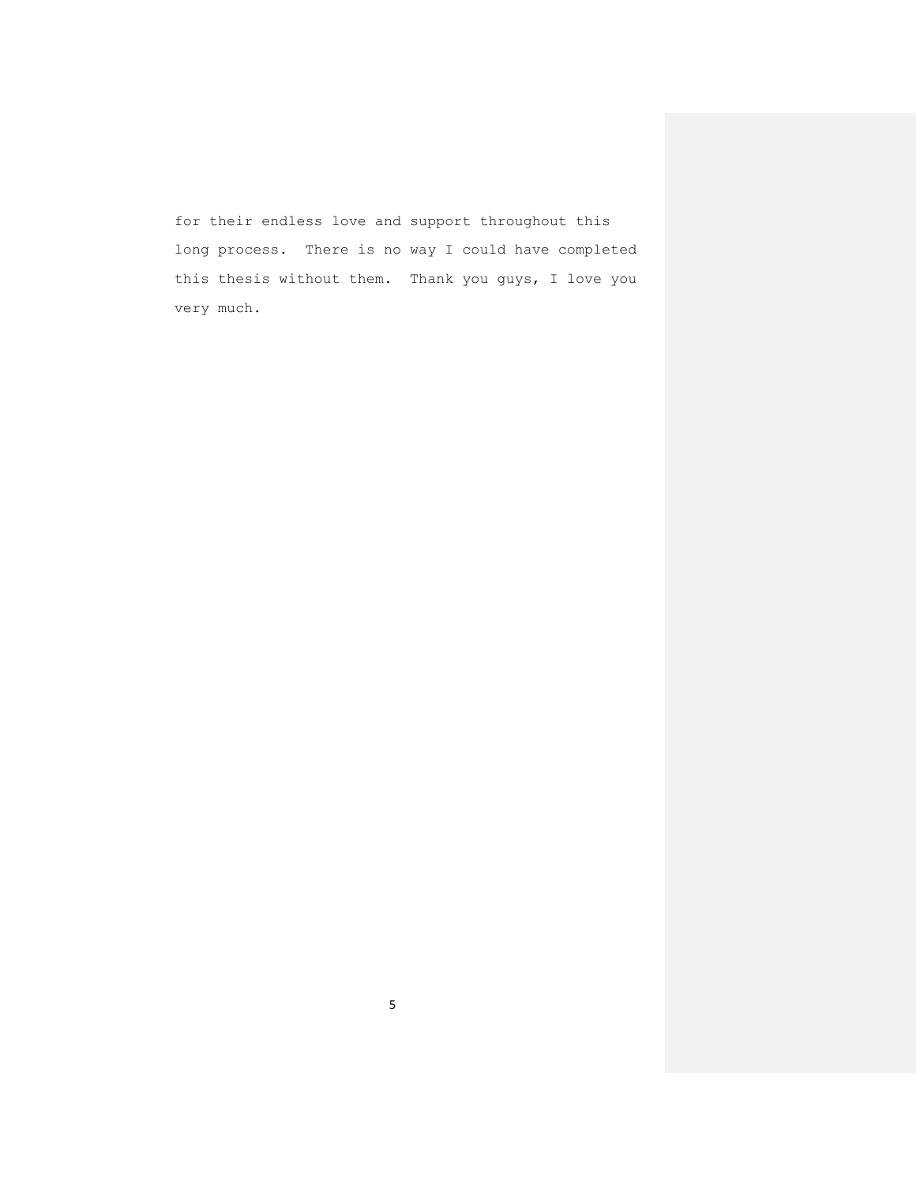for their endless love and support throughout this long process. There is no way I could have completed this thesis without them. Thank you guys, I love you very much.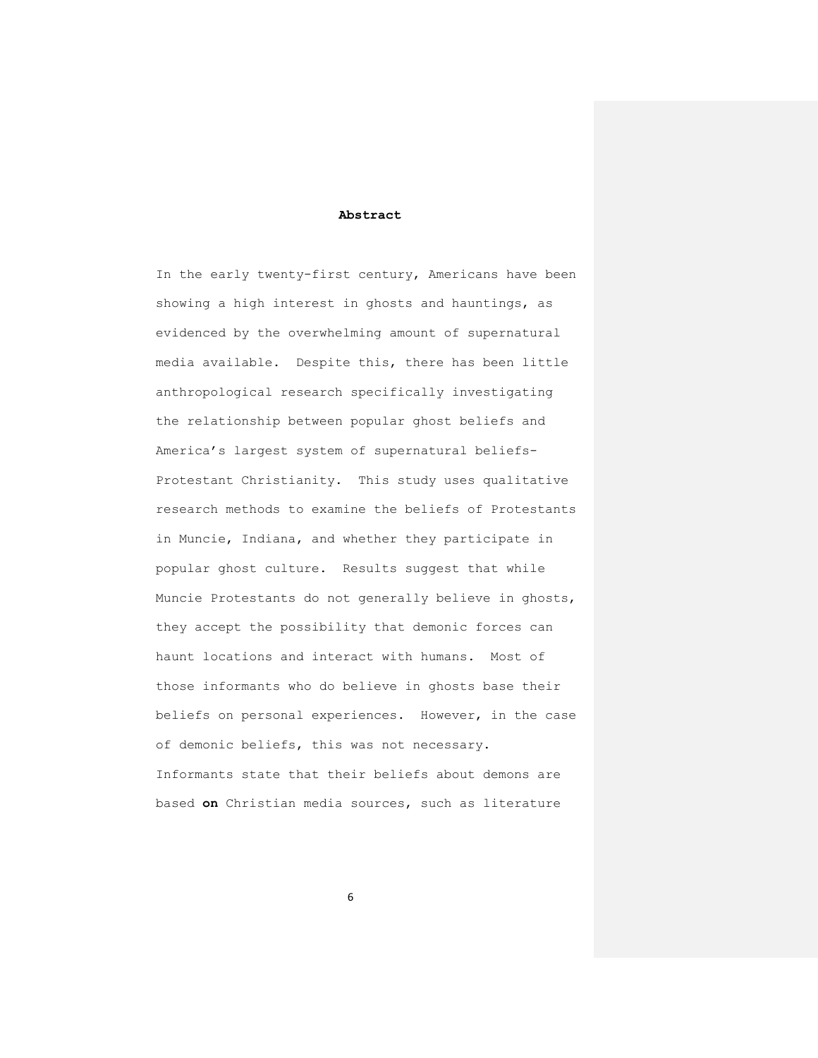## Abstract

In the early twenty-first century, Americans have been showing a high interest in ghosts and hauntings, as evidenced by the overwhelming amount of supernatural media available. Despite this, there has been little anthropological research specifically investigating the relationship between popular ghost beliefs and America's largest system of supernatural beliefs-Protestant Christianity. This study uses qualitative research methods to examine the beliefs of Protestants in Muncie, Indiana, and whether they participate in popular ghost culture. Results suggest that while Muncie Protestants do not generally believe in ghosts, they accept the possibility that demonic forces can haunt locations and interact with humans. Most of those informants who do believe in ghosts base their beliefs on personal experiences. However, in the case of demonic beliefs, this was not necessary. Informants state that their beliefs about demons are based **on** Christian media sources, such as literature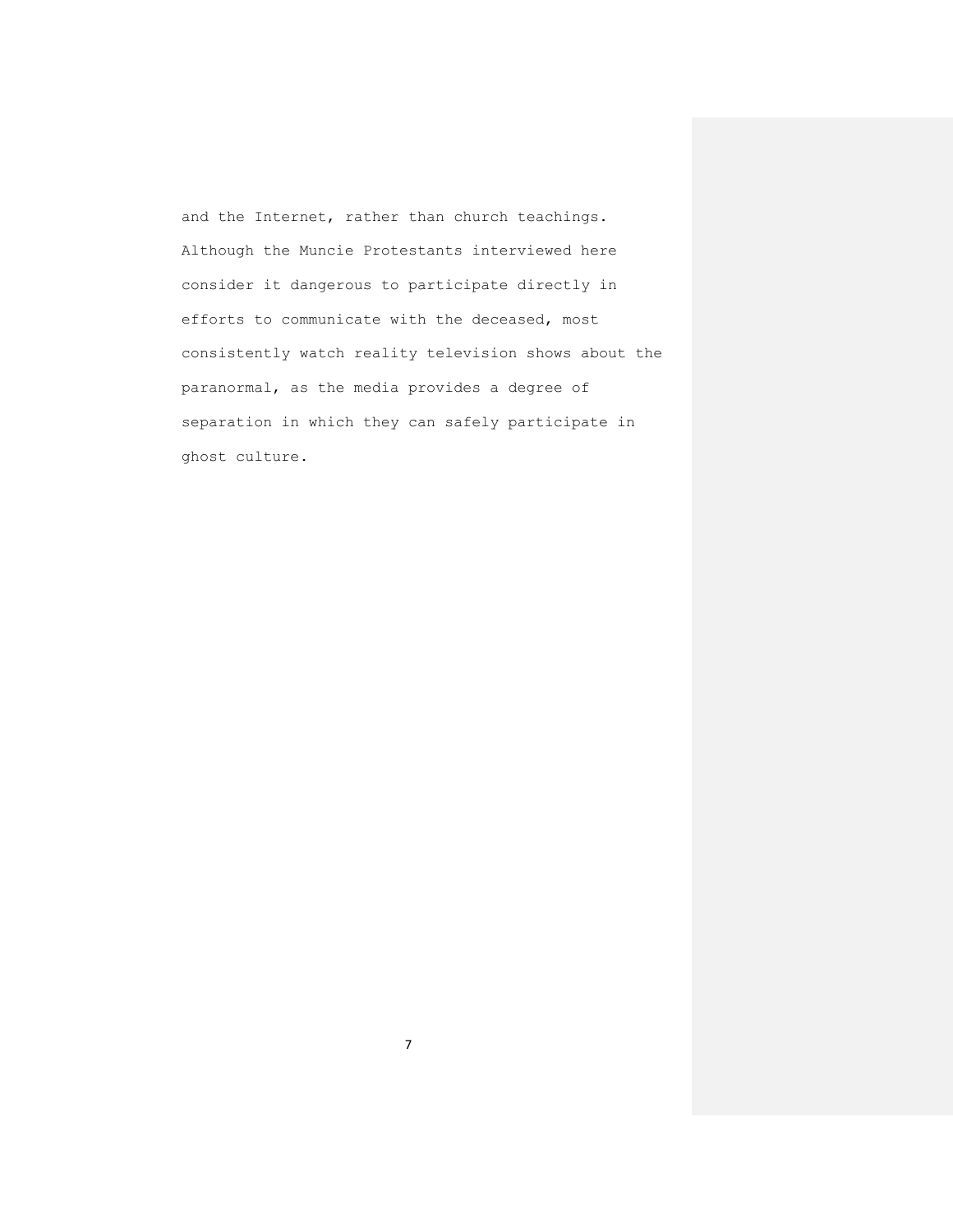and the Internet, rather than church teachings. Although the Muncie Protestants interviewed here consider it dangerous to participate directly in efforts to communicate with the deceased, most consistently watch reality television shows about the paranormal, as the media provides a degree of separation in which they can safely participate in ghost culture.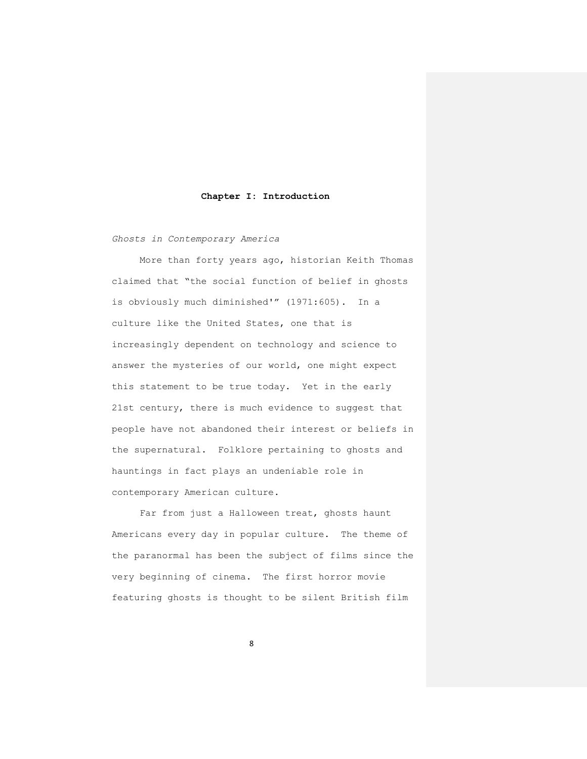# Chapter I: Introduction

*Ghosts in Contemporary America*

More than forty years ago, historian Keith Thomas claimed that "the social function of belief in ghosts is obviously much diminished'" (1971:605). In a culture like the United States, one that is increasingly dependent on technology and science to answer the mysteries of our world, one might expect this statement to be true today. Yet in the early 21st century, there is much evidence to suggest that people have not abandoned their interest or beliefs in the supernatural. Folklore pertaining to ghosts and hauntings in fact plays an undeniable role in contemporary American culture.

Far from just a Halloween treat, ghosts haunt Americans every day in popular culture. The theme of the paranormal has been the subject of films since the very beginning of cinema. The first horror movie featuring ghosts is thought to be silent British film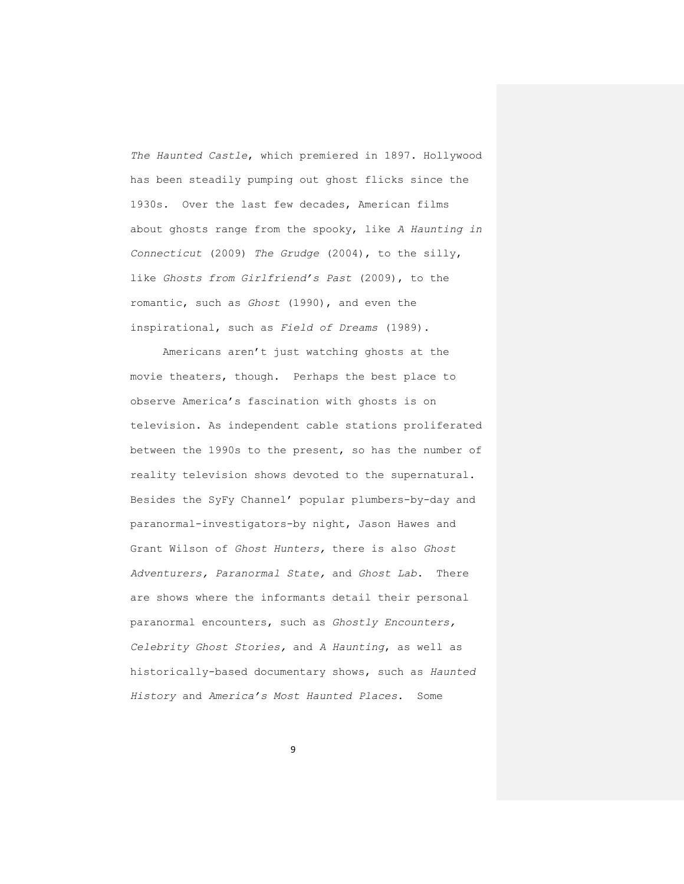*The Haunted Castle*, which premiered in 1897. Hollywood has been steadily pumping out ghost flicks since the 1930s. Over the last few decades, American films about ghosts range from the spooky, like *A Haunting in Connecticut* (2009) *The Grudge* (2004), to the silly, like *Ghosts from Girlfriend's Past* (2009), to the romantic, such as *Ghost* (1990), and even the inspirational, such as *Field of Dreams* (1989).

Americans aren't just watching ghosts at the movie theaters, though. Perhaps the best place to observe America's fascination with ghosts is on television. As independent cable stations proliferated between the 1990s to the present, so has the number of reality television shows devoted to the supernatural. Besides the SyFy Channel' popular plumbers-by-day and paranormal-investigators-by night, Jason Hawes and Grant Wilson of *Ghost Hunters,* there is also *Ghost Adventurers, Paranormal State,* and *Ghost Lab*. There are shows where the informants detail their personal paranormal encounters, such as *Ghostly Encounters, Celebrity Ghost Stories,* and *A Haunting*, as well as historically-based documentary shows, such as *Haunted History* and *America's Most Haunted Places*. Some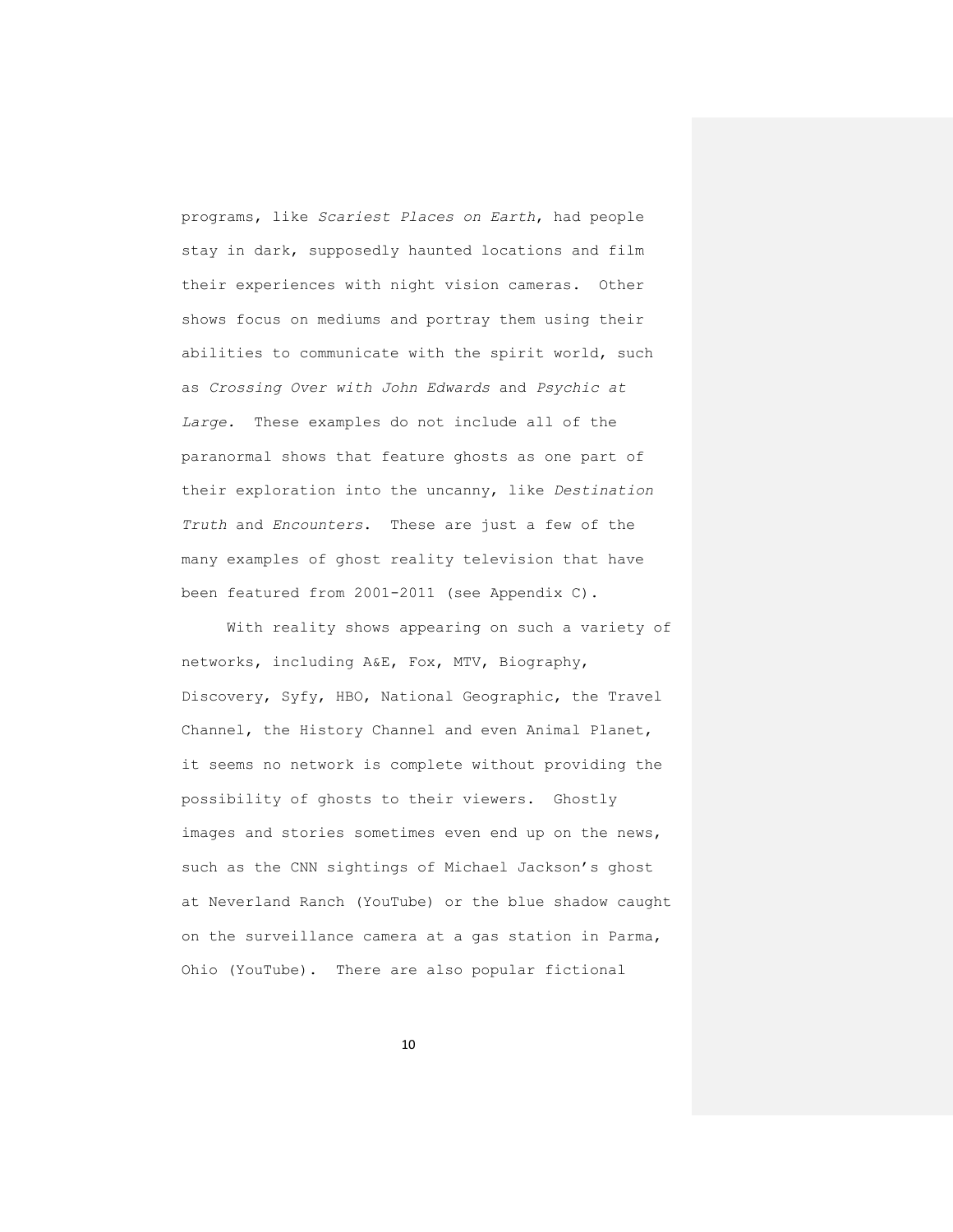programs, like *Scariest Places on Earth*, had people stay in dark, supposedly haunted locations and film their experiences with night vision cameras. Other shows focus on mediums and portray them using their abilities to communicate with the spirit world, such as *Crossing Over with John Edwards* and *Psychic at Large.* These examples do not include all of the paranormal shows that feature ghosts as one part of their exploration into the uncanny, like *Destination Truth* and *Encounters*. These are just a few of the many examples of ghost reality television that have been featured from 2001-2011 (see Appendix C).

With reality shows appearing on such a variety of networks, including A&E, Fox, MTV, Biography, Discovery, Syfy, HBO, National Geographic, the Travel Channel, the History Channel and even Animal Planet, it seems no network is complete without providing the possibility of ghosts to their viewers. Ghostly images and stories sometimes even end up on the news, such as the CNN sightings of Michael Jackson's ghost at Neverland Ranch (YouTube) or the blue shadow caught on the surveillance camera at a gas station in Parma, Ohio (YouTube). There are also popular fictional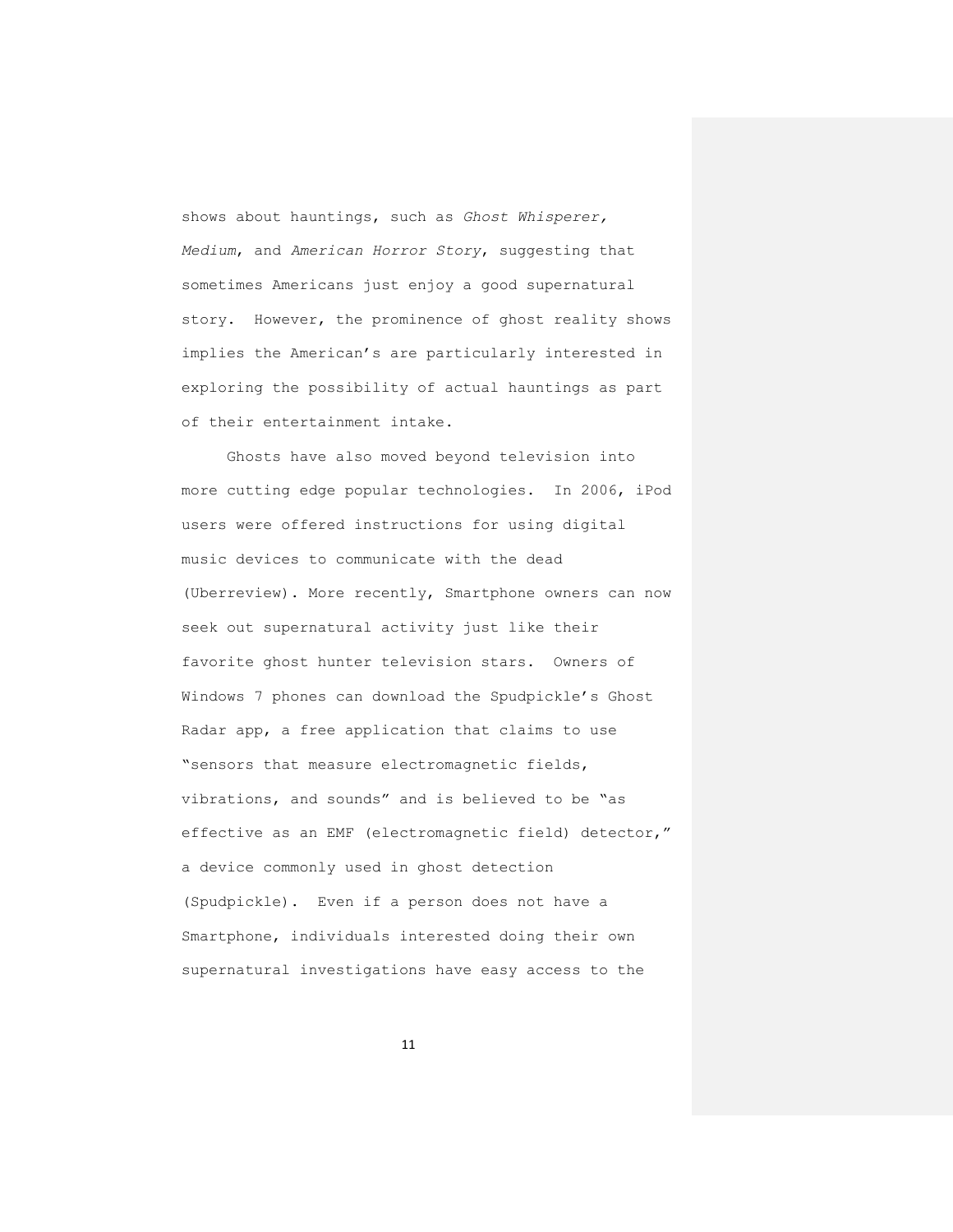shows about hauntings, such as *Ghost Whisperer, Medium*, and *American Horror Story*, suggesting that sometimes Americans just enjoy a good supernatural story. However, the prominence of ghost reality shows implies the American's are particularly interested in exploring the possibility of actual hauntings as part of their entertainment intake.

Ghosts have also moved beyond television into more cutting edge popular technologies. In 2006, iPod users were offered instructions for using digital music devices to communicate with the dead (Uberreview). More recently, Smartphone owners can now seek out supernatural activity just like their favorite ghost hunter television stars. Owners of Windows 7 phones can download the Spudpickle's Ghost Radar app, a free application that claims to use "sensors that measure electromagnetic fields, vibrations, and sounds" and is believed to be "as effective as an EMF (electromagnetic field) detector," a device commonly used in ghost detection (Spudpickle). Even if a person does not have a Smartphone, individuals interested doing their own supernatural investigations have easy access to the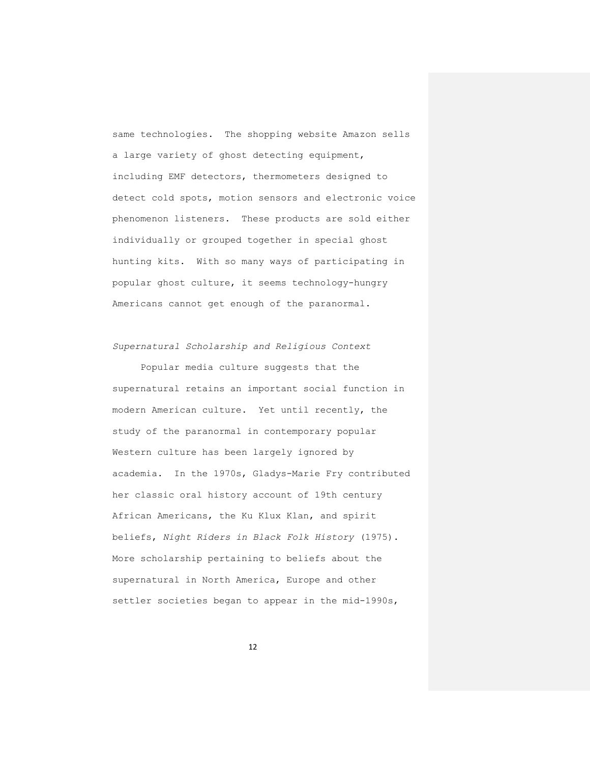same technologies. The shopping website Amazon sells a large variety of ghost detecting equipment, including EMF detectors, thermometers designed to detect cold spots, motion sensors and electronic voice phenomenon listeners. These products are sold either individually or grouped together in special ghost hunting kits. With so many ways of participating in popular ghost culture, it seems technology-hungry Americans cannot get enough of the paranormal.

*Supernatural Scholarship and Religious Context*

Popular media culture suggests that the supernatural retains an important social function in modern American culture. Yet until recently, the study of the paranormal in contemporary popular Western culture has been largely ignored by academia. In the 1970s, Gladys-Marie Fry contributed her classic oral history account of 19th century African Americans, the Ku Klux Klan, and spirit beliefs, *Night Riders in Black Folk History* (1975). More scholarship pertaining to beliefs about the supernatural in North America, Europe and other settler societies began to appear in the mid-1990s,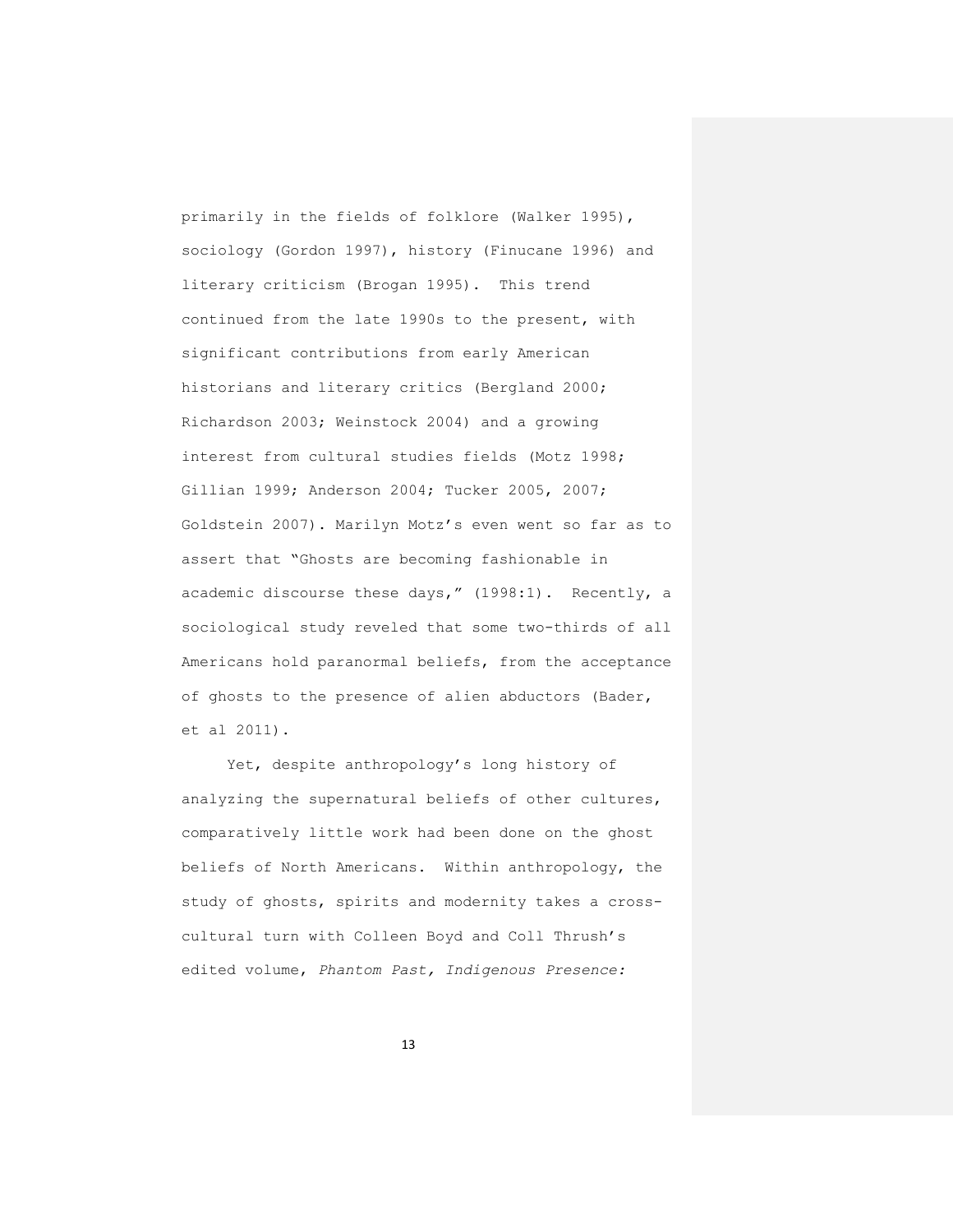primarily in the fields of folklore (Walker 1995), sociology (Gordon 1997), history (Finucane 1996) and literary criticism (Brogan 1995). This trend continued from the late 1990s to the present, with significant contributions from early American historians and literary critics (Bergland 2000; Richardson 2003; Weinstock 2004) and a growing interest from cultural studies fields (Motz 1998; Gillian 1999; Anderson 2004; Tucker 2005, 2007; Goldstein 2007). Marilyn Motz's even went so far as to assert that "Ghosts are becoming fashionable in academic discourse these days," (1998:1). Recently, a sociological study reveled that some two-thirds of all Americans hold paranormal beliefs, from the acceptance of ghosts to the presence of alien abductors (Bader, et al 2011).

Yet, despite anthropology's long history of analyzing the supernatural beliefs of other cultures, comparatively little work had been done on the ghost beliefs of North Americans. Within anthropology, the study of ghosts, spirits and modernity takes a cross-cultural turn with Colleen Boyd and Coll Thrush's edited volume, *Phantom Past, Indigenous Presence:*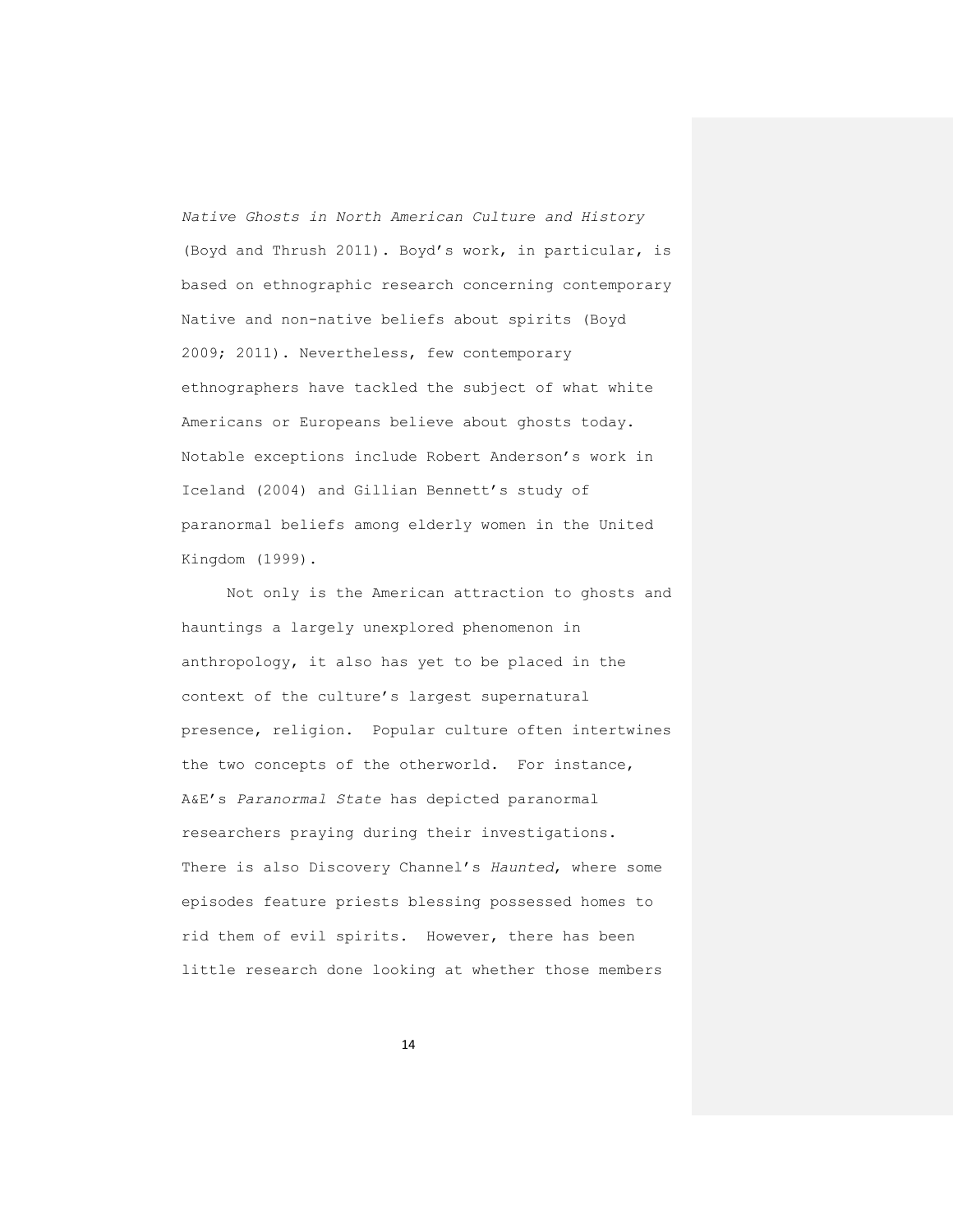*Native Ghosts in North American Culture and History* (Boyd and Thrush 2011). Boyd's work, in particular, is based on ethnographic research concerning contemporary Native and non-native beliefs about spirits (Boyd 2009; 2011). Nevertheless, few contemporary ethnographers have tackled the subject of what white Americans or Europeans believe about ghosts today. Notable exceptions include Robert Anderson's work in Iceland (2004) and Gillian Bennett's study of paranormal beliefs among elderly women in the United Kingdom (1999).

Not only is the American attraction to ghosts and hauntings a largely unexplored phenomenon in anthropology, it also has yet to be placed in the context of the culture's largest supernatural presence, religion. Popular culture often intertwines the two concepts of the otherworld. For instance, A&E's *Paranormal State* has depicted paranormal researchers praying during their investigations. There is also Discovery Channel's *Haunted*, where some episodes feature priests blessing possessed homes to rid them of evil spirits. However, there has been little research done looking at whether those members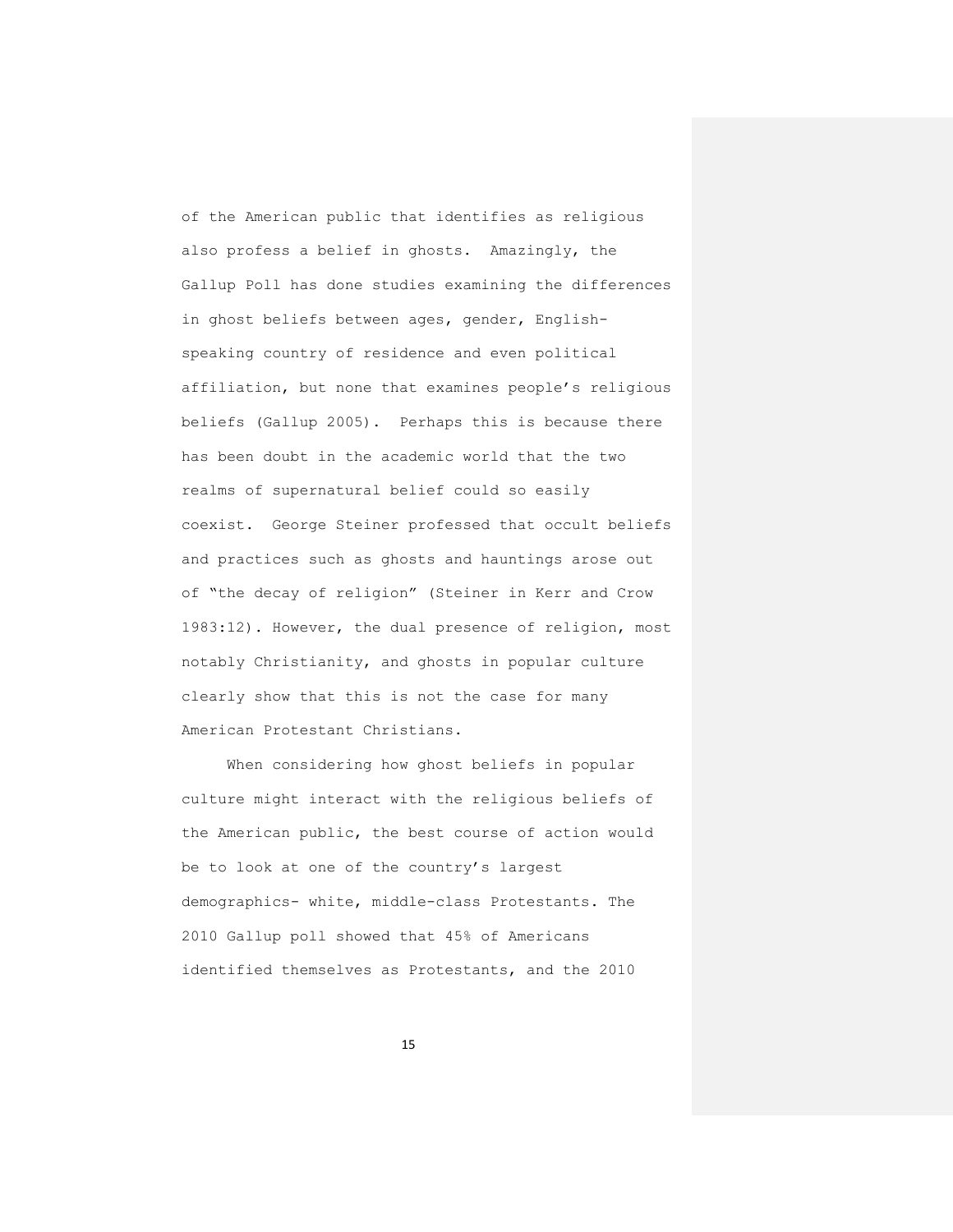of the American public that identifies as religious also profess a belief in ghosts. Amazingly, the Gallup Poll has done studies examining the differences in ghost beliefs between ages, gender, English-speaking country of residence and even political affiliation, but none that examines people's religious beliefs (Gallup 2005). Perhaps this is because there has been doubt in the academic world that the two realms of supernatural belief could so easily coexist. George Steiner professed that occult beliefs and practices such as ghosts and hauntings arose out of "the decay of religion" (Steiner in Kerr and Crow 1983:12). However, the dual presence of religion, most notably Christianity, and ghosts in popular culture clearly show that this is not the case for many American Protestant Christians.

When considering how ghost beliefs in popular culture might interact with the religious beliefs of the American public, the best course of action would be to look at one of the country's largest demographics- white, middle-class Protestants. The 2010 Gallup poll showed that 45% of Americans identified themselves as Protestants, and the 2010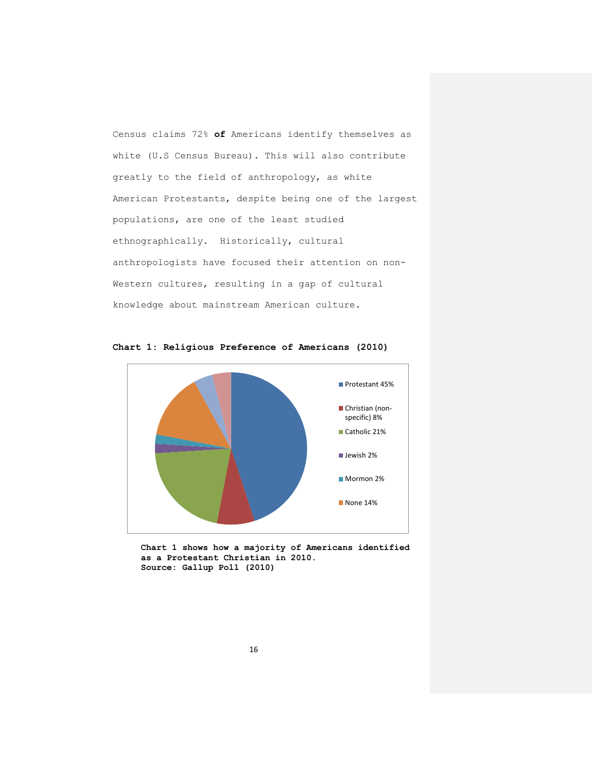Census claims 72% **of** Americans identify themselves as white (U.S Census Bureau). This will also contribute greatly to the field of anthropology, as white American Protestants, despite being one of the largest populations, are one of the least studied ethnographically. Historically, cultural anthropologists have focused their attention on non-Western cultures, resulting in a gap of cultural knowledge about mainstream American culture.

**Chart 1: Religious Preference of Americans (2010)**

| Religious Preference | Percentage |
| --- | --- |
| Protestant | 45% |
| Christian (non-specific) | 8% |
| Catholic | 21% |
| Jewish | 2% |
| Mormon | 2% |
| None | 14% |

**Chart 1 shows how a majority of Americans identified as a Protestant Christian in 2010.**
**Source: Gallup Poll (2010)**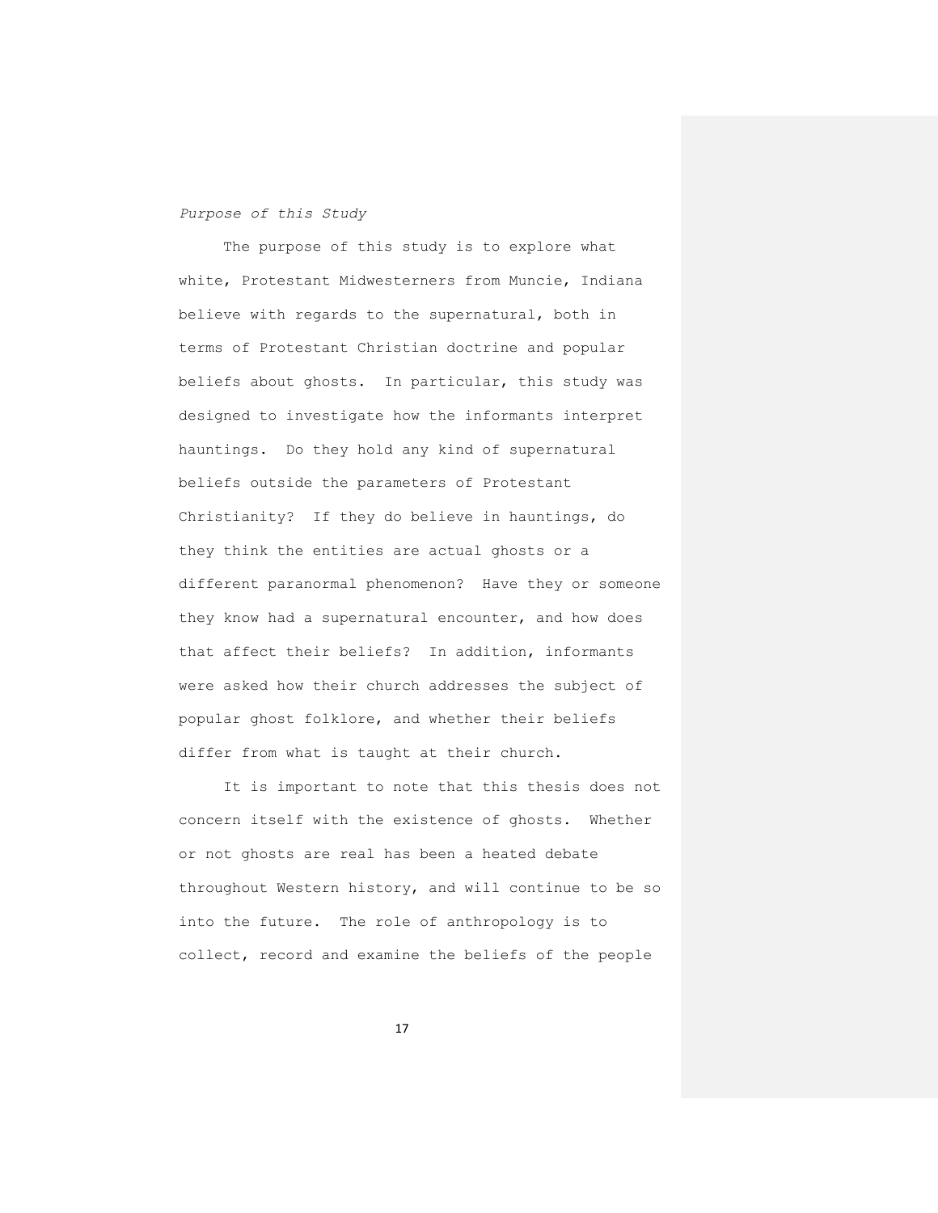*Purpose of this Study*

The purpose of this study is to explore what white, Protestant Midwesterners from Muncie, Indiana believe with regards to the supernatural, both in terms of Protestant Christian doctrine and popular beliefs about ghosts. In particular, this study was designed to investigate how the informants interpret hauntings. Do they hold any kind of supernatural beliefs outside the parameters of Protestant Christianity? If they do believe in hauntings, do they think the entities are actual ghosts or a different paranormal phenomenon? Have they or someone they know had a supernatural encounter, and how does that affect their beliefs? In addition, informants were asked how their church addresses the subject of popular ghost folklore, and whether their beliefs differ from what is taught at their church.

It is important to note that this thesis does not concern itself with the existence of ghosts. Whether or not ghosts are real has been a heated debate throughout Western history, and will continue to be so into the future. The role of anthropology is to collect, record and examine the beliefs of the people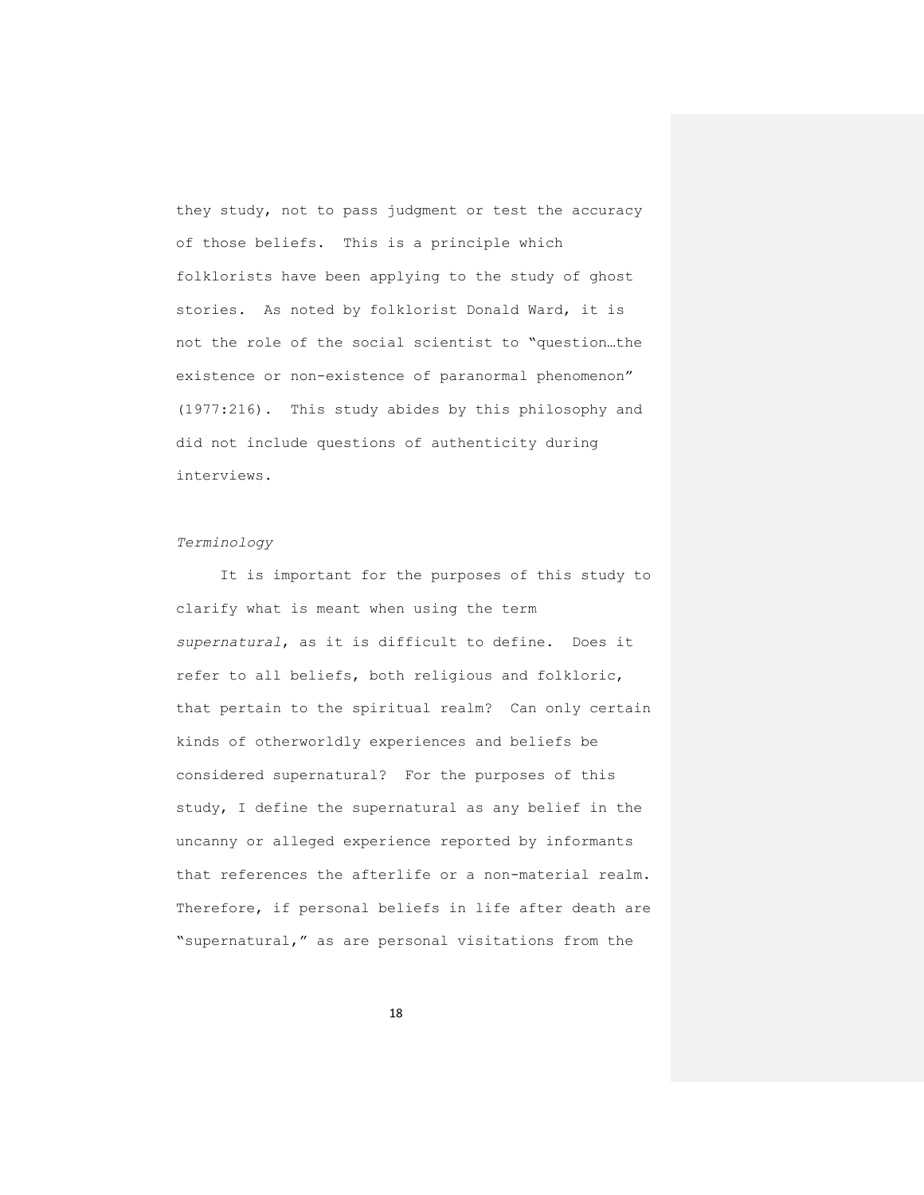they study, not to pass judgment or test the accuracy of those beliefs. This is a principle which folklorists have been applying to the study of ghost stories. As noted by folklorist Donald Ward, it is not the role of the social scientist to "question…the existence or non-existence of paranormal phenomenon" (1977:216). This study abides by this philosophy and did not include questions of authenticity during interviews.

*Terminology*

It is important for the purposes of this study to clarify what is meant when using the term *supernatural*, as it is difficult to define. Does it refer to all beliefs, both religious and folkloric, that pertain to the spiritual realm? Can only certain kinds of otherworldly experiences and beliefs be considered supernatural? For the purposes of this study, I define the supernatural as any belief in the uncanny or alleged experience reported by informants that references the afterlife or a non-material realm. Therefore, if personal beliefs in life after death are "supernatural," as are personal visitations from the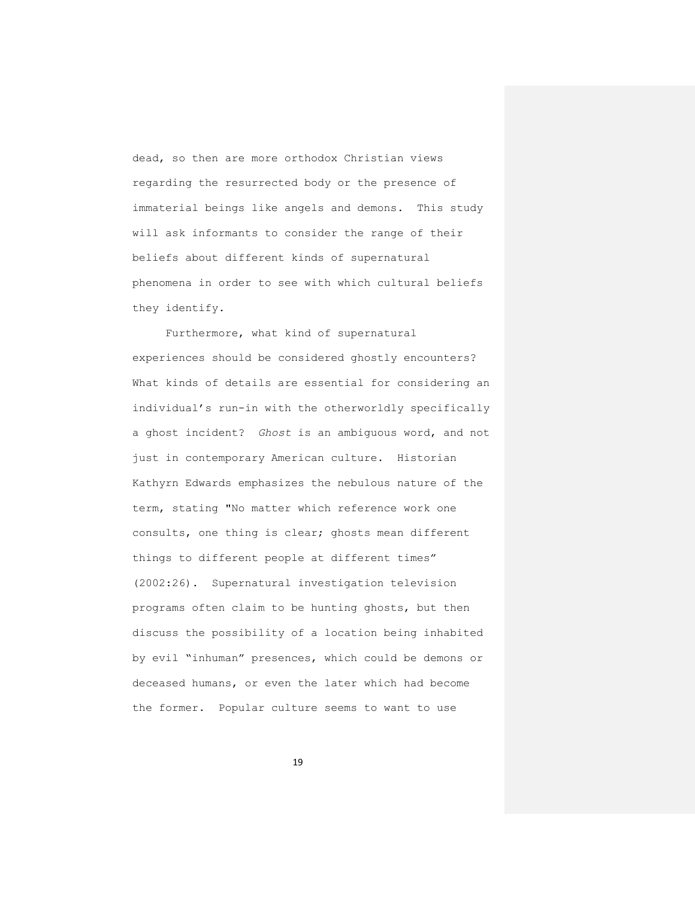dead, so then are more orthodox Christian views regarding the resurrected body or the presence of immaterial beings like angels and demons. This study will ask informants to consider the range of their beliefs about different kinds of supernatural phenomena in order to see with which cultural beliefs they identify.

Furthermore, what kind of supernatural experiences should be considered ghostly encounters? What kinds of details are essential for considering an individual's run-in with the otherworldly specifically a ghost incident? *Ghost* is an ambiguous word, and not just in contemporary American culture. Historian Kathyrn Edwards emphasizes the nebulous nature of the term, stating "No matter which reference work one consults, one thing is clear; ghosts mean different things to different people at different times" (2002:26). Supernatural investigation television programs often claim to be hunting ghosts, but then discuss the possibility of a location being inhabited by evil "inhuman" presences, which could be demons or deceased humans, or even the later which had become the former. Popular culture seems to want to use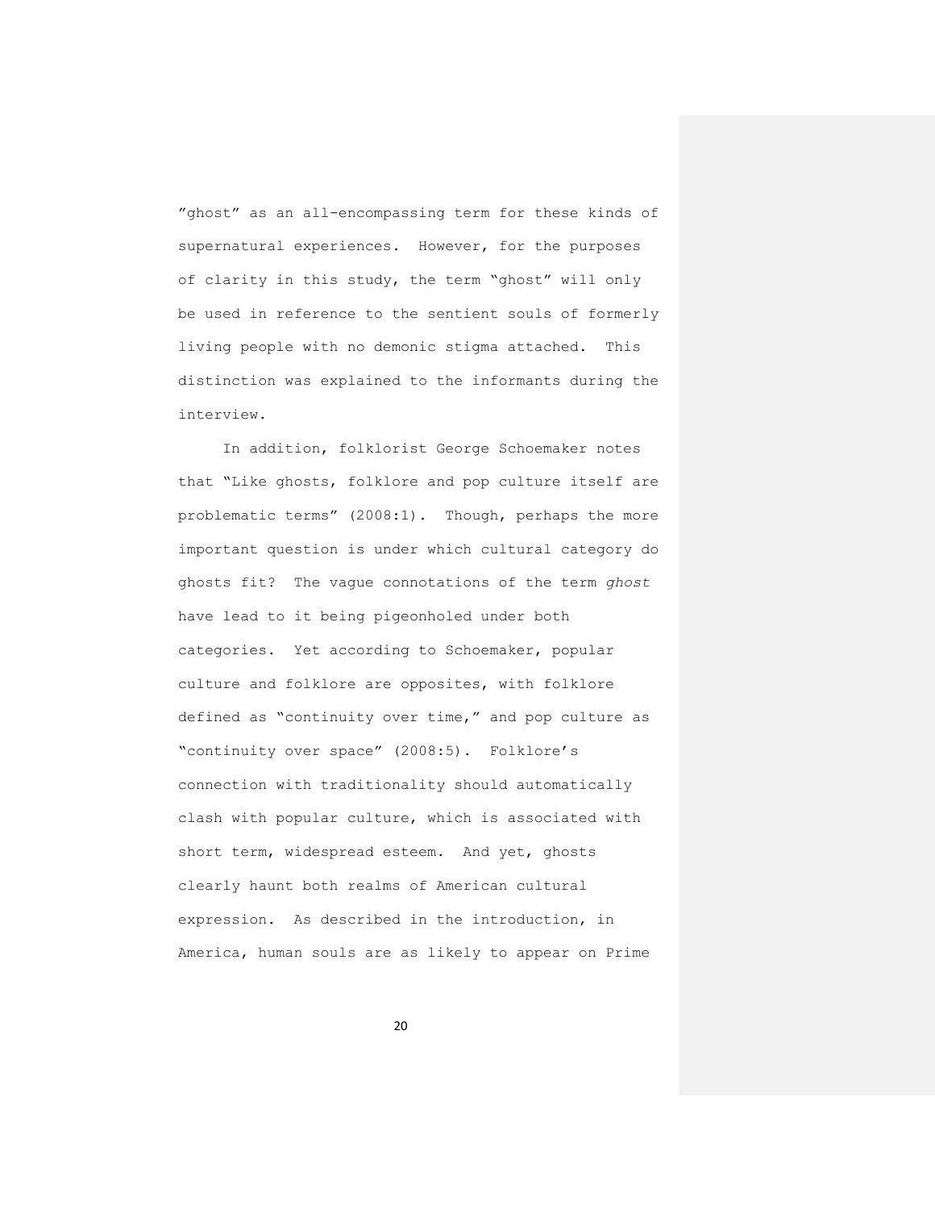"ghost" as an all-encompassing term for these kinds of supernatural experiences. However, for the purposes of clarity in this study, the term "ghost" will only be used in reference to the sentient souls of formerly living people with no demonic stigma attached. This distinction was explained to the informants during the interview.

In addition, folklorist George Schoemaker notes that "Like ghosts, folklore and pop culture itself are problematic terms" (2008:1). Though, perhaps the more important question is under which cultural category do ghosts fit? The vague connotations of the term *ghost* have lead to it being pigeonholed under both categories. Yet according to Schoemaker, popular culture and folklore are opposites, with folklore defined as "continuity over time," and pop culture as "continuity over space" (2008:5). Folklore's connection with traditionality should automatically clash with popular culture, which is associated with short term, widespread esteem. And yet, ghosts clearly haunt both realms of American cultural expression. As described in the introduction, in America, human souls are as likely to appear on Prime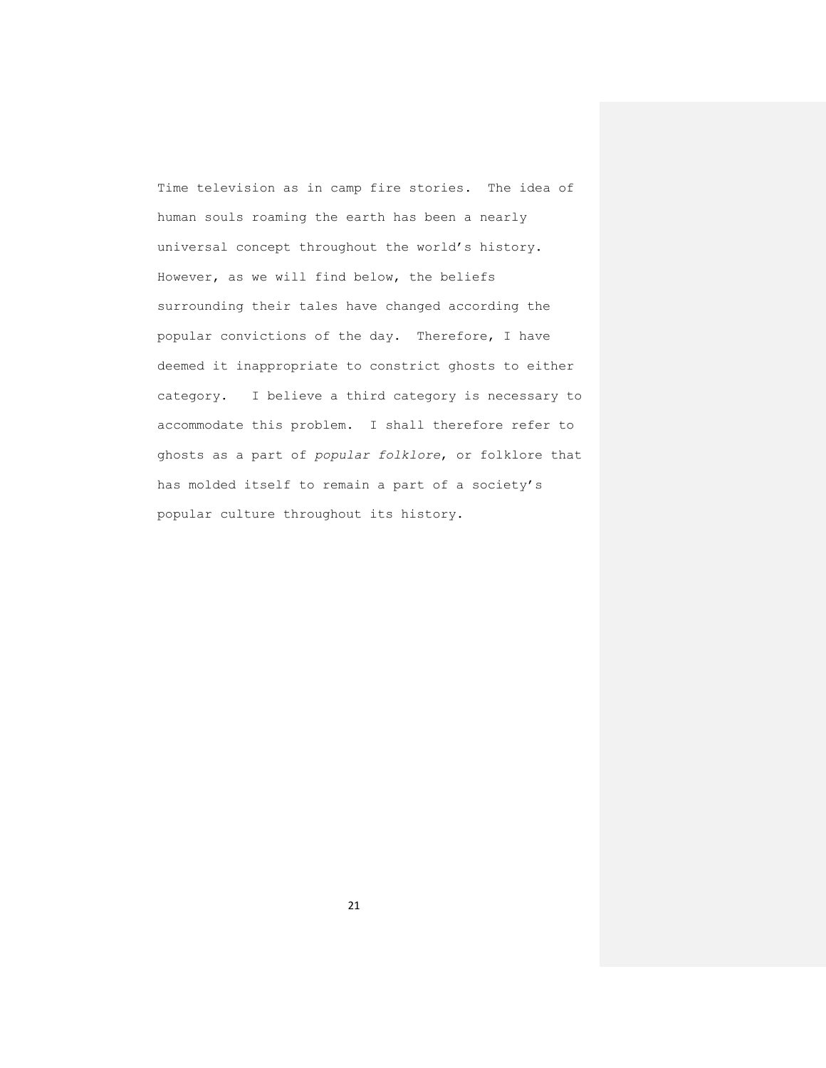Time television as in camp fire stories. The idea of human souls roaming the earth has been a nearly universal concept throughout the world's history. However, as we will find below, the beliefs surrounding their tales have changed according the popular convictions of the day. Therefore, I have deemed it inappropriate to constrict ghosts to either category. I believe a third category is necessary to accommodate this problem. I shall therefore refer to ghosts as a part of *popular folklore*, or folklore that has molded itself to remain a part of a society's popular culture throughout its history.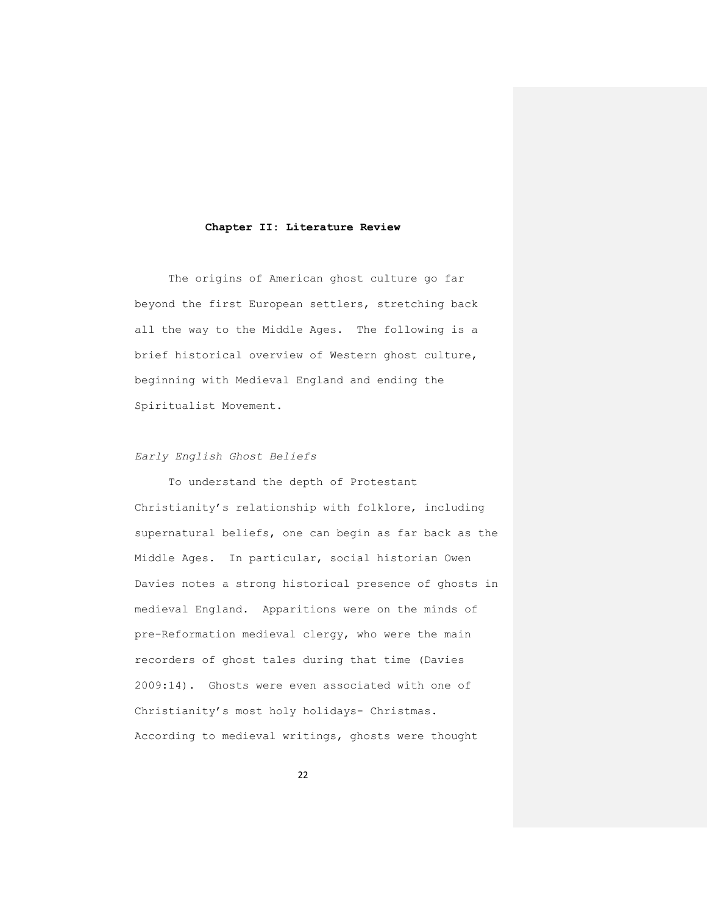## Chapter II: Literature Review

The origins of American ghost culture go far beyond the first European settlers, stretching back all the way to the Middle Ages. The following is a brief historical overview of Western ghost culture, beginning with Medieval England and ending the Spiritualist Movement.

### *Early English Ghost Beliefs*

To understand the depth of Protestant Christianity's relationship with folklore, including supernatural beliefs, one can begin as far back as the Middle Ages. In particular, social historian Owen Davies notes a strong historical presence of ghosts in medieval England. Apparitions were on the minds of pre-Reformation medieval clergy, who were the main recorders of ghost tales during that time (Davies 2009:14). Ghosts were even associated with one of Christianity's most holy holidays- Christmas. According to medieval writings, ghosts were thought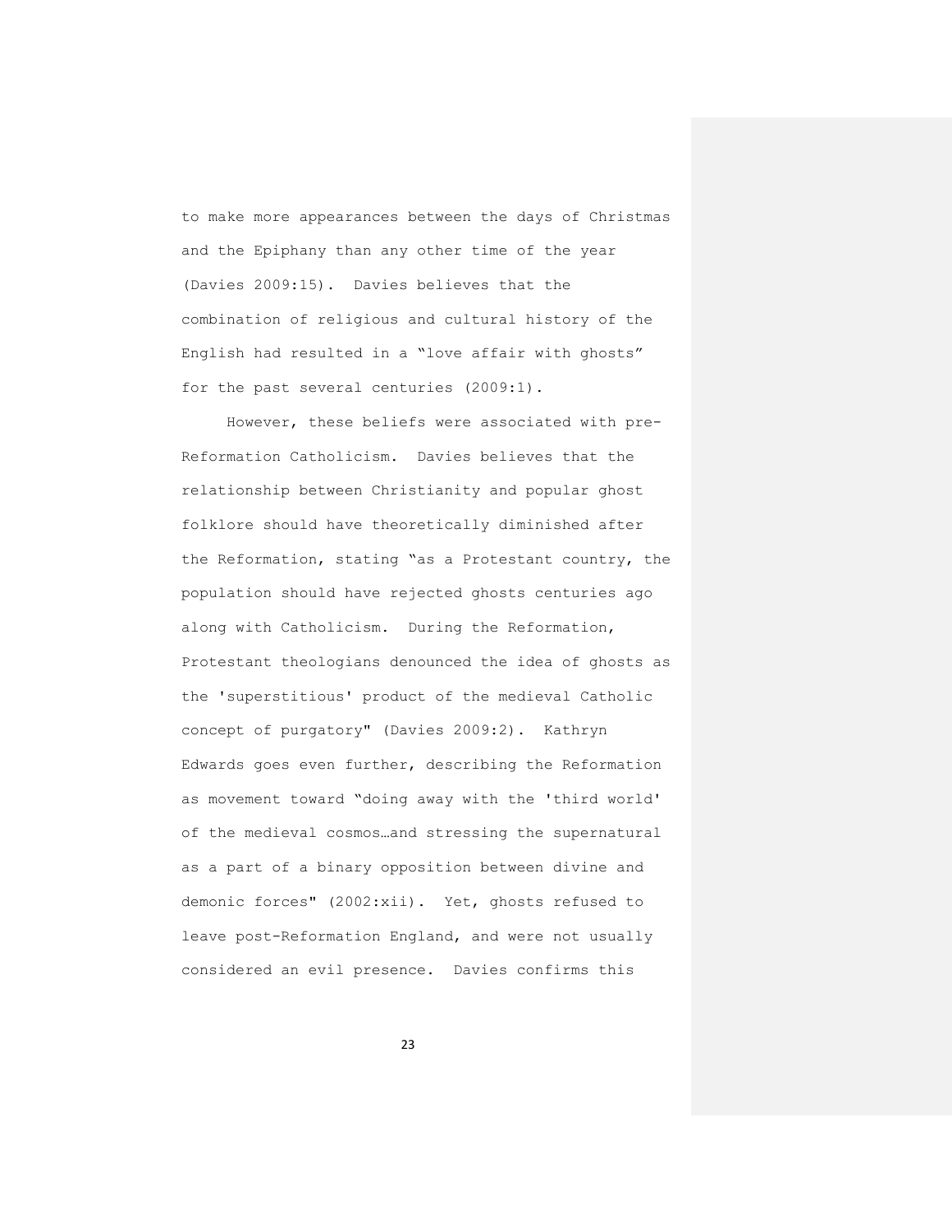to make more appearances between the days of Christmas and the Epiphany than any other time of the year (Davies 2009:15). Davies believes that the combination of religious and cultural history of the English had resulted in a "love affair with ghosts" for the past several centuries (2009:1).

However, these beliefs were associated with pre-Reformation Catholicism. Davies believes that the relationship between Christianity and popular ghost folklore should have theoretically diminished after the Reformation, stating "as a Protestant country, the population should have rejected ghosts centuries ago along with Catholicism. During the Reformation, Protestant theologians denounced the idea of ghosts as the 'superstitious' product of the medieval Catholic concept of purgatory" (Davies 2009:2). Kathryn Edwards goes even further, describing the Reformation as movement toward "doing away with the 'third world' of the medieval cosmos…and stressing the supernatural as a part of a binary opposition between divine and demonic forces" (2002:xii). Yet, ghosts refused to leave post-Reformation England, and were not usually considered an evil presence. Davies confirms this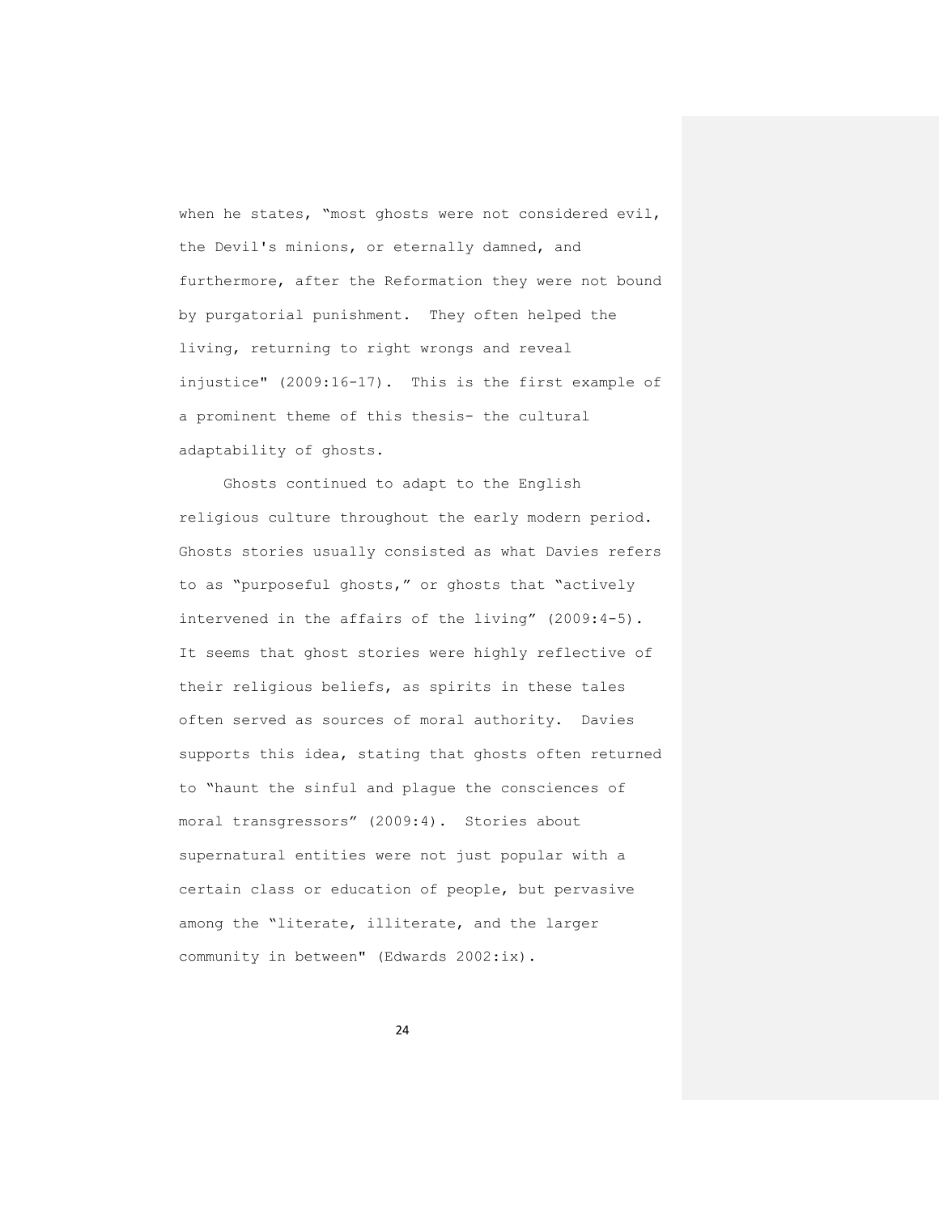when he states, "most ghosts were not considered evil, the Devil's minions, or eternally damned, and furthermore, after the Reformation they were not bound by purgatorial punishment. They often helped the living, returning to right wrongs and reveal injustice" (2009:16-17). This is the first example of a prominent theme of this thesis- the cultural adaptability of ghosts.

Ghosts continued to adapt to the English religious culture throughout the early modern period. Ghosts stories usually consisted as what Davies refers to as "purposeful ghosts," or ghosts that "actively intervened in the affairs of the living" (2009:4-5). It seems that ghost stories were highly reflective of their religious beliefs, as spirits in these tales often served as sources of moral authority. Davies supports this idea, stating that ghosts often returned to "haunt the sinful and plague the consciences of moral transgressors" (2009:4). Stories about supernatural entities were not just popular with a certain class or education of people, but pervasive among the "literate, illiterate, and the larger community in between" (Edwards 2002:ix).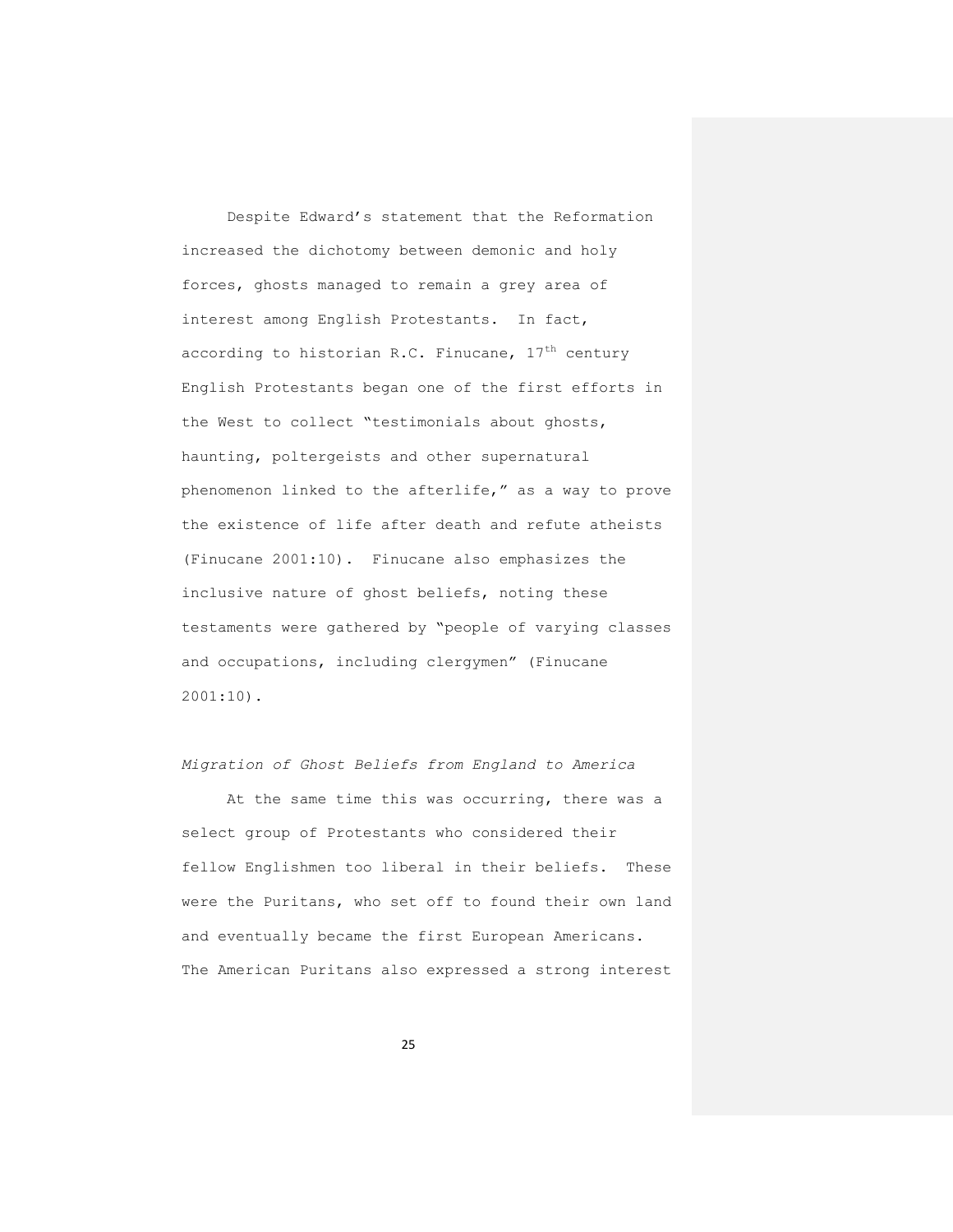Despite Edward's statement that the Reformation increased the dichotomy between demonic and holy forces, ghosts managed to remain a grey area of interest among English Protestants. In fact, according to historian R.C. Finucane, $17^{th}$ century English Protestants began one of the first efforts in the West to collect "testimonials about ghosts, haunting, poltergeists and other supernatural phenomenon linked to the afterlife," as a way to prove the existence of life after death and refute atheists (Finucane 2001:10). Finucane also emphasizes the inclusive nature of ghost beliefs, noting these testaments were gathered by "people of varying classes and occupations, including clergymen" (Finucane 2001:10).

*Migration of Ghost Beliefs from England to America*

At the same time this was occurring, there was a select group of Protestants who considered their fellow Englishmen too liberal in their beliefs. These were the Puritans, who set off to found their own land and eventually became the first European Americans. The American Puritans also expressed a strong interest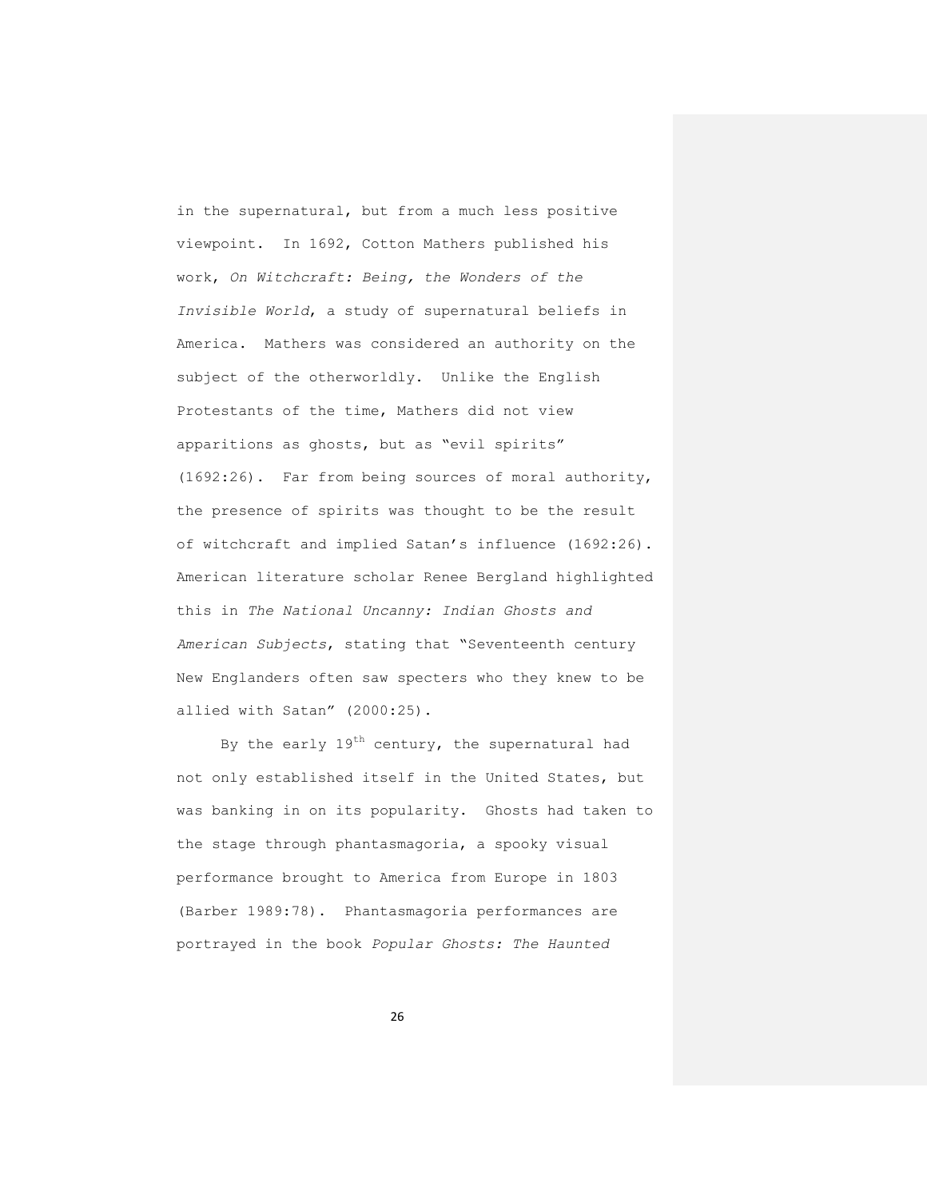in the supernatural, but from a much less positive viewpoint. In 1692, Cotton Mathers published his work, *On Witchcraft: Being, the Wonders of the Invisible World*, a study of supernatural beliefs in America. Mathers was considered an authority on the subject of the otherworldly. Unlike the English Protestants of the time, Mathers did not view apparitions as ghosts, but as "evil spirits" (1692:26). Far from being sources of moral authority, the presence of spirits was thought to be the result of witchcraft and implied Satan's influence (1692:26). American literature scholar Renee Bergland highlighted this in *The National Uncanny: Indian Ghosts and American Subjects*, stating that "Seventeenth century New Englanders often saw specters who they knew to be allied with Satan" (2000:25).

By the early 19th century, the supernatural had not only established itself in the United States, but was banking in on its popularity. Ghosts had taken to the stage through phantasmagoria, a spooky visual performance brought to America from Europe in 1803 (Barber 1989:78). Phantasmagoria performances are portrayed in the book *Popular Ghosts: The Haunted*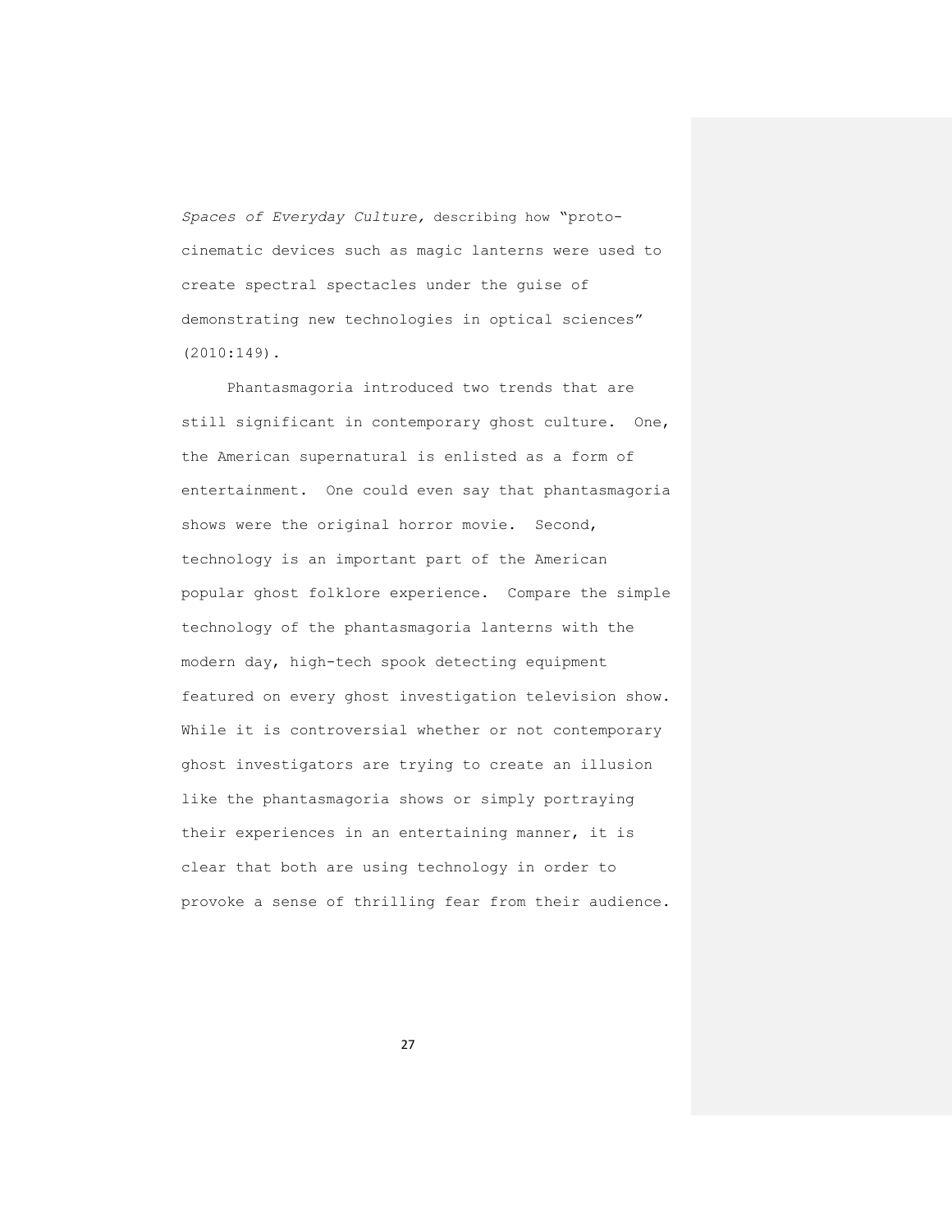*Spaces of Everyday Culture,* describing how "proto-cinematic devices such as magic lanterns were used to create spectral spectacles under the guise of demonstrating new technologies in optical sciences" (2010:149).

Phantasmagoria introduced two trends that are still significant in contemporary ghost culture. One, the American supernatural is enlisted as a form of entertainment. One could even say that phantasmagoria shows were the original horror movie. Second, technology is an important part of the American popular ghost folklore experience. Compare the simple technology of the phantasmagoria lanterns with the modern day, high-tech spook detecting equipment featured on every ghost investigation television show. While it is controversial whether or not contemporary ghost investigators are trying to create an illusion like the phantasmagoria shows or simply portraying their experiences in an entertaining manner, it is clear that both are using technology in order to provoke a sense of thrilling fear from their audience.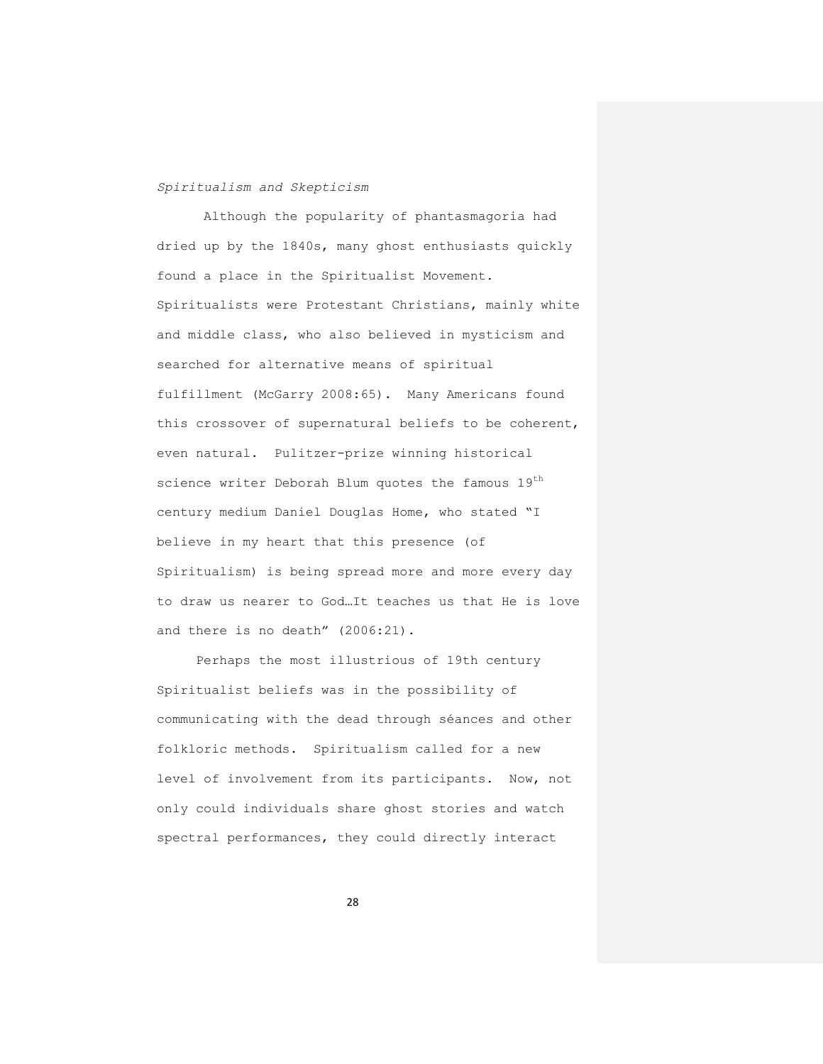*Spiritualism and Skepticism*

Although the popularity of phantasmagoria had dried up by the 1840s, many ghost enthusiasts quickly found a place in the Spiritualist Movement. Spiritualists were Protestant Christians, mainly white and middle class, who also believed in mysticism and searched for alternative means of spiritual fulfillment (McGarry 2008:65). Many Americans found this crossover of supernatural beliefs to be coherent, even natural. Pulitzer-prize winning historical science writer Deborah Blum quotes the famous 19th century medium Daniel Douglas Home, who stated "I believe in my heart that this presence (of Spiritualism) is being spread more and more every day to draw us nearer to God…It teaches us that He is love and there is no death" (2006:21).

Perhaps the most illustrious of 19th century Spiritualist beliefs was in the possibility of communicating with the dead through séances and other folkloric methods. Spiritualism called for a new level of involvement from its participants. Now, not only could individuals share ghost stories and watch spectral performances, they could directly interact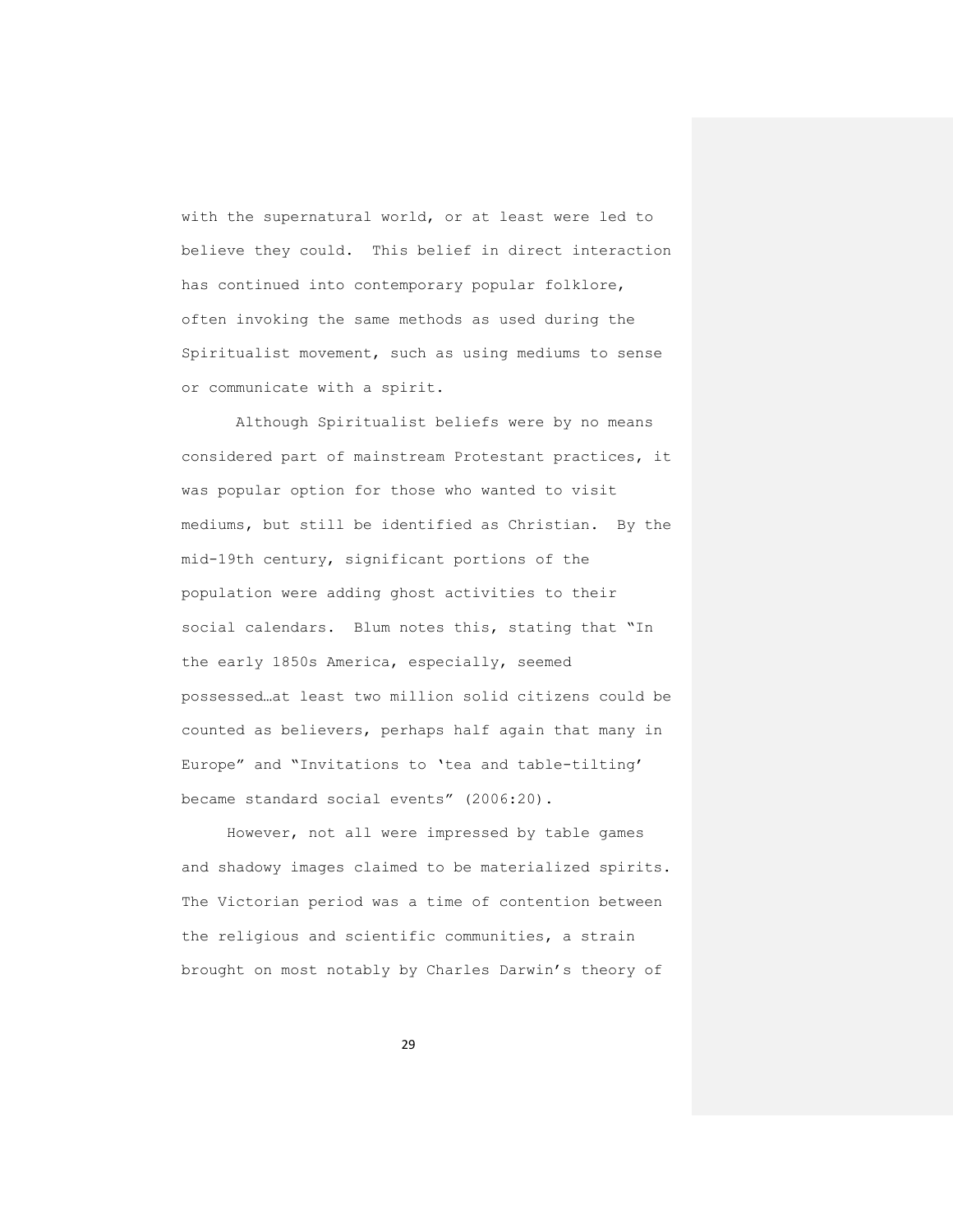with the supernatural world, or at least were led to believe they could. This belief in direct interaction has continued into contemporary popular folklore, often invoking the same methods as used during the Spiritualist movement, such as using mediums to sense or communicate with a spirit.

Although Spiritualist beliefs were by no means considered part of mainstream Protestant practices, it was popular option for those who wanted to visit mediums, but still be identified as Christian. By the mid-19th century, significant portions of the population were adding ghost activities to their social calendars. Blum notes this, stating that "In the early 1850s America, especially, seemed possessed…at least two million solid citizens could be counted as believers, perhaps half again that many in Europe" and "Invitations to 'tea and table-tilting' became standard social events" (2006:20).

However, not all were impressed by table games and shadowy images claimed to be materialized spirits. The Victorian period was a time of contention between the religious and scientific communities, a strain brought on most notably by Charles Darwin's theory of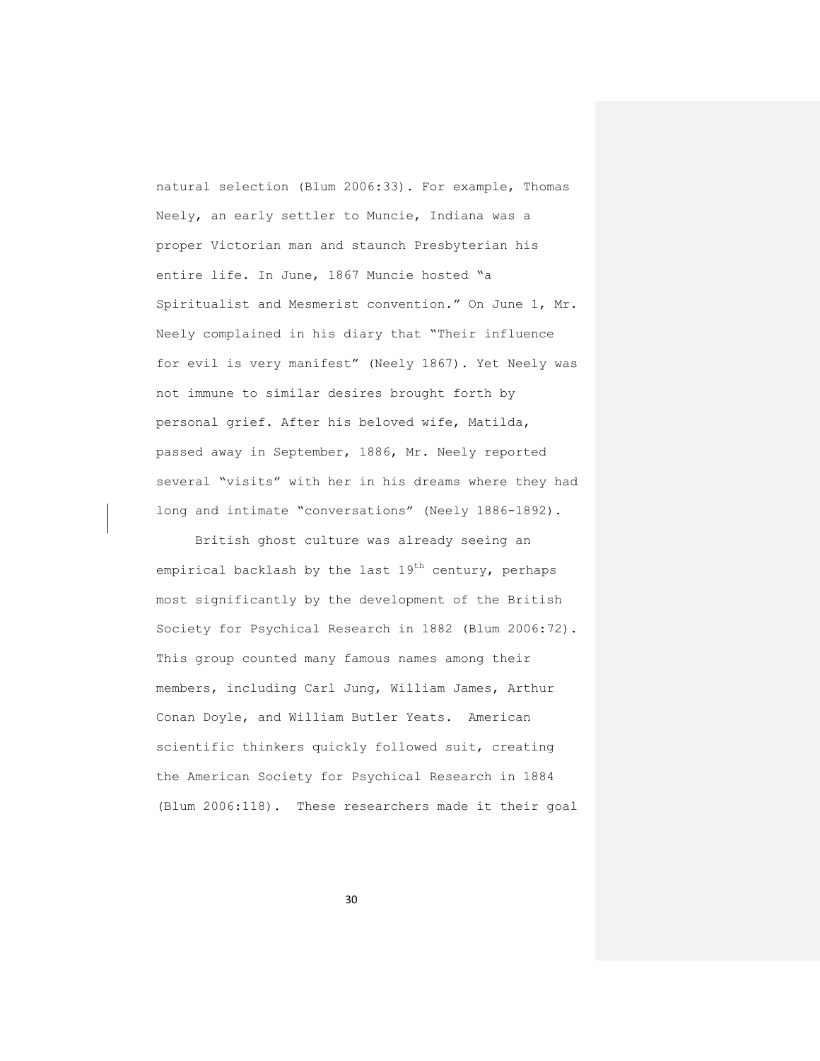natural selection (Blum 2006:33). For example, Thomas Neely, an early settler to Muncie, Indiana was a proper Victorian man and staunch Presbyterian his entire life. In June, 1867 Muncie hosted "a Spiritualist and Mesmerist convention." On June 1, Mr. Neely complained in his diary that "Their influence for evil is very manifest" (Neely 1867). Yet Neely was not immune to similar desires brought forth by personal grief. After his beloved wife, Matilda, passed away in September, 1886, Mr. Neely reported several "visits" with her in his dreams where they had long and intimate "conversations" (Neely 1886-1892).

British ghost culture was already seeing an empirical backlash by the last 19th century, perhaps most significantly by the development of the British Society for Psychical Research in 1882 (Blum 2006:72). This group counted many famous names among their members, including Carl Jung, William James, Arthur Conan Doyle, and William Butler Yeats. American scientific thinkers quickly followed suit, creating the American Society for Psychical Research in 1884 (Blum 2006:118). These researchers made it their goal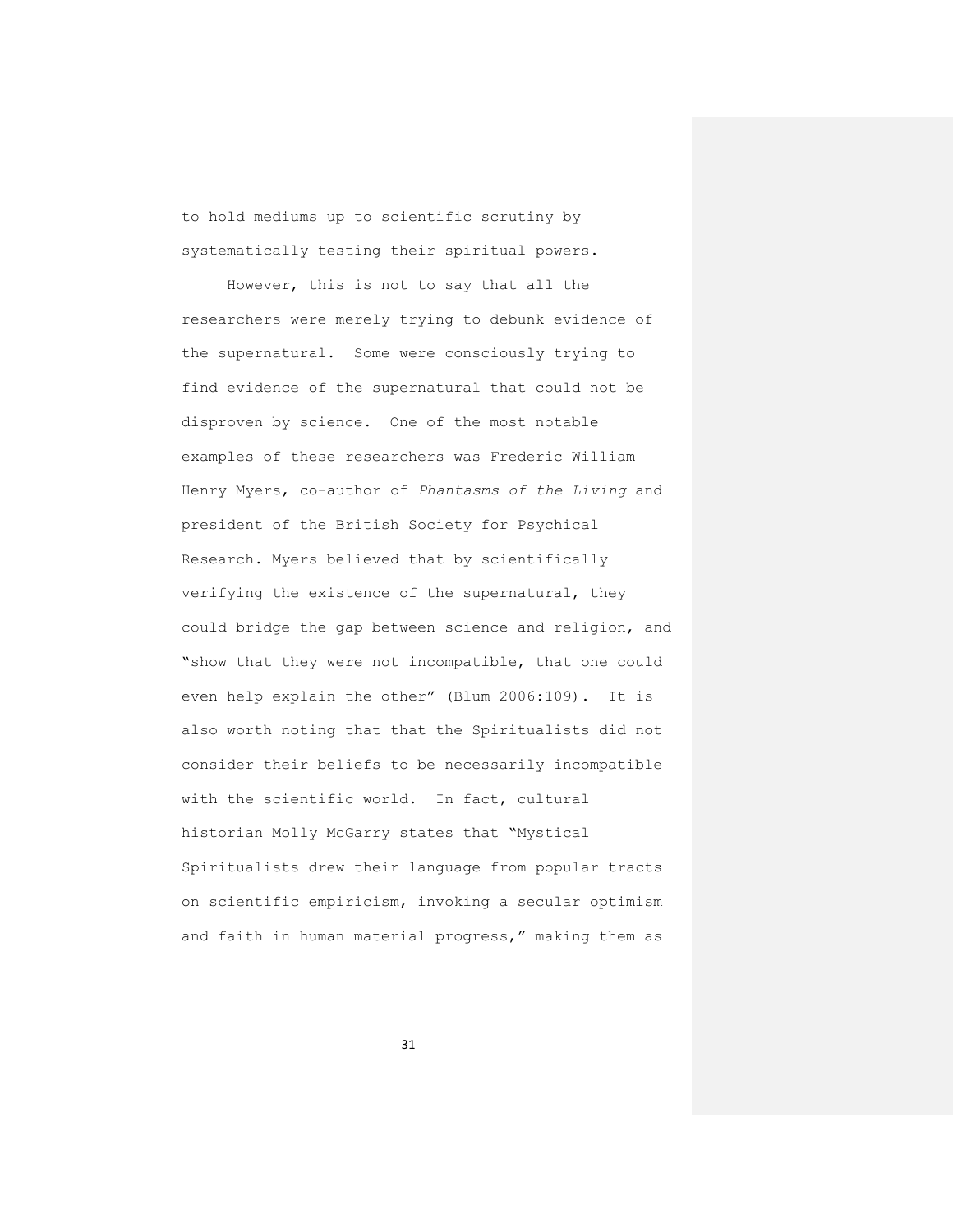to hold mediums up to scientific scrutiny by systematically testing their spiritual powers.

However, this is not to say that all the researchers were merely trying to debunk evidence of the supernatural. Some were consciously trying to find evidence of the supernatural that could not be disproven by science. One of the most notable examples of these researchers was Frederic William Henry Myers, co-author of *Phantasms of the Living* and president of the British Society for Psychical Research. Myers believed that by scientifically verifying the existence of the supernatural, they could bridge the gap between science and religion, and "show that they were not incompatible, that one could even help explain the other" (Blum 2006:109). It is also worth noting that that the Spiritualists did not consider their beliefs to be necessarily incompatible with the scientific world. In fact, cultural historian Molly McGarry states that "Mystical Spiritualists drew their language from popular tracts on scientific empiricism, invoking a secular optimism and faith in human material progress," making them as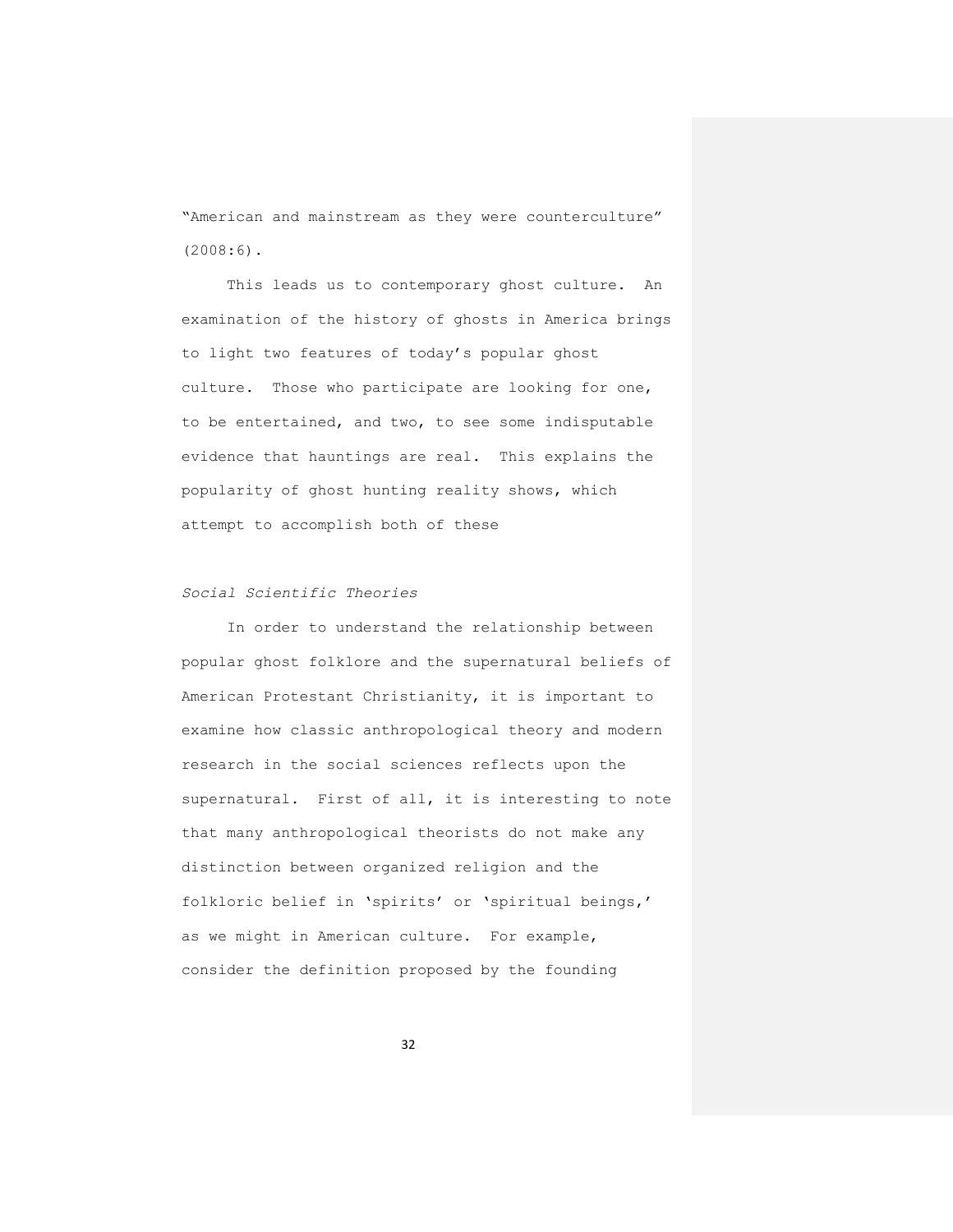"American and mainstream as they were counterculture" (2008:6).

This leads us to contemporary ghost culture. An examination of the history of ghosts in America brings to light two features of today's popular ghost culture. Those who participate are looking for one, to be entertained, and two, to see some indisputable evidence that hauntings are real. This explains the popularity of ghost hunting reality shows, which attempt to accomplish both of these

*Social Scientific Theories*

In order to understand the relationship between popular ghost folklore and the supernatural beliefs of American Protestant Christianity, it is important to examine how classic anthropological theory and modern research in the social sciences reflects upon the supernatural. First of all, it is interesting to note that many anthropological theorists do not make any distinction between organized religion and the folkloric belief in 'spirits' or 'spiritual beings,' as we might in American culture. For example, consider the definition proposed by the founding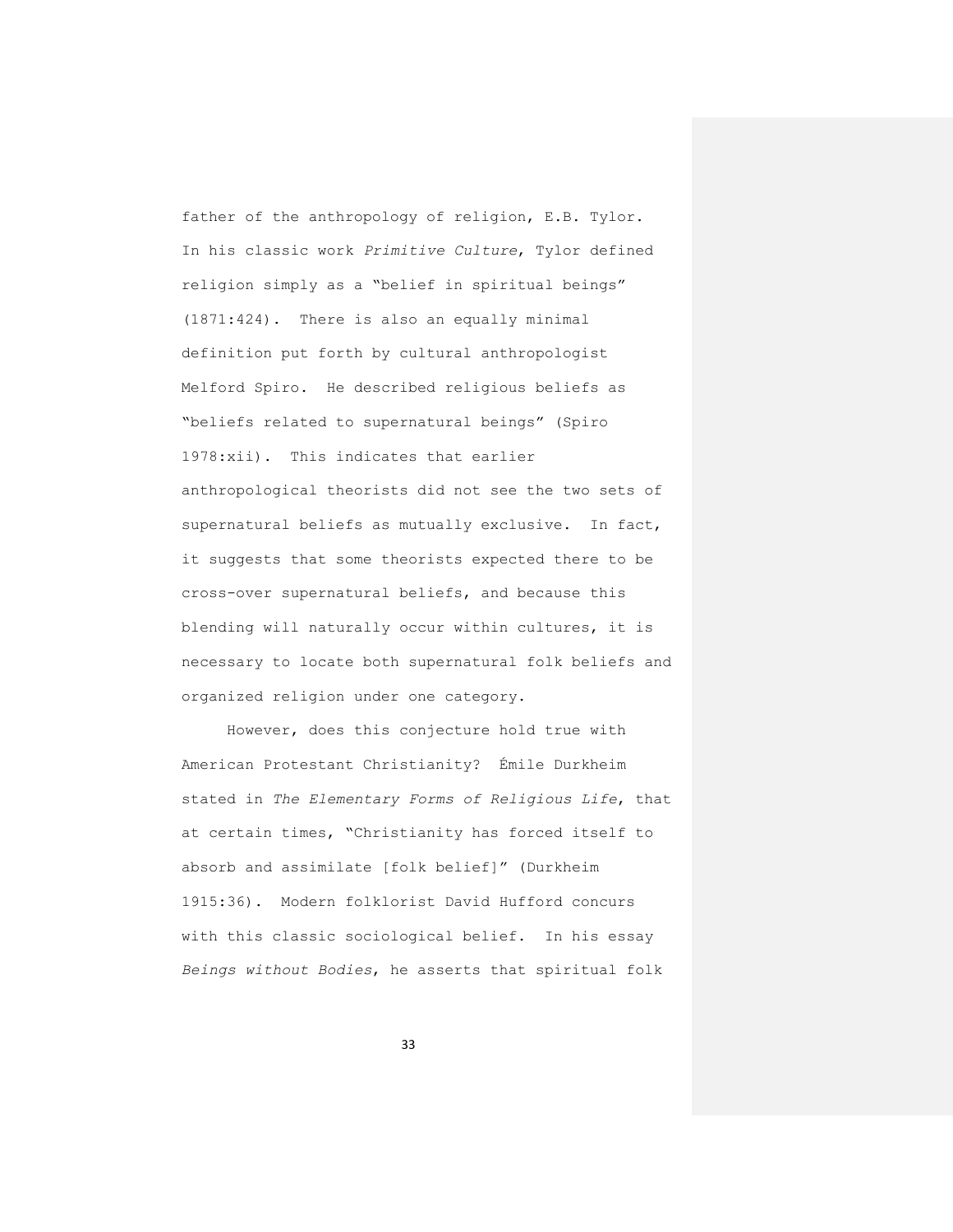father of the anthropology of religion, E.B. Tylor. In his classic work *Primitive Culture*, Tylor defined religion simply as a "belief in spiritual beings" (1871:424). There is also an equally minimal definition put forth by cultural anthropologist Melford Spiro. He described religious beliefs as "beliefs related to supernatural beings" (Spiro 1978:xii). This indicates that earlier anthropological theorists did not see the two sets of supernatural beliefs as mutually exclusive. In fact, it suggests that some theorists expected there to be cross-over supernatural beliefs, and because this blending will naturally occur within cultures, it is necessary to locate both supernatural folk beliefs and organized religion under one category.

However, does this conjecture hold true with American Protestant Christianity? Émile Durkheim stated in *The Elementary Forms of Religious Life*, that at certain times, "Christianity has forced itself to absorb and assimilate [folk belief]" (Durkheim 1915:36). Modern folklorist David Hufford concurs with this classic sociological belief. In his essay *Beings without Bodies*, he asserts that spiritual folk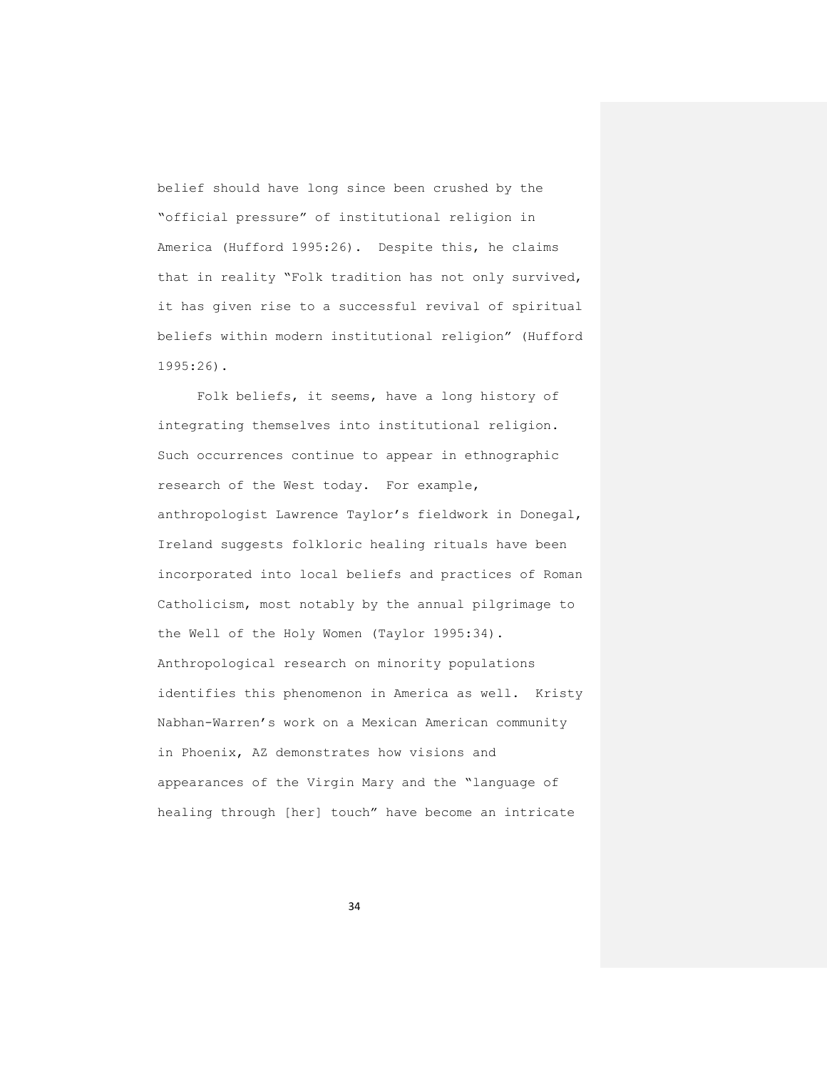belief should have long since been crushed by the "official pressure" of institutional religion in America (Hufford 1995:26). Despite this, he claims that in reality "Folk tradition has not only survived, it has given rise to a successful revival of spiritual beliefs within modern institutional religion" (Hufford 1995:26).

Folk beliefs, it seems, have a long history of integrating themselves into institutional religion. Such occurrences continue to appear in ethnographic research of the West today. For example, anthropologist Lawrence Taylor's fieldwork in Donegal, Ireland suggests folkloric healing rituals have been incorporated into local beliefs and practices of Roman Catholicism, most notably by the annual pilgrimage to the Well of the Holy Women (Taylor 1995:34). Anthropological research on minority populations identifies this phenomenon in America as well. Kristy Nabhan-Warren's work on a Mexican American community in Phoenix, AZ demonstrates how visions and appearances of the Virgin Mary and the "language of healing through [her] touch" have become an intricate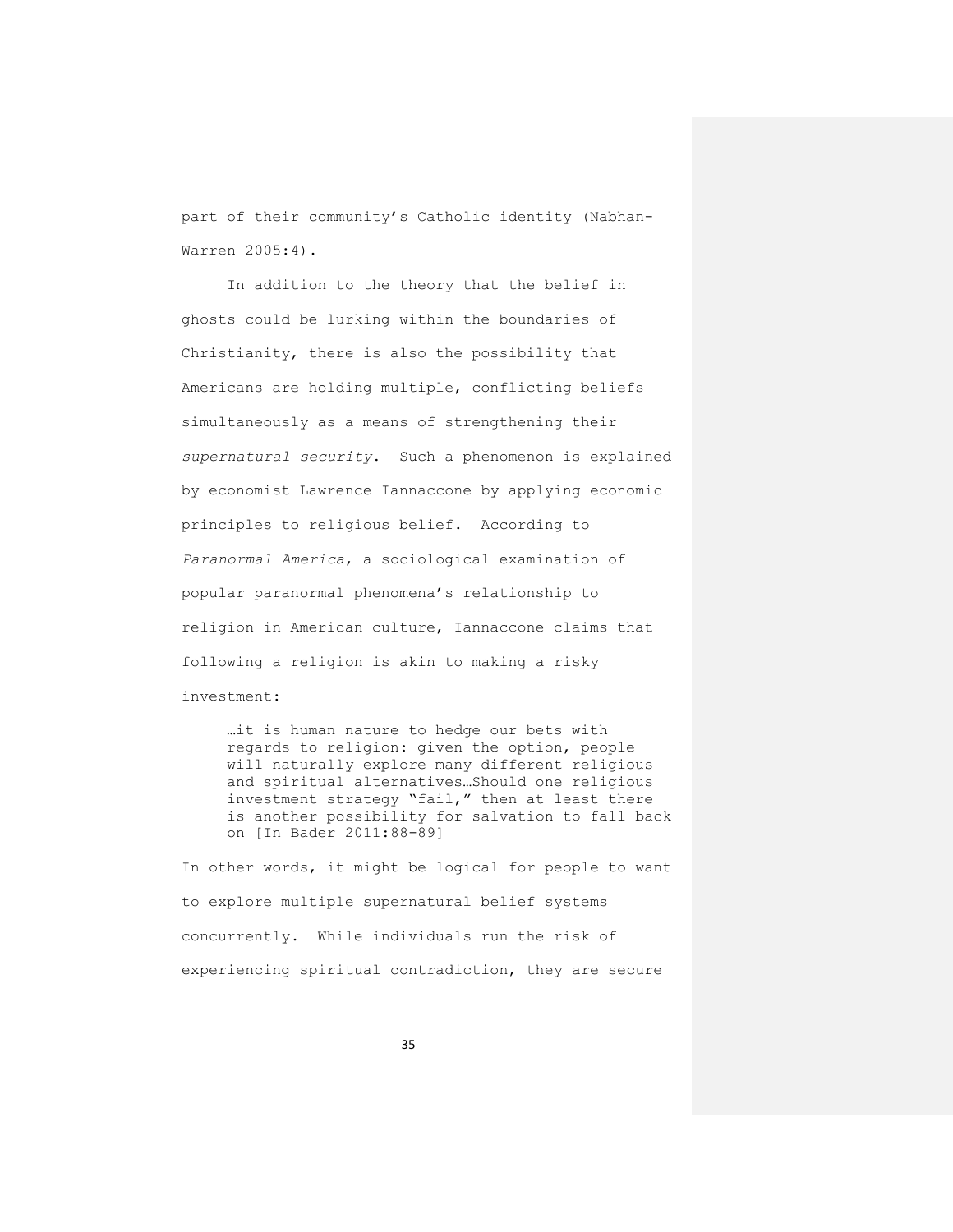part of their community's Catholic identity (Nabhan-Warren 2005:4).

In addition to the theory that the belief in ghosts could be lurking within the boundaries of Christianity, there is also the possibility that Americans are holding multiple, conflicting beliefs simultaneously as a means of strengthening their *supernatural security*. Such a phenomenon is explained by economist Lawrence Iannaccone by applying economic principles to religious belief. According to *Paranormal America*, a sociological examination of popular paranormal phenomena's relationship to religion in American culture, Iannaccone claims that following a religion is akin to making a risky investment:

> …it is human nature to hedge our bets with regards to religion: given the option, people will naturally explore many different religious and spiritual alternatives…Should one religious investment strategy "fail," then at least there is another possibility for salvation to fall back on [In Bader 2011:88-89]

In other words, it might be logical for people to want to explore multiple supernatural belief systems concurrently. While individuals run the risk of experiencing spiritual contradiction, they are secure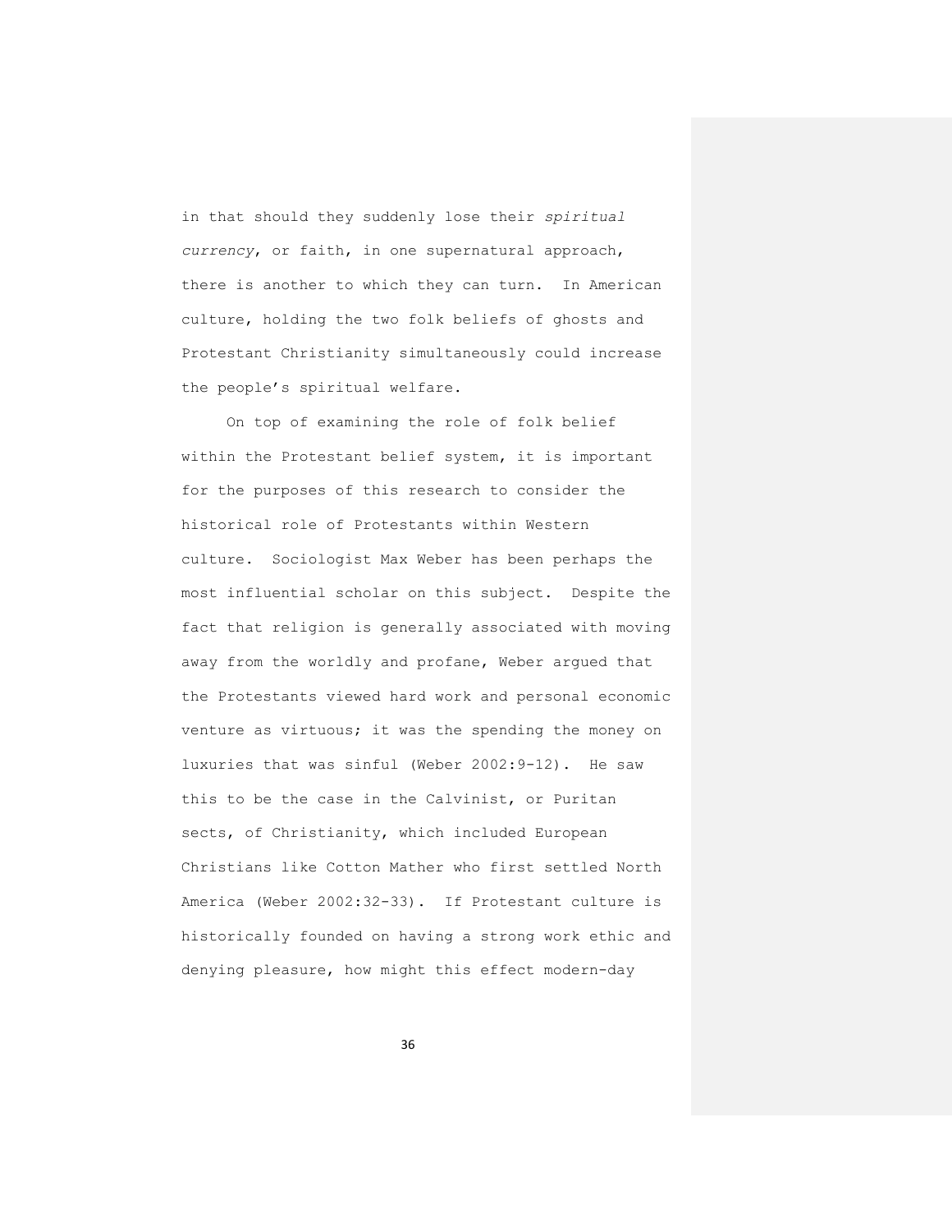in that should they suddenly lose their *spiritual currency*, or faith, in one supernatural approach, there is another to which they can turn. In American culture, holding the two folk beliefs of ghosts and Protestant Christianity simultaneously could increase the people's spiritual welfare.

On top of examining the role of folk belief within the Protestant belief system, it is important for the purposes of this research to consider the historical role of Protestants within Western culture. Sociologist Max Weber has been perhaps the most influential scholar on this subject. Despite the fact that religion is generally associated with moving away from the worldly and profane, Weber argued that the Protestants viewed hard work and personal economic venture as virtuous; it was the spending the money on luxuries that was sinful (Weber 2002:9-12). He saw this to be the case in the Calvinist, or Puritan sects, of Christianity, which included European Christians like Cotton Mather who first settled North America (Weber 2002:32-33). If Protestant culture is historically founded on having a strong work ethic and denying pleasure, how might this effect modern-day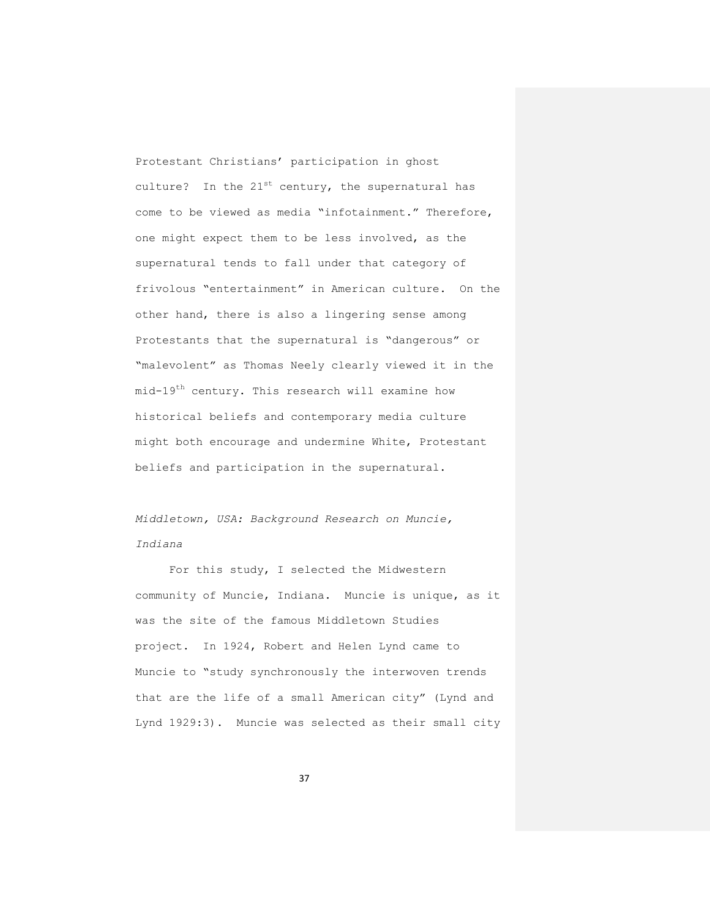Protestant Christians' participation in ghost culture? In the 21st century, the supernatural has come to be viewed as media "infotainment." Therefore, one might expect them to be less involved, as the supernatural tends to fall under that category of frivolous "entertainment" in American culture. On the other hand, there is also a lingering sense among Protestants that the supernatural is "dangerous" or "malevolent" as Thomas Neely clearly viewed it in the mid-19th century. This research will examine how historical beliefs and contemporary media culture might both encourage and undermine White, Protestant beliefs and participation in the supernatural.

*Middletown, USA: Background Research on Muncie, Indiana*

For this study, I selected the Midwestern community of Muncie, Indiana. Muncie is unique, as it was the site of the famous Middletown Studies project. In 1924, Robert and Helen Lynd came to Muncie to "study synchronously the interwoven trends that are the life of a small American city" (Lynd and Lynd 1929:3). Muncie was selected as their small city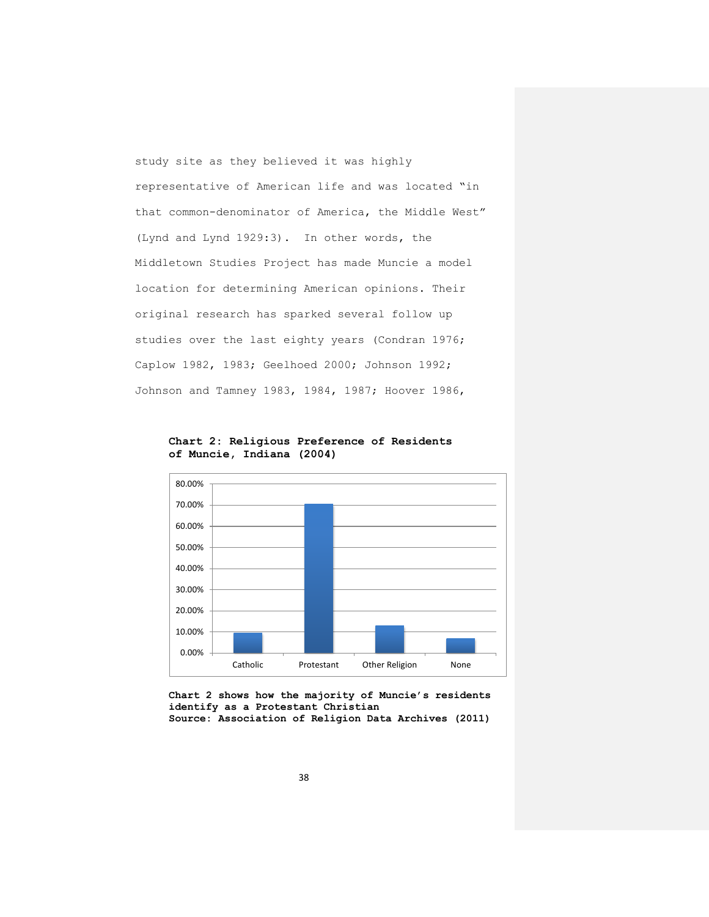study site as they believed it was highly representative of American life and was located "in that common-denominator of America, the Middle West" (Lynd and Lynd 1929:3). In other words, the Middletown Studies Project has made Muncie a model location for determining American opinions. Their original research has sparked several follow up studies over the last eighty years (Condran 1976; Caplow 1982, 1983; Geelhoed 2000; Johnson 1992; Johnson and Tamney 1983, 1984, 1987; Hoover 1986,

**Chart 2: Religious Preference of Residents of Muncie, Indiana (2004)**

**Chart 2 shows how the majority of Muncie's residents identify as a Protestant Christian**
**Source: Association of Religion Data Archives (2011)**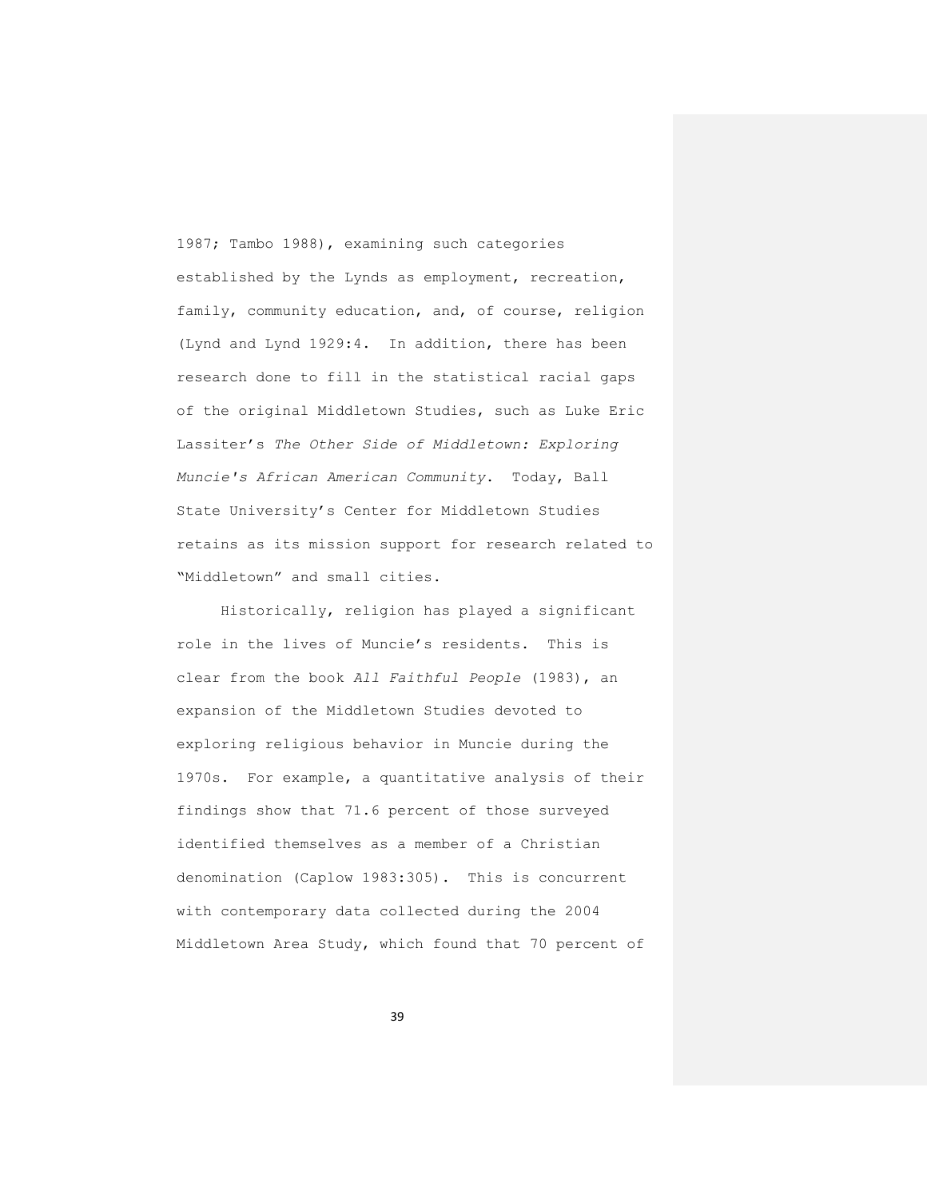1987; Tambo 1988), examining such categories established by the Lynds as employment, recreation, family, community education, and, of course, religion (Lynd and Lynd 1929:4. In addition, there has been research done to fill in the statistical racial gaps of the original Middletown Studies, such as Luke Eric Lassiter's *The Other Side of Middletown: Exploring Muncie's African American Community*. Today, Ball State University's Center for Middletown Studies retains as its mission support for research related to "Middletown" and small cities.

Historically, religion has played a significant role in the lives of Muncie's residents. This is clear from the book *All Faithful People* (1983), an expansion of the Middletown Studies devoted to exploring religious behavior in Muncie during the 1970s. For example, a quantitative analysis of their findings show that 71.6 percent of those surveyed identified themselves as a member of a Christian denomination (Caplow 1983:305). This is concurrent with contemporary data collected during the 2004 Middletown Area Study, which found that 70 percent of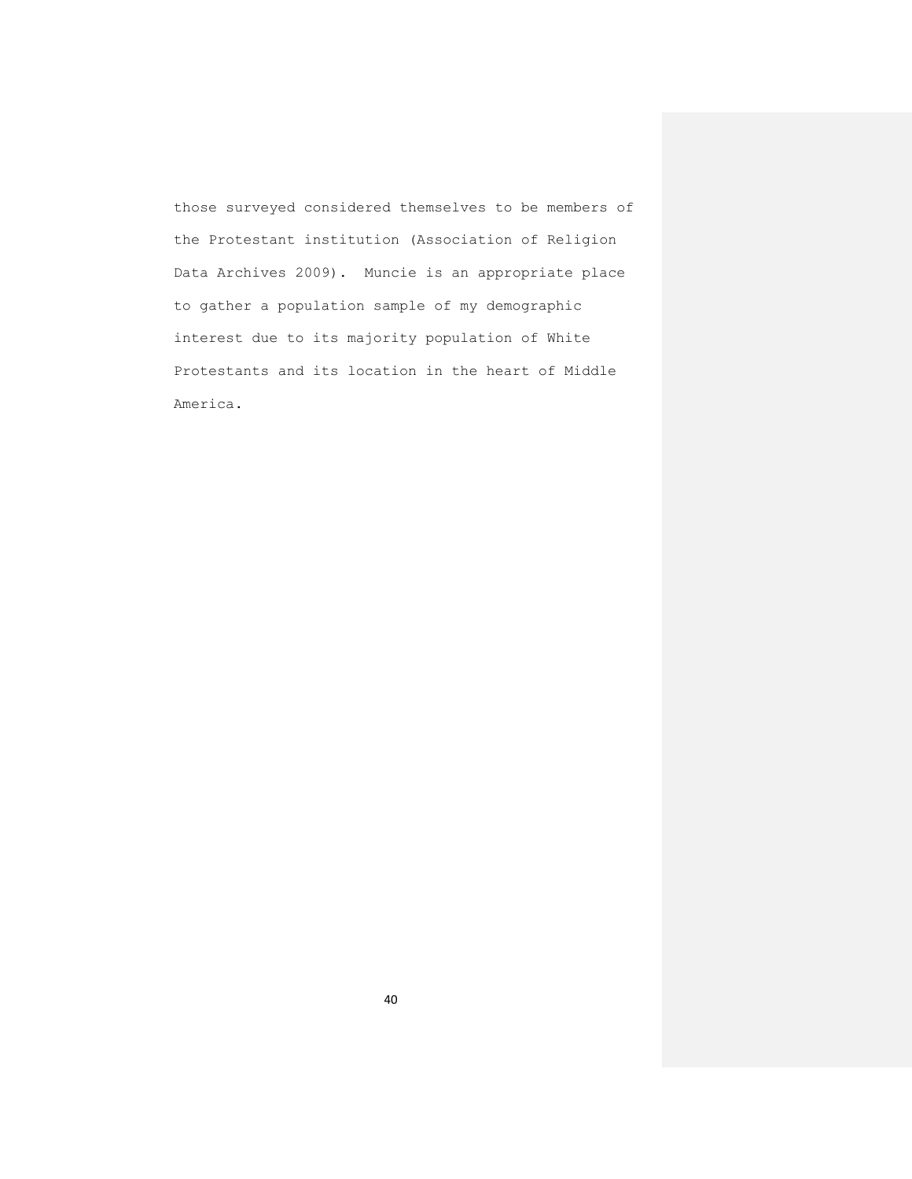those surveyed considered themselves to be members of the Protestant institution (Association of Religion Data Archives 2009). Muncie is an appropriate place to gather a population sample of my demographic interest due to its majority population of White Protestants and its location in the heart of Middle America.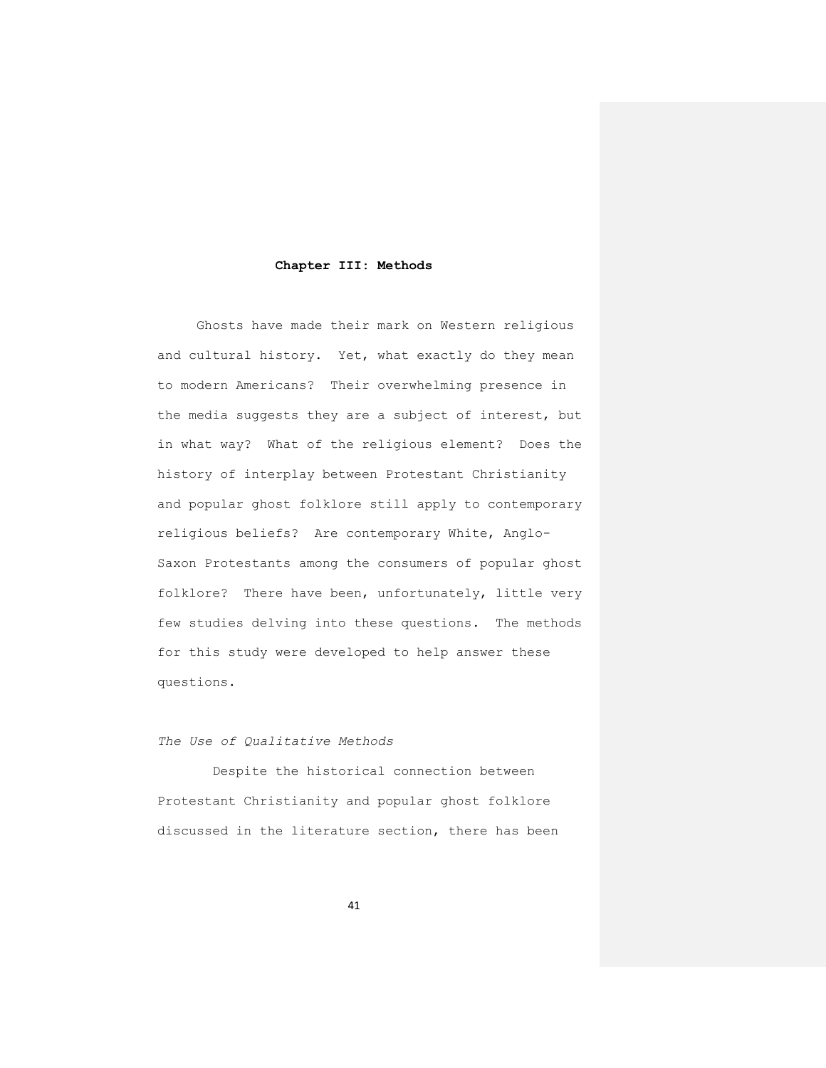## Chapter III: Methods

Ghosts have made their mark on Western religious and cultural history. Yet, what exactly do they mean to modern Americans? Their overwhelming presence in the media suggests they are a subject of interest, but in what way? What of the religious element? Does the history of interplay between Protestant Christianity and popular ghost folklore still apply to contemporary religious beliefs? Are contemporary White, Anglo-Saxon Protestants among the consumers of popular ghost folklore? There have been, unfortunately, little very few studies delving into these questions. The methods for this study were developed to help answer these questions.

### *The Use of Qualitative Methods*

Despite the historical connection between Protestant Christianity and popular ghost folklore discussed in the literature section, there has been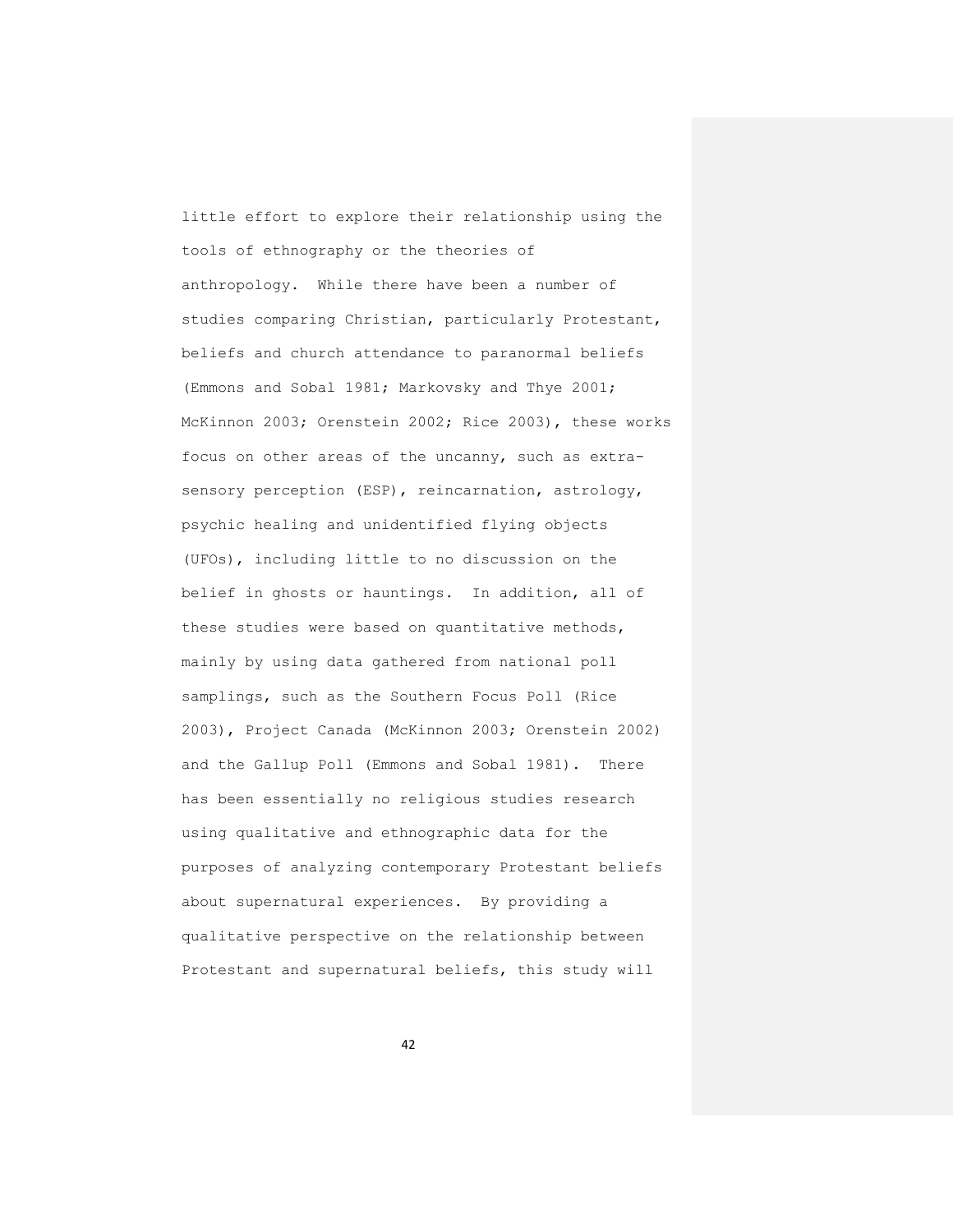little effort to explore their relationship using the tools of ethnography or the theories of anthropology. While there have been a number of studies comparing Christian, particularly Protestant, beliefs and church attendance to paranormal beliefs (Emmons and Sobal 1981; Markovsky and Thye 2001; McKinnon 2003; Orenstein 2002; Rice 2003), these works focus on other areas of the uncanny, such as extra-sensory perception (ESP), reincarnation, astrology, psychic healing and unidentified flying objects (UFOs), including little to no discussion on the belief in ghosts or hauntings. In addition, all of these studies were based on quantitative methods, mainly by using data gathered from national poll samplings, such as the Southern Focus Poll (Rice 2003), Project Canada (McKinnon 2003; Orenstein 2002) and the Gallup Poll (Emmons and Sobal 1981). There has been essentially no religious studies research using qualitative and ethnographic data for the purposes of analyzing contemporary Protestant beliefs about supernatural experiences. By providing a qualitative perspective on the relationship between Protestant and supernatural beliefs, this study will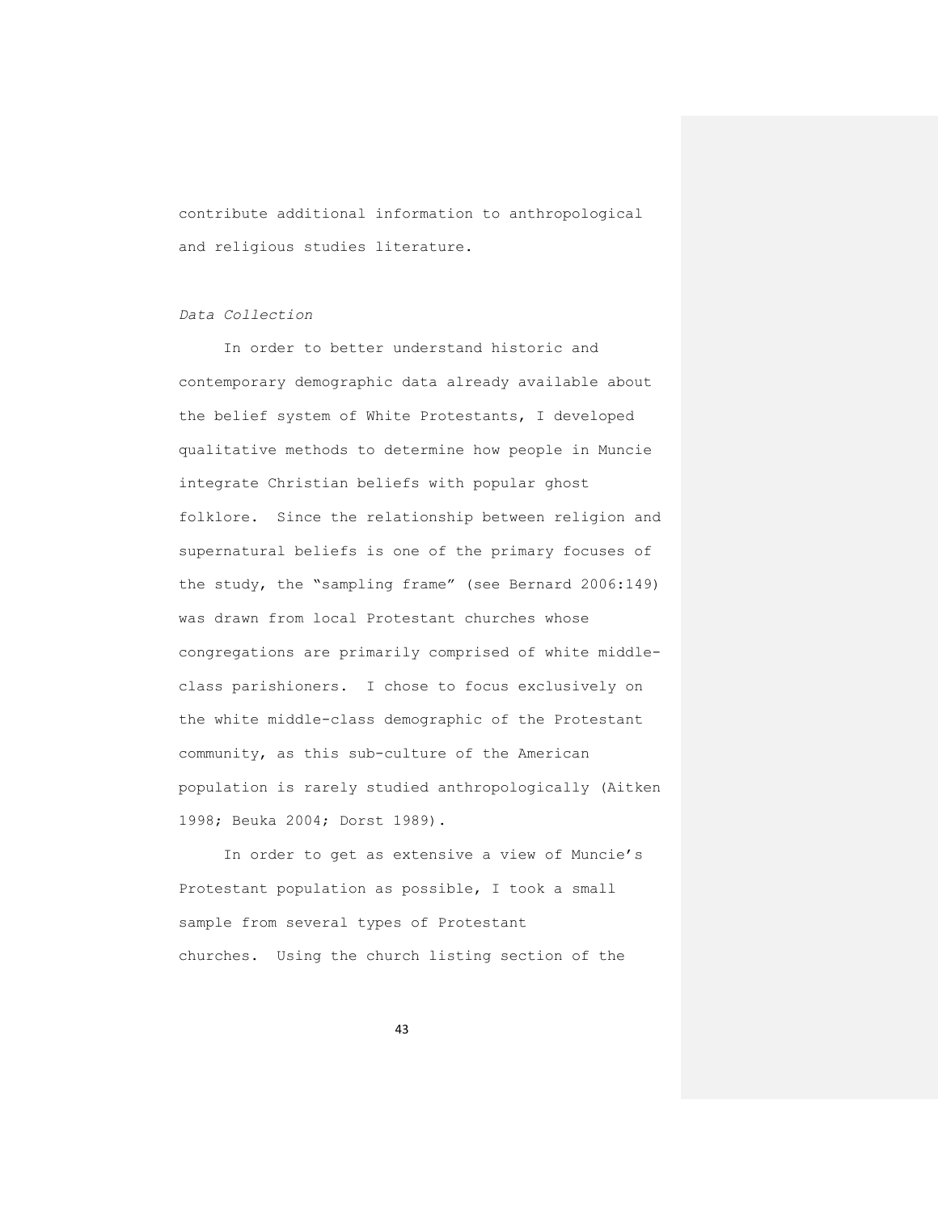contribute additional information to anthropological and religious studies literature.

*Data Collection*

In order to better understand historic and contemporary demographic data already available about the belief system of White Protestants, I developed qualitative methods to determine how people in Muncie integrate Christian beliefs with popular ghost folklore. Since the relationship between religion and supernatural beliefs is one of the primary focuses of the study, the "sampling frame" (see Bernard 2006:149) was drawn from local Protestant churches whose congregations are primarily comprised of white middle-class parishioners. I chose to focus exclusively on the white middle-class demographic of the Protestant community, as this sub-culture of the American population is rarely studied anthropologically (Aitken 1998; Beuka 2004; Dorst 1989).

In order to get as extensive a view of Muncie's Protestant population as possible, I took a small sample from several types of Protestant churches. Using the church listing section of the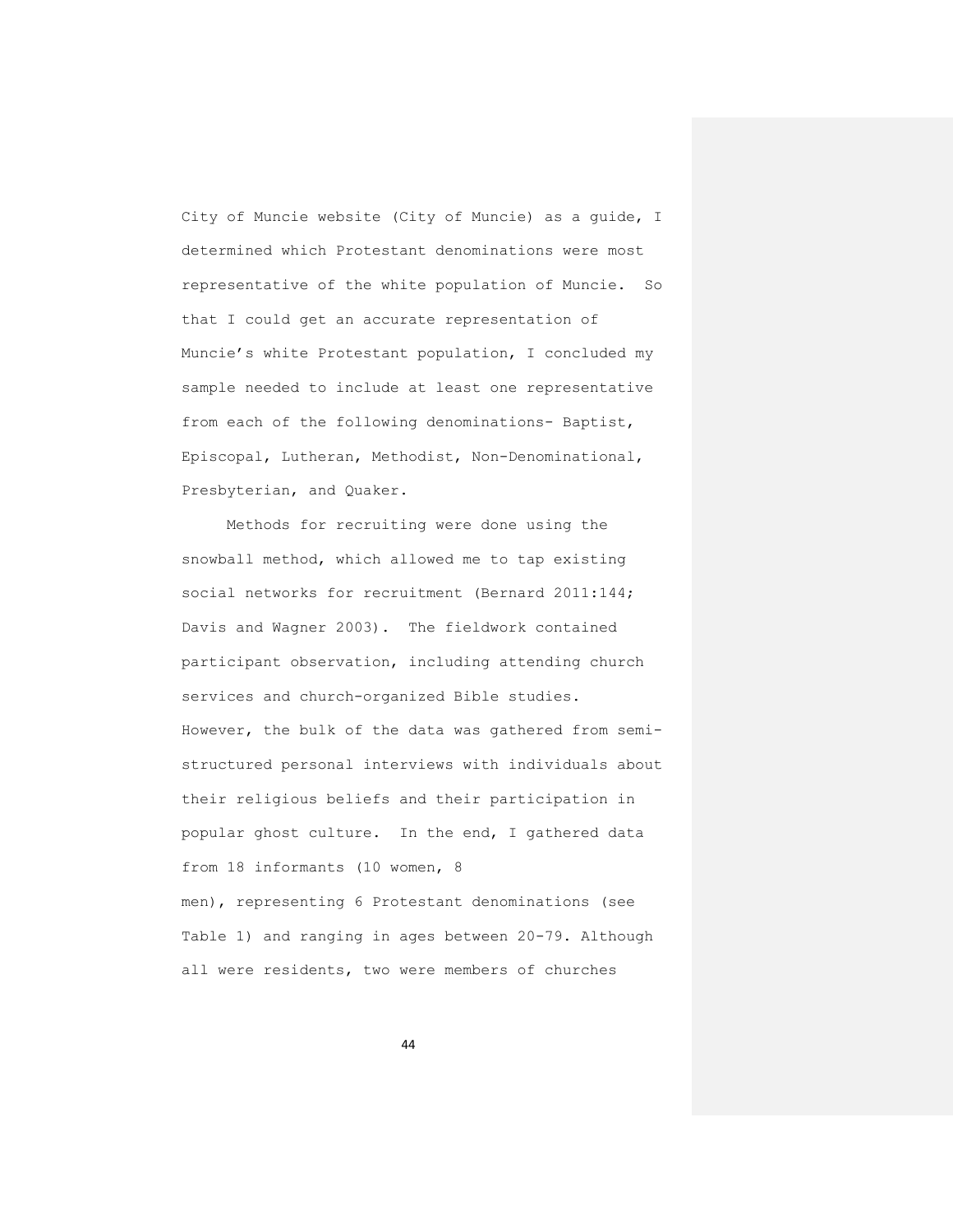City of Muncie website (City of Muncie) as a guide, I determined which Protestant denominations were most representative of the white population of Muncie. So that I could get an accurate representation of Muncie's white Protestant population, I concluded my sample needed to include at least one representative from each of the following denominations- Baptist, Episcopal, Lutheran, Methodist, Non-Denominational, Presbyterian, and Quaker.

Methods for recruiting were done using the snowball method, which allowed me to tap existing social networks for recruitment (Bernard 2011:144; Davis and Wagner 2003). The fieldwork contained participant observation, including attending church services and church-organized Bible studies. However, the bulk of the data was gathered from semi-structured personal interviews with individuals about their religious beliefs and their participation in popular ghost culture. In the end, I gathered data from 18 informants (10 women, 8 men), representing 6 Protestant denominations (see Table 1) and ranging in ages between 20-79. Although all were residents, two were members of churches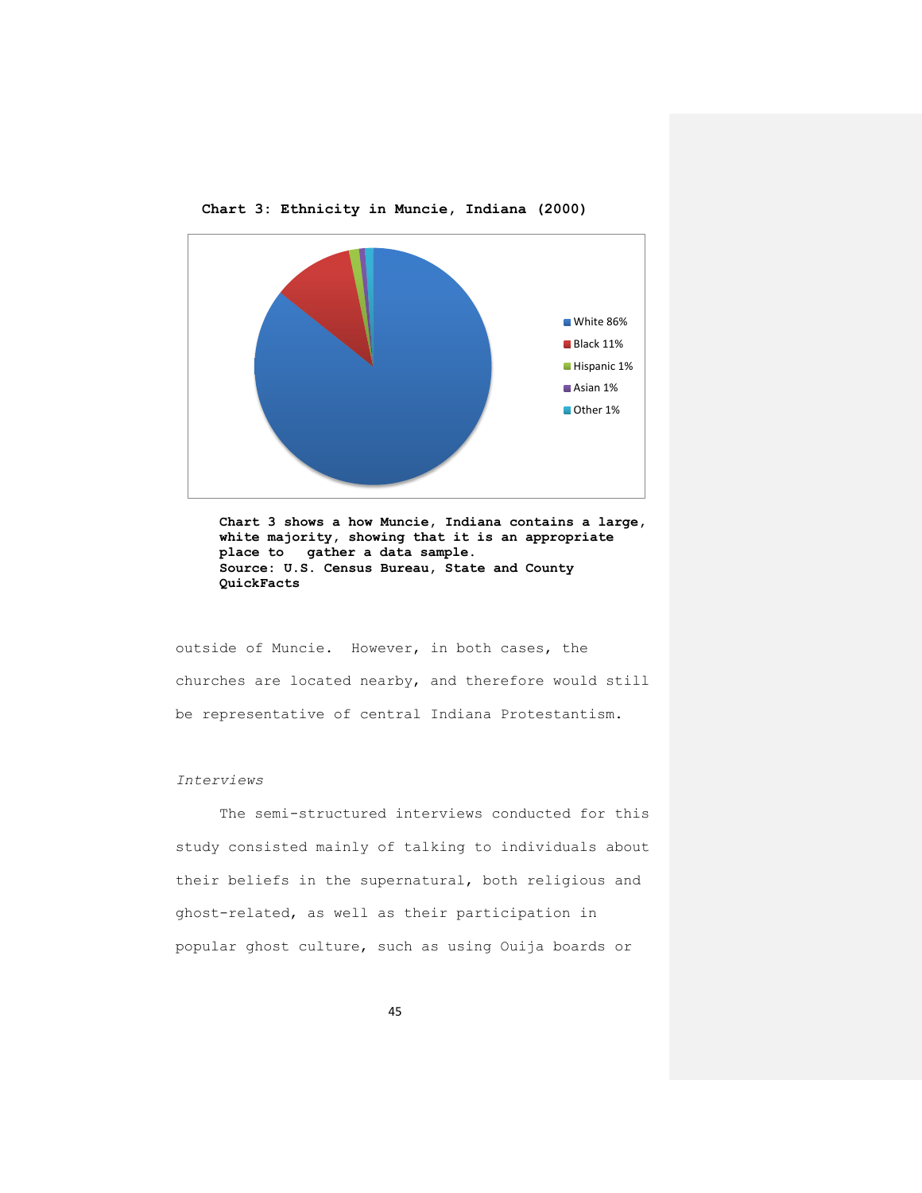**Chart 3: Ethnicity in Muncie, Indiana (2000)**

White 86%
Black 11%
Hispanic 1%
Asian 1%
Other 1%

**Chart 3 shows a how Muncie, Indiana contains a large, white majority, showing that it is an appropriate place to gather a data sample.**
**Source: U.S. Census Bureau, State and County QuickFacts**

outside of Muncie. However, in both cases, the churches are located nearby, and therefore would still be representative of central Indiana Protestantism.

*Interviews*

The semi-structured interviews conducted for this study consisted mainly of talking to individuals about their beliefs in the supernatural, both religious and ghost-related, as well as their participation in popular ghost culture, such as using Ouija boards or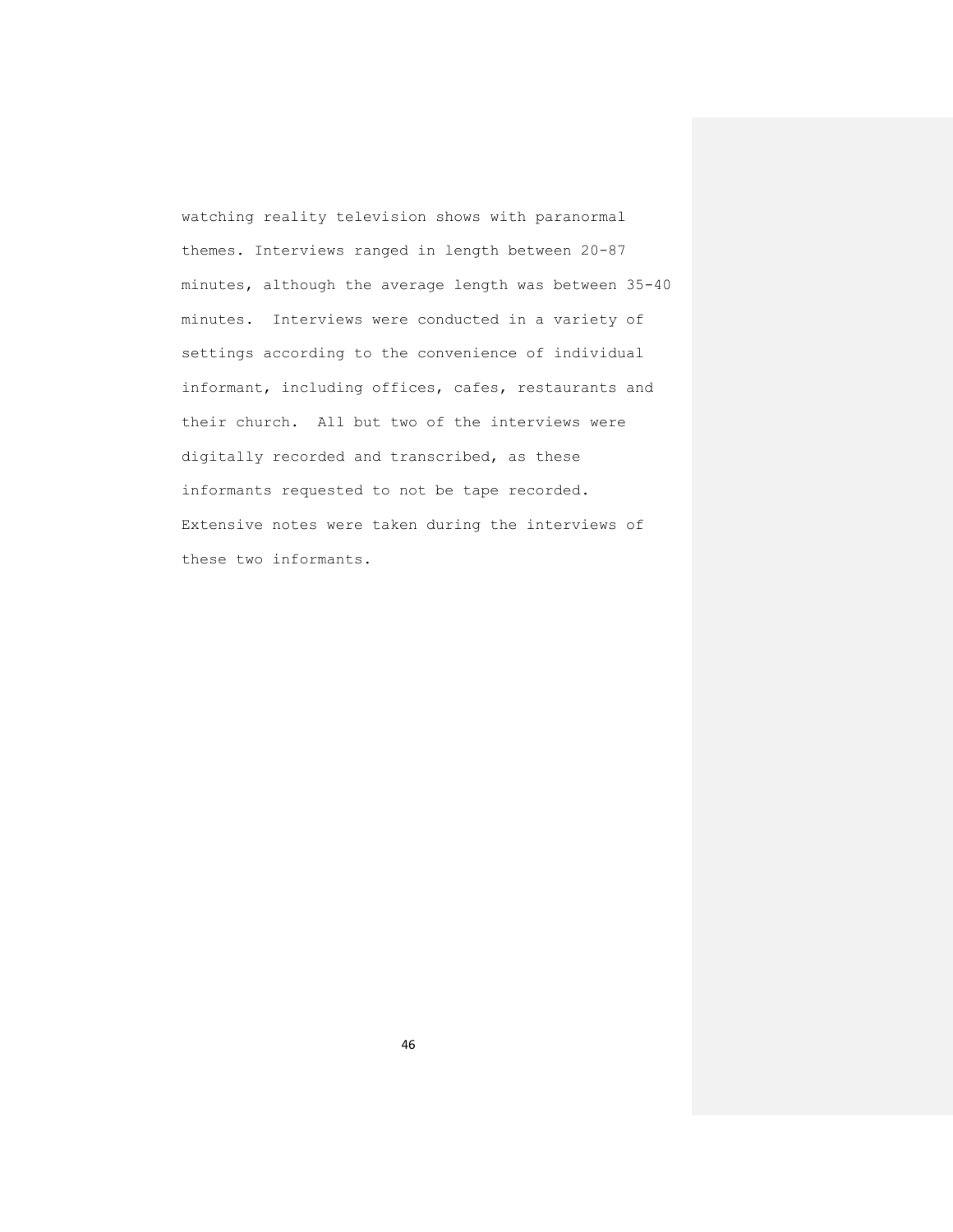watching reality television shows with paranormal themes. Interviews ranged in length between 20-87 minutes, although the average length was between 35-40 minutes. Interviews were conducted in a variety of settings according to the convenience of individual informant, including offices, cafes, restaurants and their church. All but two of the interviews were digitally recorded and transcribed, as these informants requested to not be tape recorded. Extensive notes were taken during the interviews of these two informants.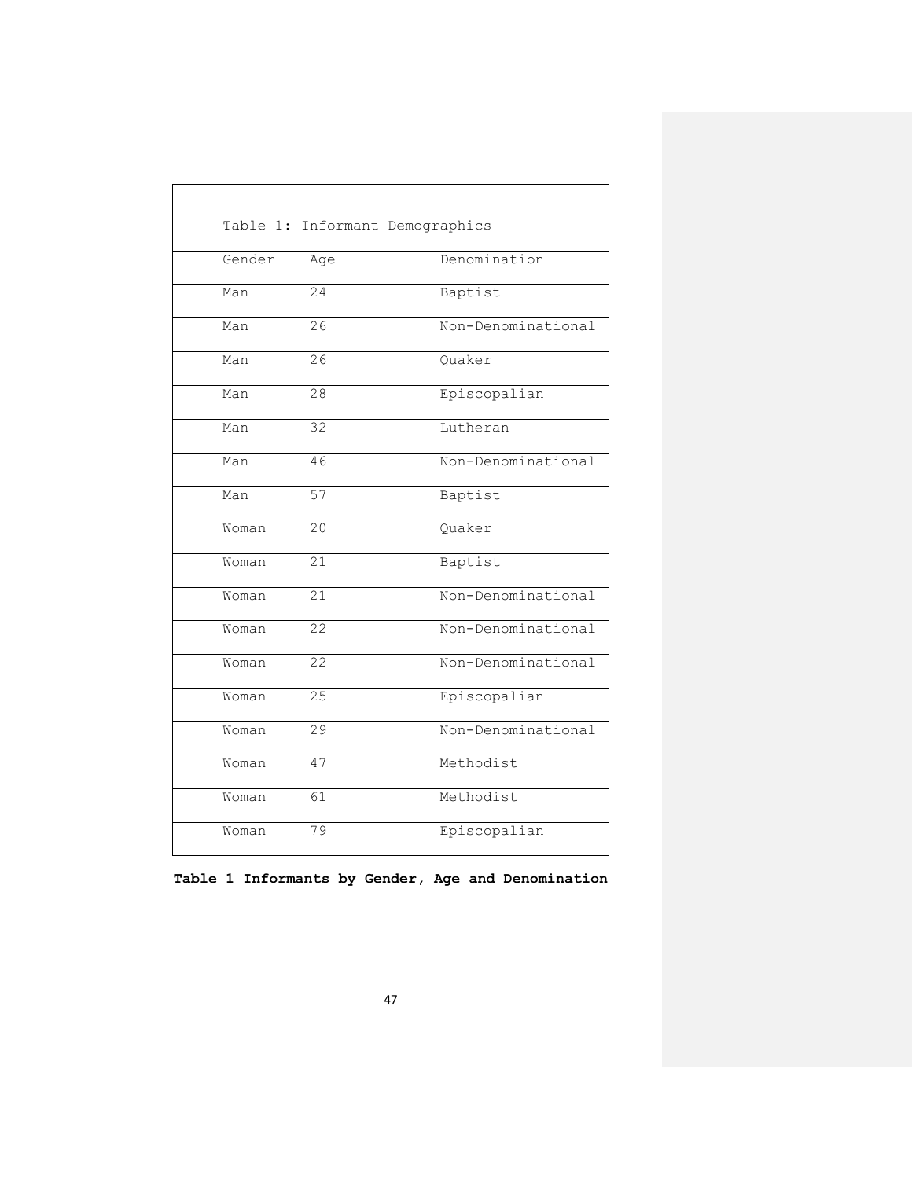Table 1: Informant Demographics

| Gender | Age | Denomination |
|---|---|---|
| Man | 24 | Baptist |
| Man | 26 | Non-Denominational |
| Man | 26 | Quaker |
| Man | 28 | Episcopalian |
| Man | 32 | Lutheran |
| Man | 46 | Non-Denominational |
| Man | 57 | Baptist |
| Woman | 20 | Quaker |
| Woman | 21 | Baptist |
| Woman | 21 | Non-Denominational |
| Woman | 22 | Non-Denominational |
| Woman | 22 | Non-Denominational |
| Woman | 25 | Episcopalian |
| Woman | 29 | Non-Denominational |
| Woman | 47 | Methodist |
| Woman | 61 | Methodist |
| Woman | 79 | Episcopalian |

**Table 1 Informants by Gender, Age and Denomination**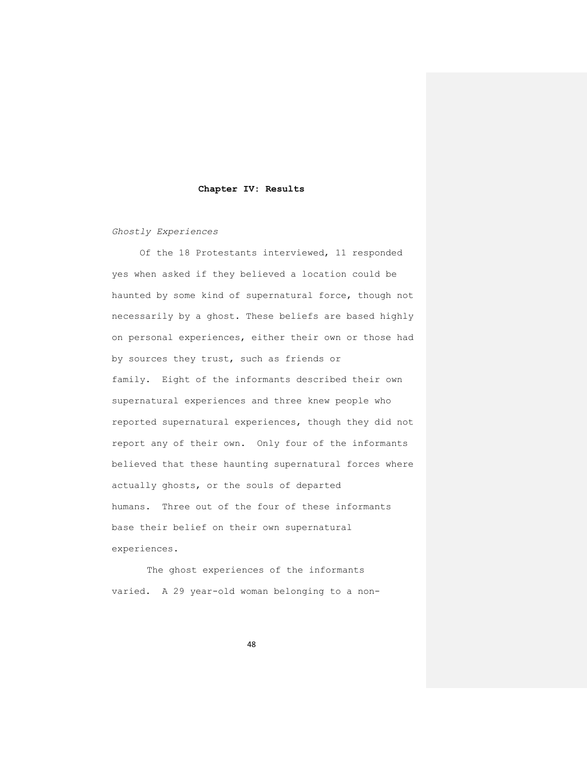# Chapter IV: Results

*Ghostly Experiences*

Of the 18 Protestants interviewed, 11 responded yes when asked if they believed a location could be haunted by some kind of supernatural force, though not necessarily by a ghost. These beliefs are based highly on personal experiences, either their own or those had by sources they trust, such as friends or family. Eight of the informants described their own supernatural experiences and three knew people who reported supernatural experiences, though they did not report any of their own. Only four of the informants believed that these haunting supernatural forces where actually ghosts, or the souls of departed humans. Three out of the four of these informants base their belief on their own supernatural experiences.

The ghost experiences of the informants varied. A 29 year-old woman belonging to a non-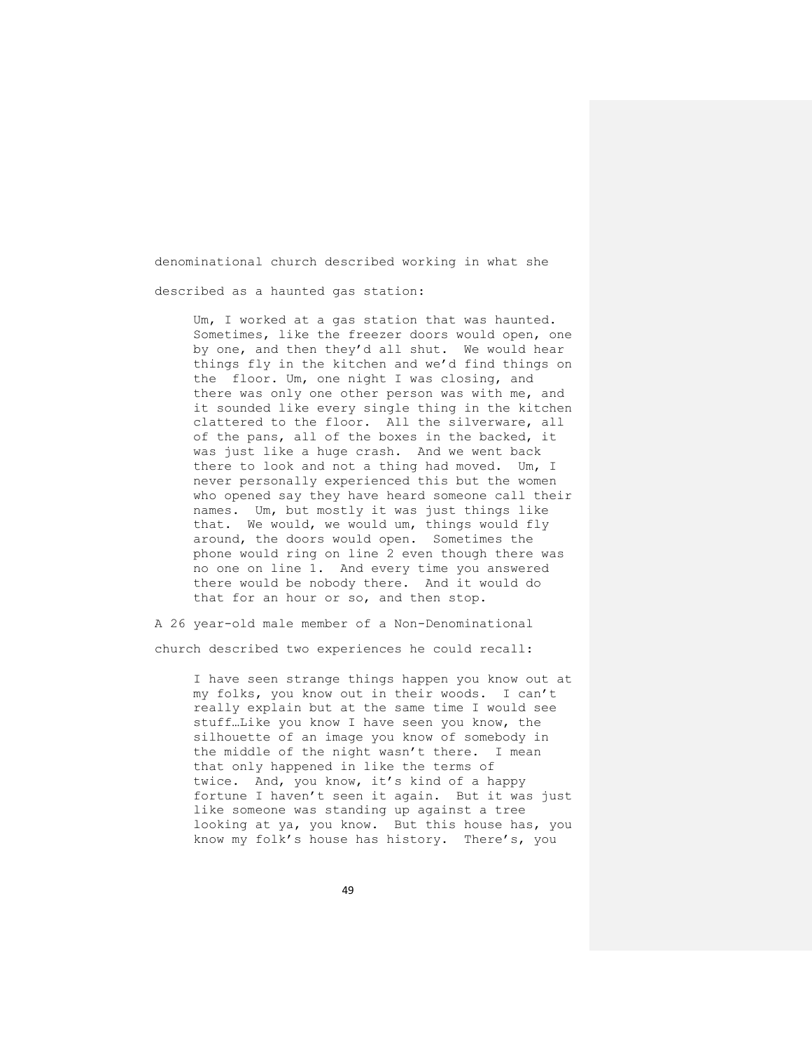denominational church described working in what she described as a haunted gas station:

> Um, I worked at a gas station that was haunted. Sometimes, like the freezer doors would open, one by one, and then they'd all shut. We would hear things fly in the kitchen and we'd find things on the floor. Um, one night I was closing, and there was only one other person was with me, and it sounded like every single thing in the kitchen clattered to the floor. All the silverware, all of the pans, all of the boxes in the backed, it was just like a huge crash. And we went back there to look and not a thing had moved. Um, I never personally experienced this but the women who opened say they have heard someone call their names. Um, but mostly it was just things like that. We would, we would um, things would fly around, the doors would open. Sometimes the phone would ring on line 2 even though there was no one on line 1. And every time you answered there would be nobody there. And it would do that for an hour or so, and then stop.

A 26 year-old male member of a Non-Denominational church described two experiences he could recall:

> I have seen strange things happen you know out at my folks, you know out in their woods. I can't really explain but at the same time I would see stuff…Like you know I have seen you know, the silhouette of an image you know of somebody in the middle of the night wasn't there. I mean that only happened in like the terms of twice. And, you know, it's kind of a happy fortune I haven't seen it again. But it was just like someone was standing up against a tree looking at ya, you know. But this house has, you know my folk's house has history. There's, you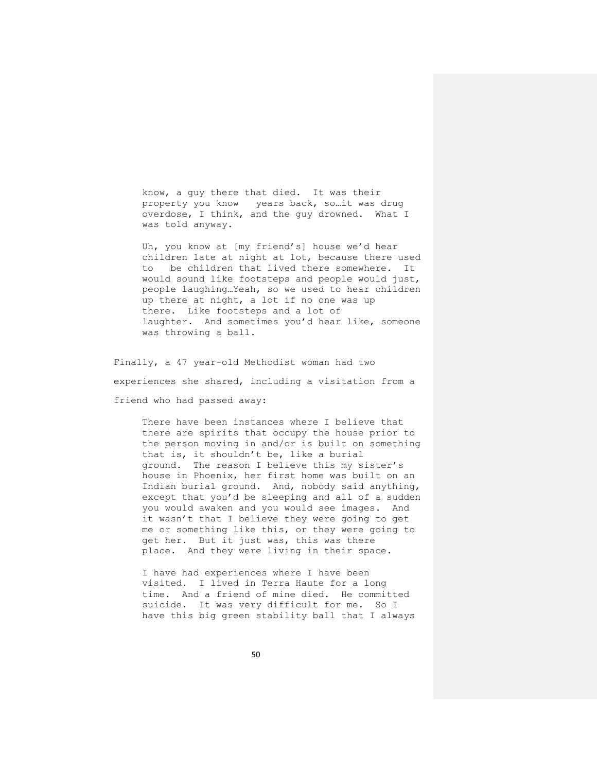> know, a guy there that died. It was their property you know years back, so…it was drug overdose, I think, and the guy drowned. What I was told anyway.
>
> Uh, you know at [my friend's] house we'd hear children late at night at lot, because there used to be children that lived there somewhere. It would sound like footsteps and people would just, people laughing…Yeah, so we used to hear children up there at night, a lot if no one was up there. Like footsteps and a lot of laughter. And sometimes you'd hear like, someone was throwing a ball.

Finally, a 47 year-old Methodist woman had two experiences she shared, including a visitation from a friend who had passed away:

> There have been instances where I believe that there are spirits that occupy the house prior to the person moving in and/or is built on something that is, it shouldn't be, like a burial ground. The reason I believe this my sister's house in Phoenix, her first home was built on an Indian burial ground. And, nobody said anything, except that you'd be sleeping and all of a sudden you would awaken and you would see images. And it wasn't that I believe they were going to get me or something like this, or they were going to get her. But it just was, this was there place. And they were living in their space.
>
> I have had experiences where I have been visited. I lived in Terra Haute for a long time. And a friend of mine died. He committed suicide. It was very difficult for me. So I have this big green stability ball that I always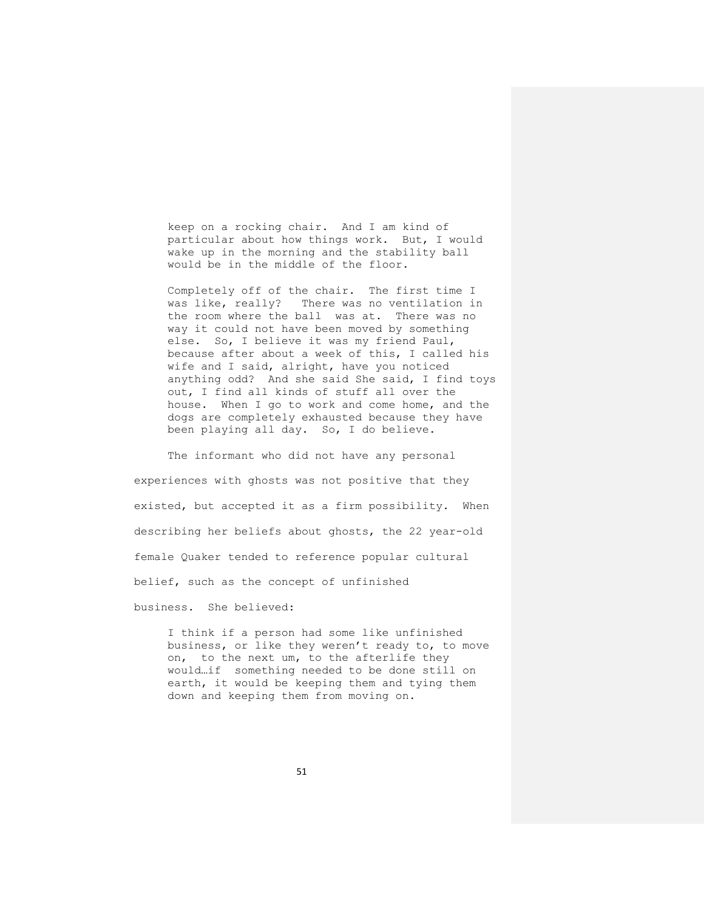> keep on a rocking chair. And I am kind of particular about how things work. But, I would wake up in the morning and the stability ball would be in the middle of the floor.
>
> Completely off of the chair. The first time I was like, really? There was no ventilation in the room where the ball was at. There was no way it could not have been moved by something else. So, I believe it was my friend Paul, because after about a week of this, I called his wife and I said, alright, have you noticed anything odd? And she said She said, I find toys out, I find all kinds of stuff all over the house. When I go to work and come home, and the dogs are completely exhausted because they have been playing all day. So, I do believe.

The informant who did not have any personal experiences with ghosts was not positive that they existed, but accepted it as a firm possibility. When describing her beliefs about ghosts, the 22 year-old female Quaker tended to reference popular cultural belief, such as the concept of unfinished business. She believed:

> I think if a person had some like unfinished business, or like they weren't ready to, to move on, to the next um, to the afterlife they would…if something needed to be done still on earth, it would be keeping them and tying them down and keeping them from moving on.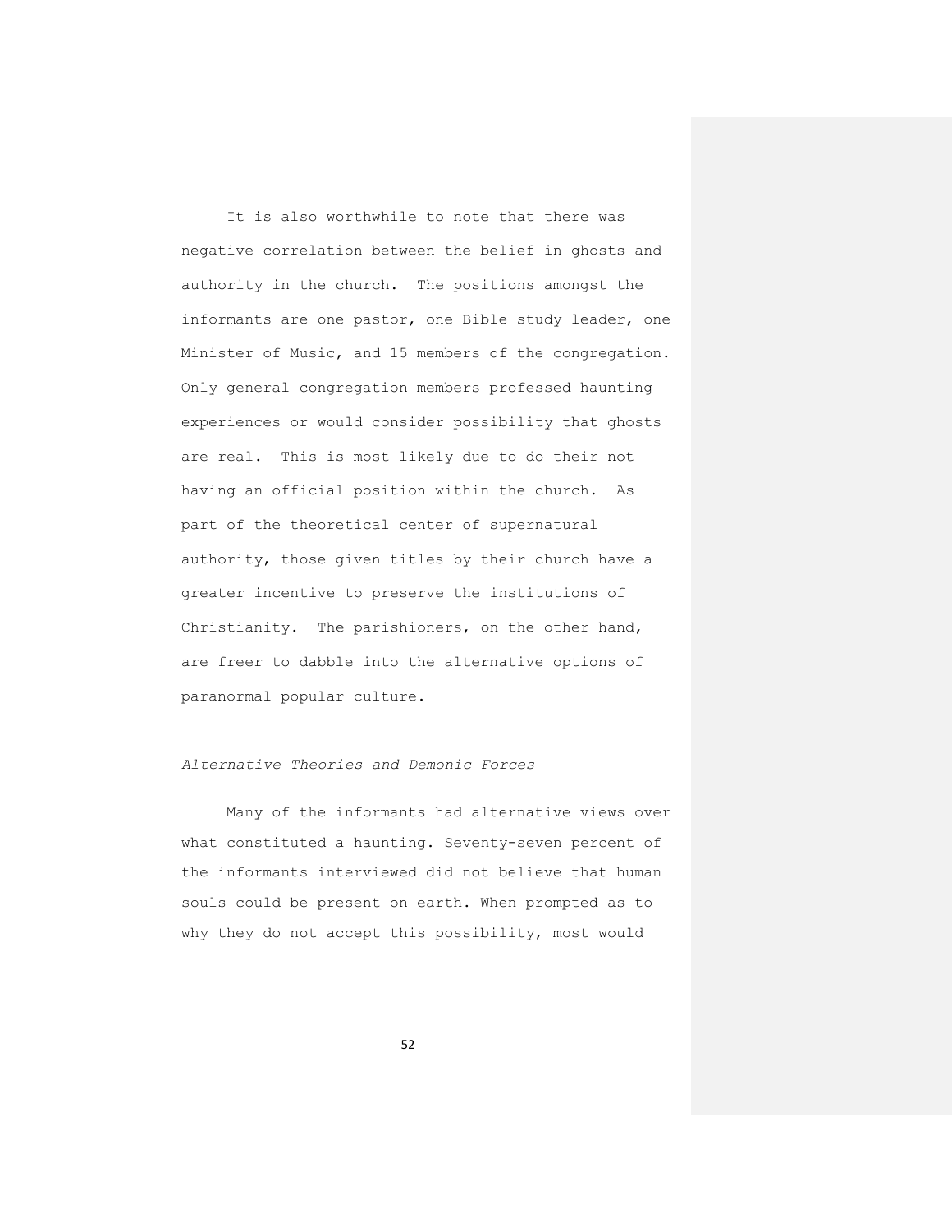It is also worthwhile to note that there was negative correlation between the belief in ghosts and authority in the church. The positions amongst the informants are one pastor, one Bible study leader, one Minister of Music, and 15 members of the congregation. Only general congregation members professed haunting experiences or would consider possibility that ghosts are real. This is most likely due to do their not having an official position within the church. As part of the theoretical center of supernatural authority, those given titles by their church have a greater incentive to preserve the institutions of Christianity. The parishioners, on the other hand, are freer to dabble into the alternative options of paranormal popular culture.

*Alternative Theories and Demonic Forces*

Many of the informants had alternative views over what constituted a haunting. Seventy-seven percent of the informants interviewed did not believe that human souls could be present on earth. When prompted as to why they do not accept this possibility, most would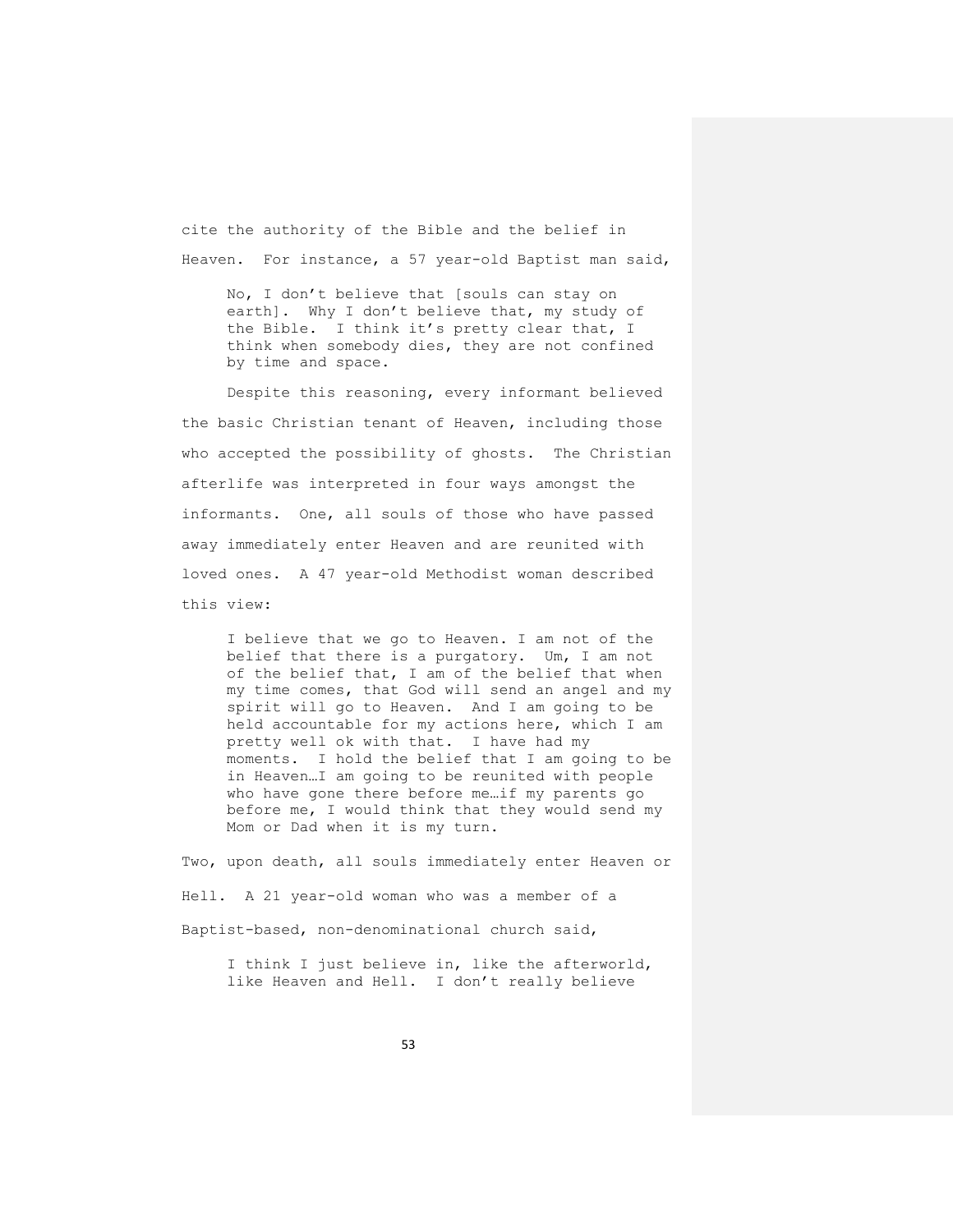cite the authority of the Bible and the belief in Heaven. For instance, a 57 year-old Baptist man said,

> No, I don't believe that [souls can stay on earth]. Why I don't believe that, my study of the Bible. I think it's pretty clear that, I think when somebody dies, they are not confined by time and space.

Despite this reasoning, every informant believed the basic Christian tenant of Heaven, including those who accepted the possibility of ghosts. The Christian afterlife was interpreted in four ways amongst the informants. One, all souls of those who have passed away immediately enter Heaven and are reunited with loved ones. A 47 year-old Methodist woman described this view:

> I believe that we go to Heaven. I am not of the belief that there is a purgatory. Um, I am not of the belief that, I am of the belief that when my time comes, that God will send an angel and my spirit will go to Heaven. And I am going to be held accountable for my actions here, which I am pretty well ok with that. I have had my moments. I hold the belief that I am going to be in Heaven…I am going to be reunited with people who have gone there before me…if my parents go before me, I would think that they would send my Mom or Dad when it is my turn.

Two, upon death, all souls immediately enter Heaven or Hell. A 21 year-old woman who was a member of a Baptist-based, non-denominational church said,

> I think I just believe in, like the afterworld, like Heaven and Hell. I don't really believe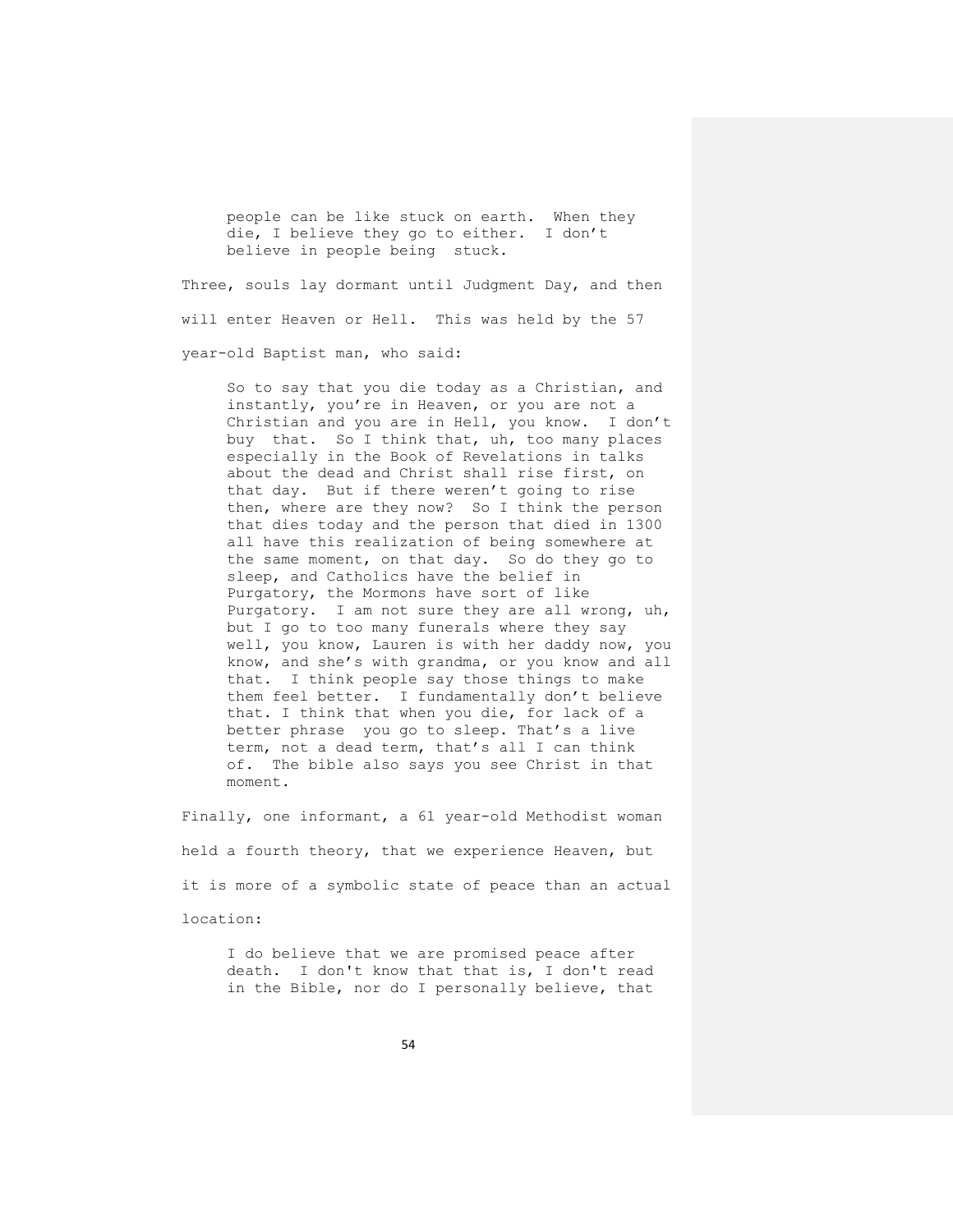> people can be like stuck on earth. When they die, I believe they go to either. I don't believe in people being stuck.

Three, souls lay dormant until Judgment Day, and then will enter Heaven or Hell. This was held by the 57 year-old Baptist man, who said:

> So to say that you die today as a Christian, and instantly, you're in Heaven, or you are not a Christian and you are in Hell, you know. I don't buy that. So I think that, uh, too many places especially in the Book of Revelations in talks about the dead and Christ shall rise first, on that day. But if there weren't going to rise then, where are they now? So I think the person that dies today and the person that died in 1300 all have this realization of being somewhere at the same moment, on that day. So do they go to sleep, and Catholics have the belief in Purgatory, the Mormons have sort of like Purgatory. I am not sure they are all wrong, uh, but I go to too many funerals where they say well, you know, Lauren is with her daddy now, you know, and she's with grandma, or you know and all that. I think people say those things to make them feel better. I fundamentally don't believe that. I think that when you die, for lack of a better phrase you go to sleep. That's a live term, not a dead term, that's all I can think of. The bible also says you see Christ in that moment.

Finally, one informant, a 61 year-old Methodist woman held a fourth theory, that we experience Heaven, but it is more of a symbolic state of peace than an actual location:

> I do believe that we are promised peace after death. I don't know that that is, I don't read in the Bible, nor do I personally believe, that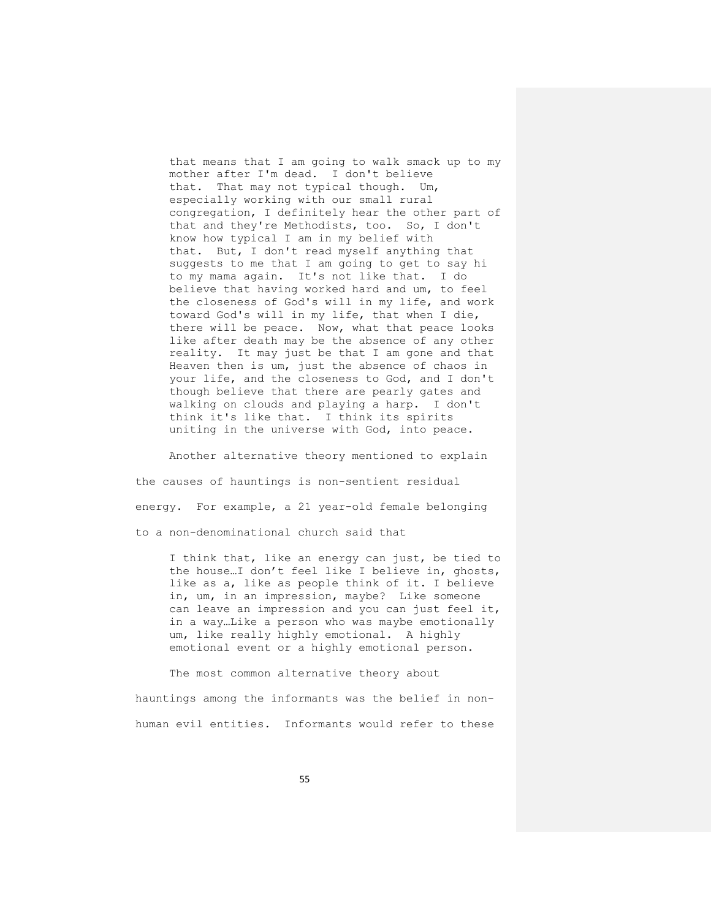> that means that I am going to walk smack up to my mother after I'm dead. I don't believe that. That may not typical though. Um, especially working with our small rural congregation, I definitely hear the other part of that and they're Methodists, too. So, I don't know how typical I am in my belief with that. But, I don't read myself anything that suggests to me that I am going to get to say hi to my mama again. It's not like that. I do believe that having worked hard and um, to feel the closeness of God's will in my life, and work toward God's will in my life, that when I die, there will be peace. Now, what that peace looks like after death may be the absence of any other reality. It may just be that I am gone and that Heaven then is um, just the absence of chaos in your life, and the closeness to God, and I don't though believe that there are pearly gates and walking on clouds and playing a harp. I don't think it's like that. I think its spirits uniting in the universe with God, into peace.

Another alternative theory mentioned to explain the causes of hauntings is non-sentient residual energy. For example, a 21 year-old female belonging to a non-denominational church said that

> I think that, like an energy can just, be tied to the house…I don't feel like I believe in, ghosts, like as a, like as people think of it. I believe in, um, in an impression, maybe? Like someone can leave an impression and you can just feel it, in a way…Like a person who was maybe emotionally um, like really highly emotional. A highly emotional event or a highly emotional person.

The most common alternative theory about hauntings among the informants was the belief in non-human evil entities. Informants would refer to these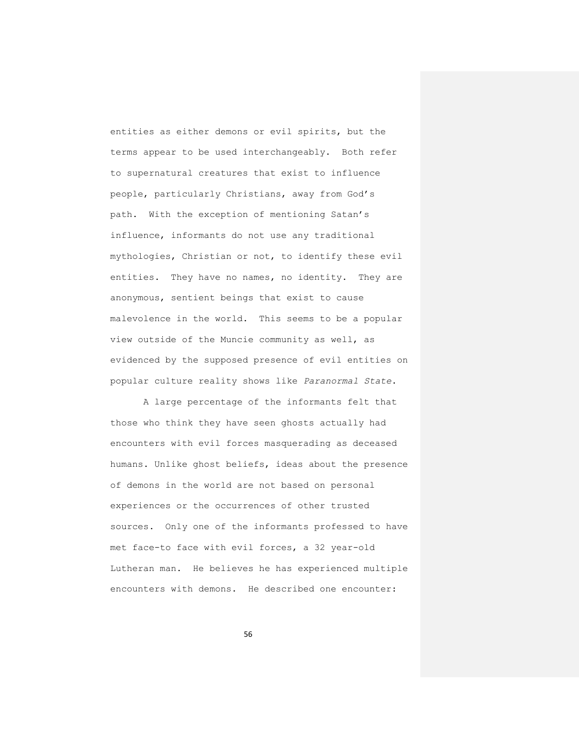entities as either demons or evil spirits, but the terms appear to be used interchangeably. Both refer to supernatural creatures that exist to influence people, particularly Christians, away from God's path. With the exception of mentioning Satan's influence, informants do not use any traditional mythologies, Christian or not, to identify these evil entities. They have no names, no identity. They are anonymous, sentient beings that exist to cause malevolence in the world. This seems to be a popular view outside of the Muncie community as well, as evidenced by the supposed presence of evil entities on popular culture reality shows like *Paranormal State*.

A large percentage of the informants felt that those who think they have seen ghosts actually had encounters with evil forces masquerading as deceased humans. Unlike ghost beliefs, ideas about the presence of demons in the world are not based on personal experiences or the occurrences of other trusted sources. Only one of the informants professed to have met face-to face with evil forces, a 32 year-old Lutheran man. He believes he has experienced multiple encounters with demons. He described one encounter: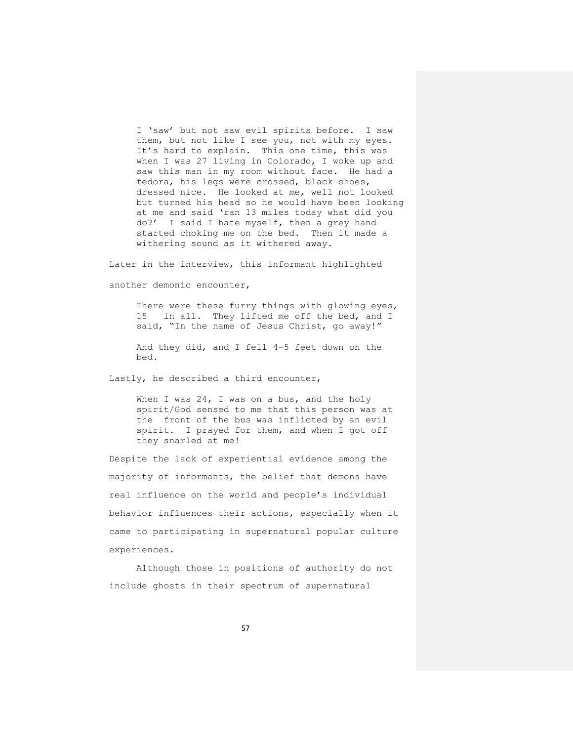> I 'saw' but not saw evil spirits before. I saw them, but not like I see you, not with my eyes. It's hard to explain. This one time, this was when I was 27 living in Colorado, I woke up and saw this man in my room without face. He had a fedora, his legs were crossed, black shoes, dressed nice. He looked at me, well not looked but turned his head so he would have been looking at me and said 'ran 13 miles today what did you do?' I said I hate myself, then a grey hand started choking me on the bed. Then it made a withering sound as it withered away.

Later in the interview, this informant highlighted another demonic encounter,

> There were these furry things with glowing eyes, 15 in all. They lifted me off the bed, and I said, "In the name of Jesus Christ, go away!"
>
> And they did, and I fell 4-5 feet down on the bed.

Lastly, he described a third encounter,

> When I was 24, I was on a bus, and the holy spirit/God sensed to me that this person was at the front of the bus was inflicted by an evil spirit. I prayed for them, and when I got off they snarled at me!

Despite the lack of experiential evidence among the majority of informants, the belief that demons have real influence on the world and people's individual behavior influences their actions, especially when it came to participating in supernatural popular culture experiences.

Although those in positions of authority do not include ghosts in their spectrum of supernatural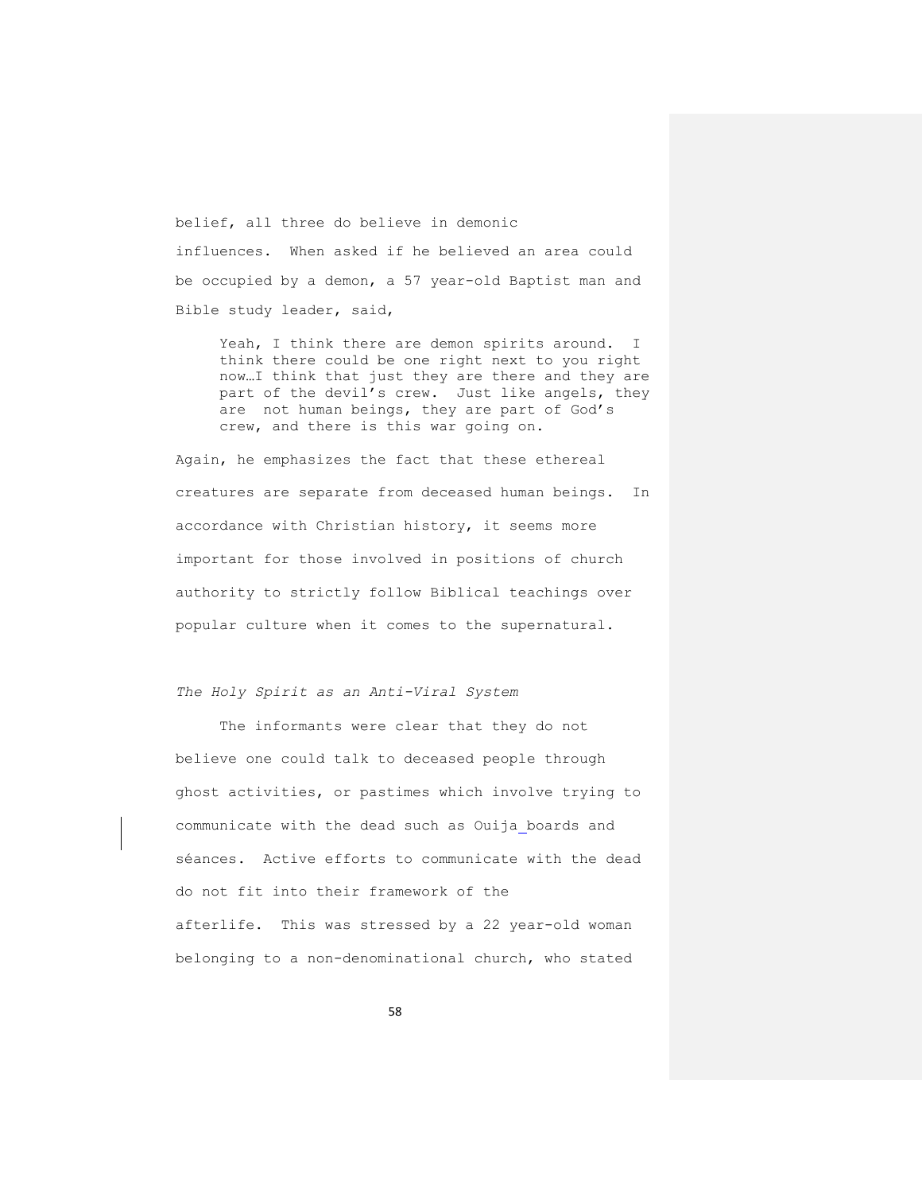belief, all three do believe in demonic influences. When asked if he believed an area could be occupied by a demon, a 57 year-old Baptist man and Bible study leader, said,

> Yeah, I think there are demon spirits around. I think there could be one right next to you right now…I think that just they are there and they are part of the devil's crew. Just like angels, they are not human beings, they are part of God's crew, and there is this war going on.

Again, he emphasizes the fact that these ethereal creatures are separate from deceased human beings. In accordance with Christian history, it seems more important for those involved in positions of church authority to strictly follow Biblical teachings over popular culture when it comes to the supernatural.

*The Holy Spirit as an Anti-Viral System*

The informants were clear that they do not believe one could talk to deceased people through ghost activities, or pastimes which involve trying to communicate with the dead such as Ouija_boards and séances. Active efforts to communicate with the dead do not fit into their framework of the afterlife. This was stressed by a 22 year-old woman belonging to a non-denominational church, who stated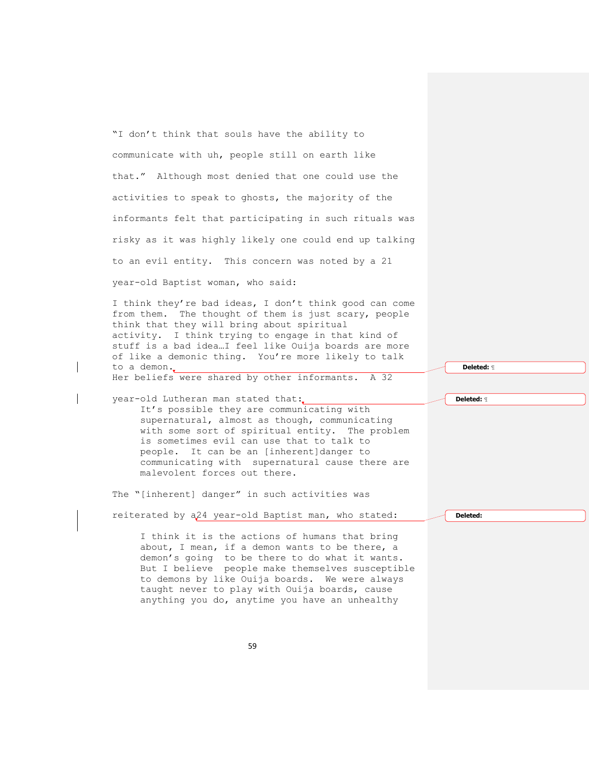"I don't think that souls have the ability to communicate with uh, people still on earth like that." Although most denied that one could use the activities to speak to ghosts, the majority of the informants felt that participating in such rituals was risky as it was highly likely one could end up talking to an evil entity. This concern was noted by a 21 year-old Baptist woman, who said:

> I think they're bad ideas, I don't think good can come from them. The thought of them is just scary, people think that they will bring about spiritual activity. I think trying to engage in that kind of stuff is a bad idea…I feel like Ouija boards are more of like a demonic thing. You're more likely to talk to a demon.

Her beliefs were shared by other informants. A 32 year-old Lutheran man stated that:

> It's possible they are communicating with supernatural, almost as though, communicating with some sort of spiritual entity. The problem is sometimes evil can use that to talk to people. It can be an [inherent]danger to communicating with supernatural cause there are malevolent forces out there.

The "[inherent] danger" in such activities was reiterated by a24 year-old Baptist man, who stated:

> I think it is the actions of humans that bring about, I mean, if a demon wants to be there, a demon's going to be there to do what it wants. But I believe people make themselves susceptible to demons by like Ouija boards. We were always taught never to play with Ouija boards, cause anything you do, anytime you have an unhealthy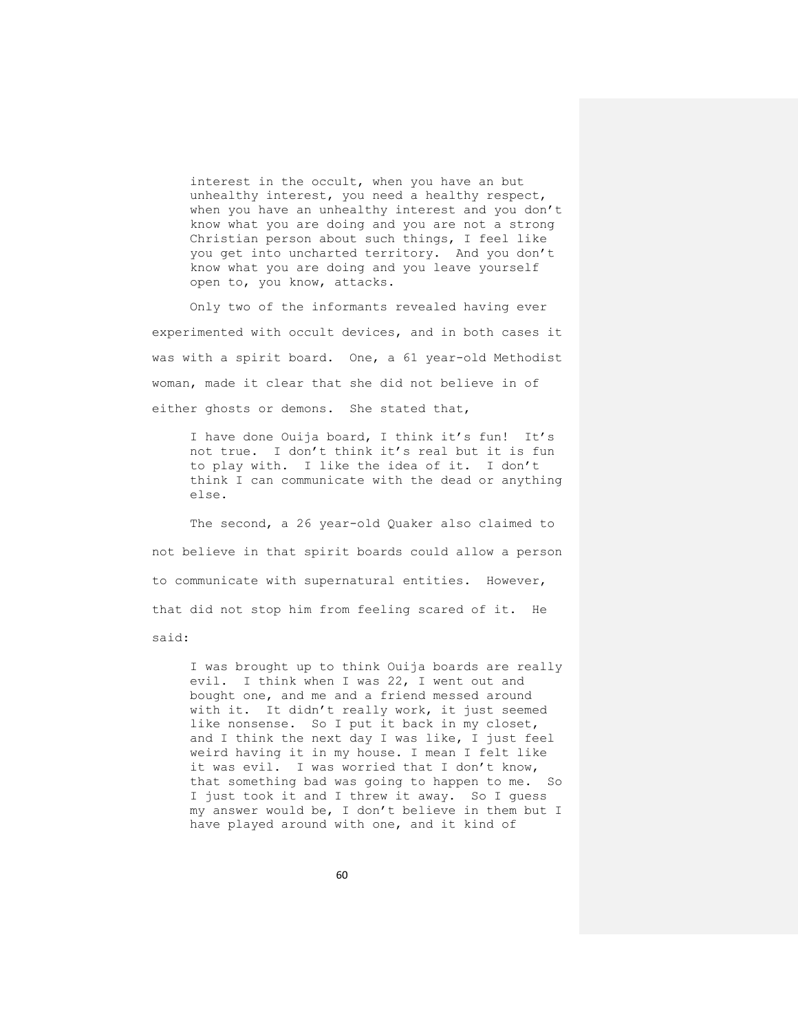> interest in the occult, when you have an but unhealthy interest, you need a healthy respect, when you have an unhealthy interest and you don't know what you are doing and you are not a strong Christian person about such things, I feel like you get into uncharted territory. And you don't know what you are doing and you leave yourself open to, you know, attacks.

Only two of the informants revealed having ever experimented with occult devices, and in both cases it was with a spirit board. One, a 61 year-old Methodist woman, made it clear that she did not believe in of either ghosts or demons. She stated that,

> I have done Ouija board, I think it's fun! It's not true. I don't think it's real but it is fun to play with. I like the idea of it. I don't think I can communicate with the dead or anything else.

The second, a 26 year-old Quaker also claimed to not believe in that spirit boards could allow a person to communicate with supernatural entities. However, that did not stop him from feeling scared of it. He said:

> I was brought up to think Ouija boards are really evil. I think when I was 22, I went out and bought one, and me and a friend messed around with it. It didn't really work, it just seemed like nonsense. So I put it back in my closet, and I think the next day I was like, I just feel weird having it in my house. I mean I felt like it was evil. I was worried that I don't know, that something bad was going to happen to me. So I just took it and I threw it away. So I guess my answer would be, I don't believe in them but I have played around with one, and it kind of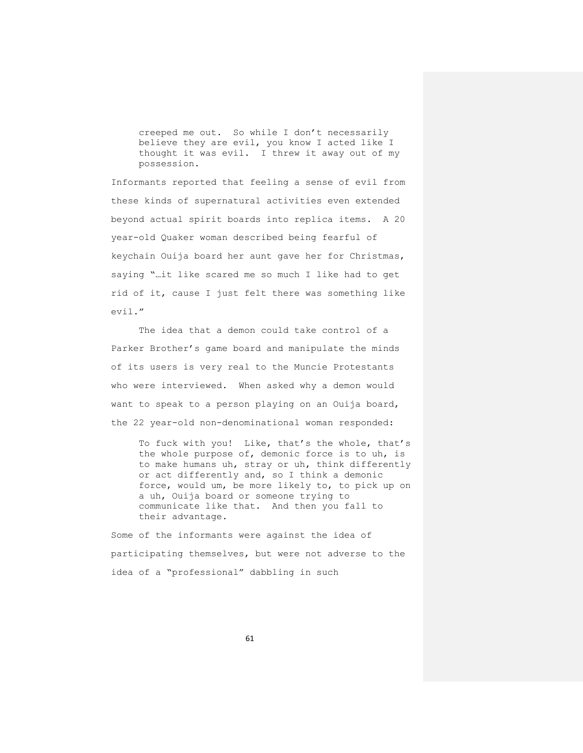> creeped me out. So while I don't necessarily believe they are evil, you know I acted like I thought it was evil. I threw it away out of my possession.

Informants reported that feeling a sense of evil from these kinds of supernatural activities even extended beyond actual spirit boards into replica items. A 20 year-old Quaker woman described being fearful of keychain Ouija board her aunt gave her for Christmas, saying "…it like scared me so much I like had to get rid of it, cause I just felt there was something like evil."

The idea that a demon could take control of a Parker Brother's game board and manipulate the minds of its users is very real to the Muncie Protestants who were interviewed. When asked why a demon would want to speak to a person playing on an Ouija board, the 22 year-old non-denominational woman responded:

> To fuck with you! Like, that's the whole, that's the whole purpose of, demonic force is to uh, is to make humans uh, stray or uh, think differently or act differently and, so I think a demonic force, would um, be more likely to, to pick up on a uh, Ouija board or someone trying to communicate like that. And then you fall to their advantage.

Some of the informants were against the idea of participating themselves, but were not adverse to the idea of a "professional" dabbling in such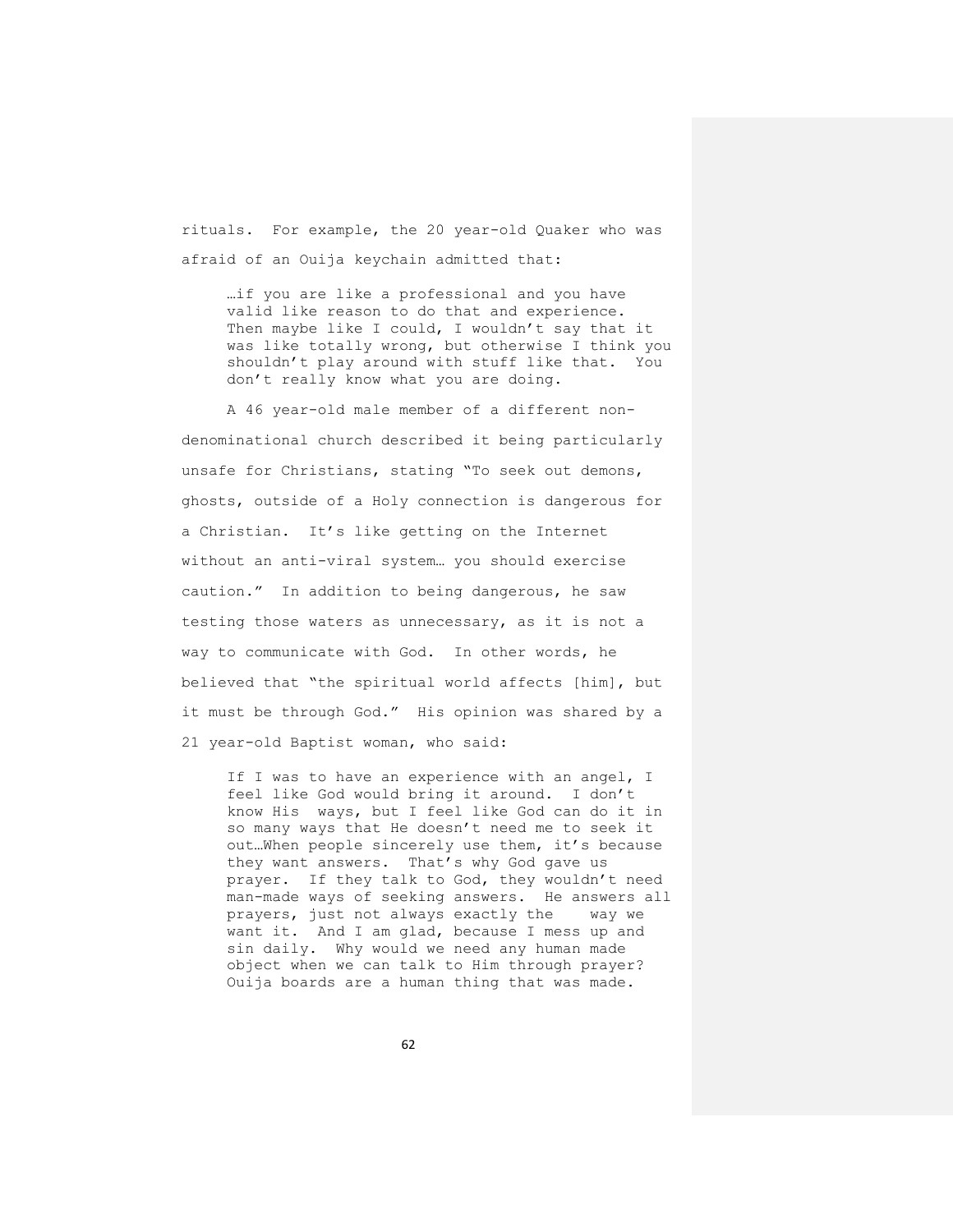rituals. For example, the 20 year-old Quaker who was afraid of an Ouija keychain admitted that:

> …if you are like a professional and you have valid like reason to do that and experience. Then maybe like I could, I wouldn't say that it was like totally wrong, but otherwise I think you shouldn't play around with stuff like that. You don't really know what you are doing.

A 46 year-old male member of a different non-denominational church described it being particularly unsafe for Christians, stating "To seek out demons, ghosts, outside of a Holy connection is dangerous for a Christian. It's like getting on the Internet without an anti-viral system… you should exercise caution." In addition to being dangerous, he saw testing those waters as unnecessary, as it is not a way to communicate with God. In other words, he believed that "the spiritual world affects [him], but it must be through God." His opinion was shared by a 21 year-old Baptist woman, who said:

> If I was to have an experience with an angel, I feel like God would bring it around. I don't know His ways, but I feel like God can do it in so many ways that He doesn't need me to seek it out…When people sincerely use them, it's because they want answers. That's why God gave us prayer. If they talk to God, they wouldn't need man-made ways of seeking answers. He answers all prayers, just not always exactly the way we want it. And I am glad, because I mess up and sin daily. Why would we need any human made object when we can talk to Him through prayer? Ouija boards are a human thing that was made.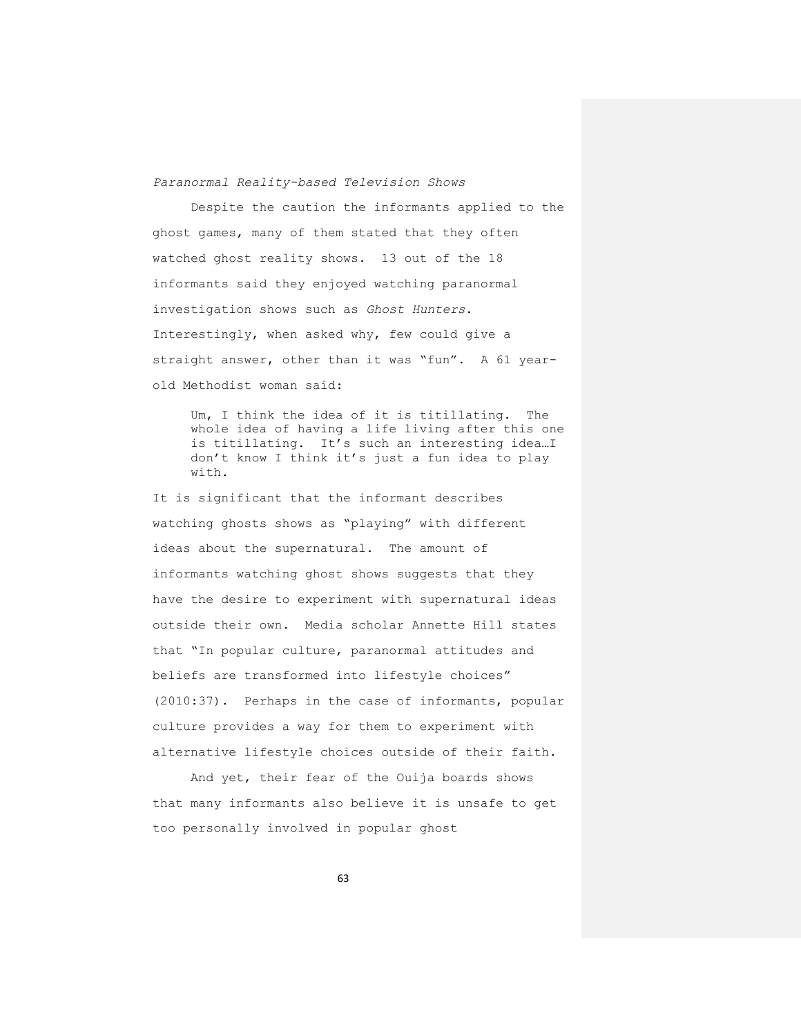*Paranormal Reality-based Television Shows*

Despite the caution the informants applied to the ghost games, many of them stated that they often watched ghost reality shows. 13 out of the 18 informants said they enjoyed watching paranormal investigation shows such as *Ghost Hunters*. Interestingly, when asked why, few could give a straight answer, other than it was "fun". A 61 year-old Methodist woman said:

> Um, I think the idea of it is titillating. The whole idea of having a life living after this one is titillating. It's such an interesting idea…I don't know I think it's just a fun idea to play with.

It is significant that the informant describes watching ghosts shows as "playing" with different ideas about the supernatural. The amount of informants watching ghost shows suggests that they have the desire to experiment with supernatural ideas outside their own. Media scholar Annette Hill states that "In popular culture, paranormal attitudes and beliefs are transformed into lifestyle choices" (2010:37). Perhaps in the case of informants, popular culture provides a way for them to experiment with alternative lifestyle choices outside of their faith.

And yet, their fear of the Ouija boards shows that many informants also believe it is unsafe to get too personally involved in popular ghost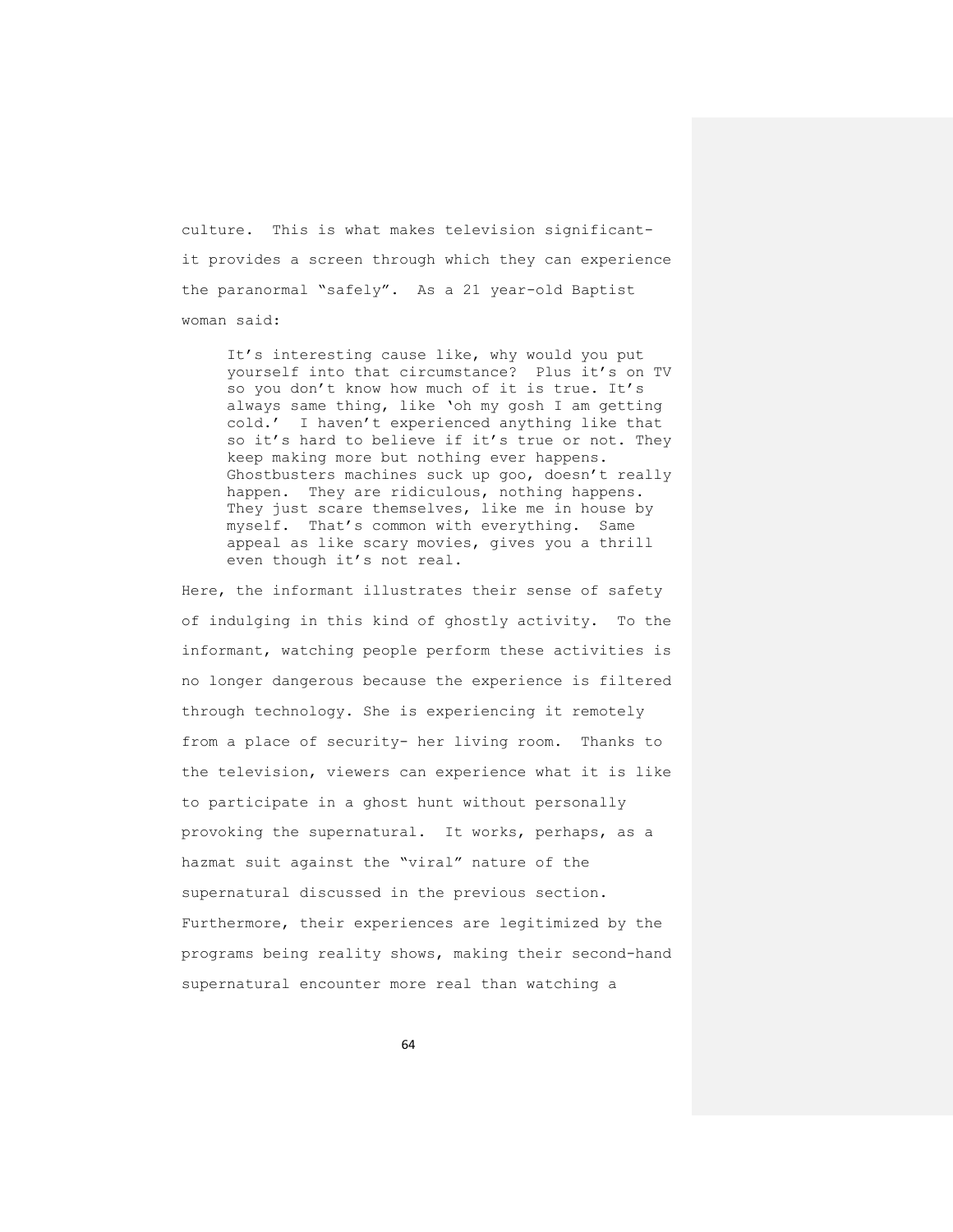culture. This is what makes television significant- it provides a screen through which they can experience the paranormal "safely". As a 21 year-old Baptist woman said:

> It's interesting cause like, why would you put yourself into that circumstance? Plus it's on TV so you don't know how much of it is true. It's always same thing, like 'oh my gosh I am getting cold.' I haven't experienced anything like that so it's hard to believe if it's true or not. They keep making more but nothing ever happens. Ghostbusters machines suck up goo, doesn't really happen. They are ridiculous, nothing happens. They just scare themselves, like me in house by myself. That's common with everything. Same appeal as like scary movies, gives you a thrill even though it's not real.

Here, the informant illustrates their sense of safety of indulging in this kind of ghostly activity. To the informant, watching people perform these activities is no longer dangerous because the experience is filtered through technology. She is experiencing it remotely from a place of security- her living room. Thanks to the television, viewers can experience what it is like to participate in a ghost hunt without personally provoking the supernatural. It works, perhaps, as a hazmat suit against the "viral" nature of the supernatural discussed in the previous section. Furthermore, their experiences are legitimized by the programs being reality shows, making their second-hand supernatural encounter more real than watching a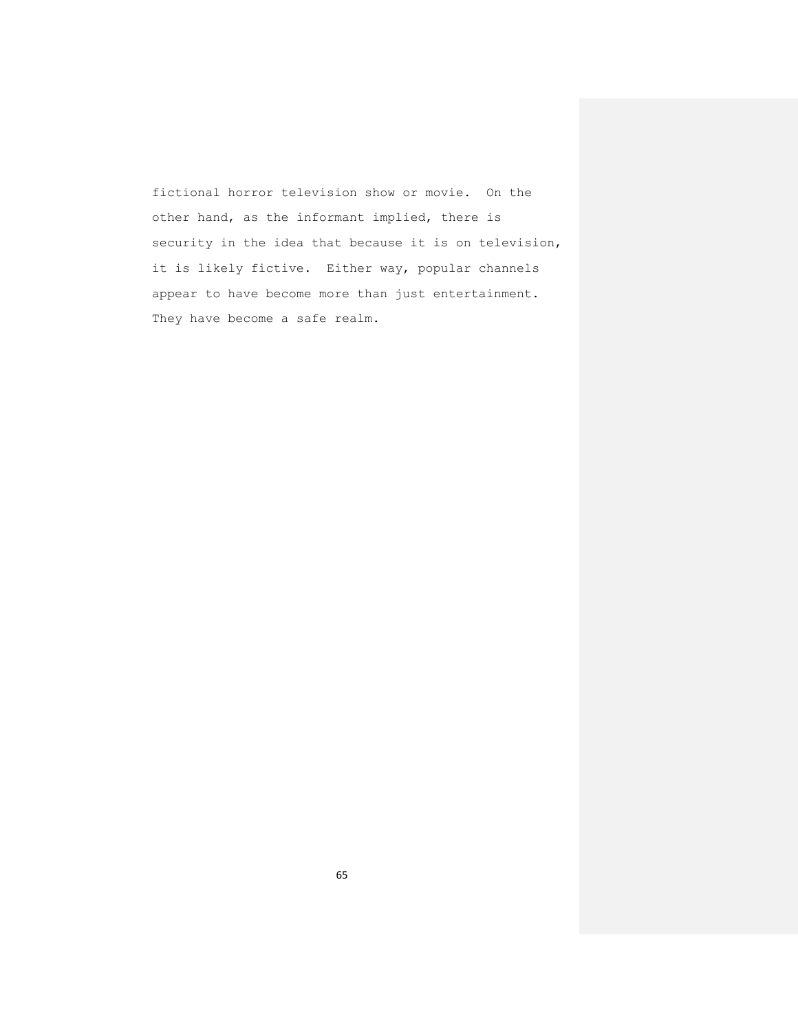fictional horror television show or movie. On the other hand, as the informant implied, there is security in the idea that because it is on television, it is likely fictive. Either way, popular channels appear to have become more than just entertainment. They have become a safe realm.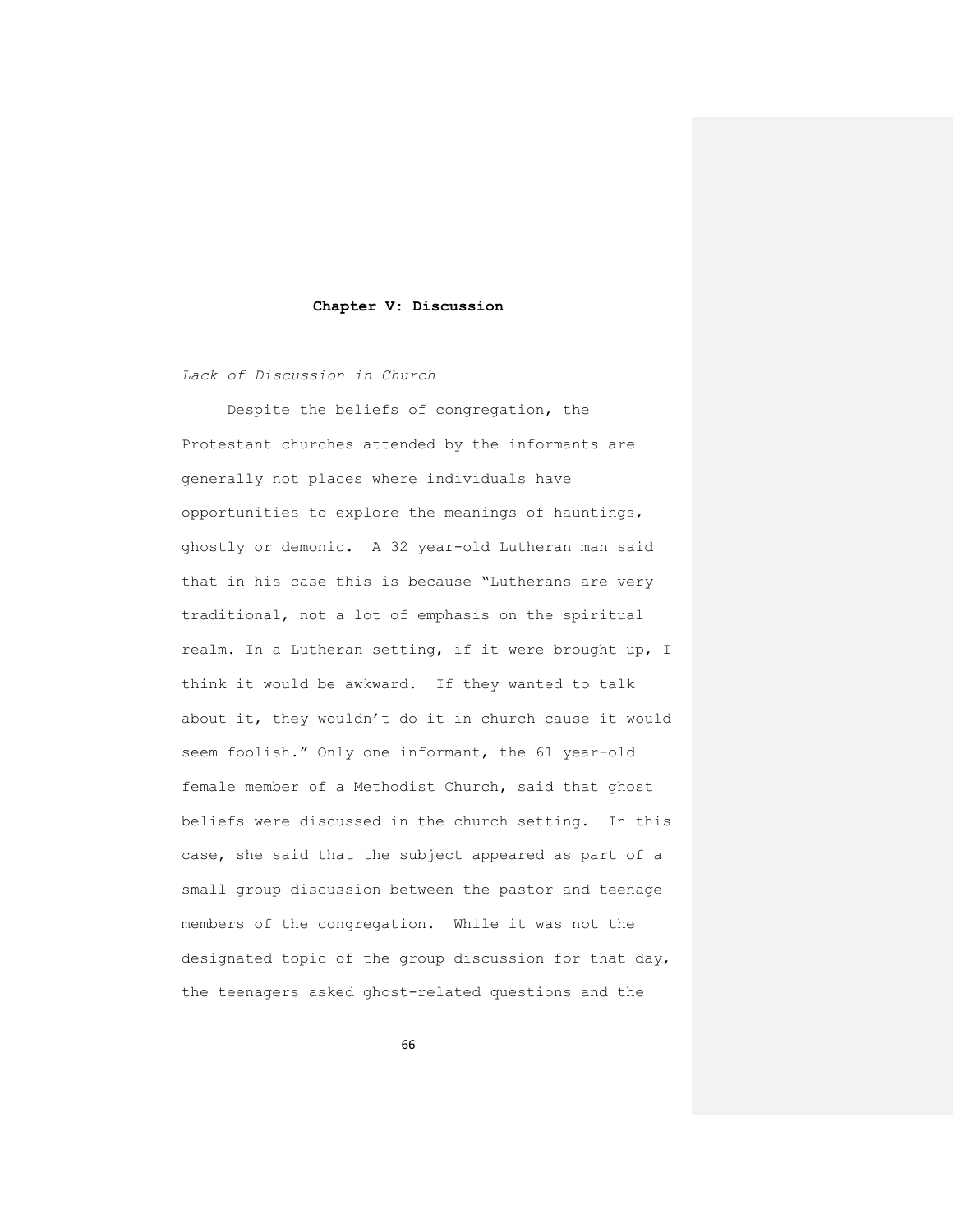## Chapter V: Discussion

*Lack of Discussion in Church*

Despite the beliefs of congregation, the Protestant churches attended by the informants are generally not places where individuals have opportunities to explore the meanings of hauntings, ghostly or demonic. A 32 year-old Lutheran man said that in his case this is because "Lutherans are very traditional, not a lot of emphasis on the spiritual realm. In a Lutheran setting, if it were brought up, I think it would be awkward. If they wanted to talk about it, they wouldn't do it in church cause it would seem foolish." Only one informant, the 61 year-old female member of a Methodist Church, said that ghost beliefs were discussed in the church setting. In this case, she said that the subject appeared as part of a small group discussion between the pastor and teenage members of the congregation. While it was not the designated topic of the group discussion for that day, the teenagers asked ghost-related questions and the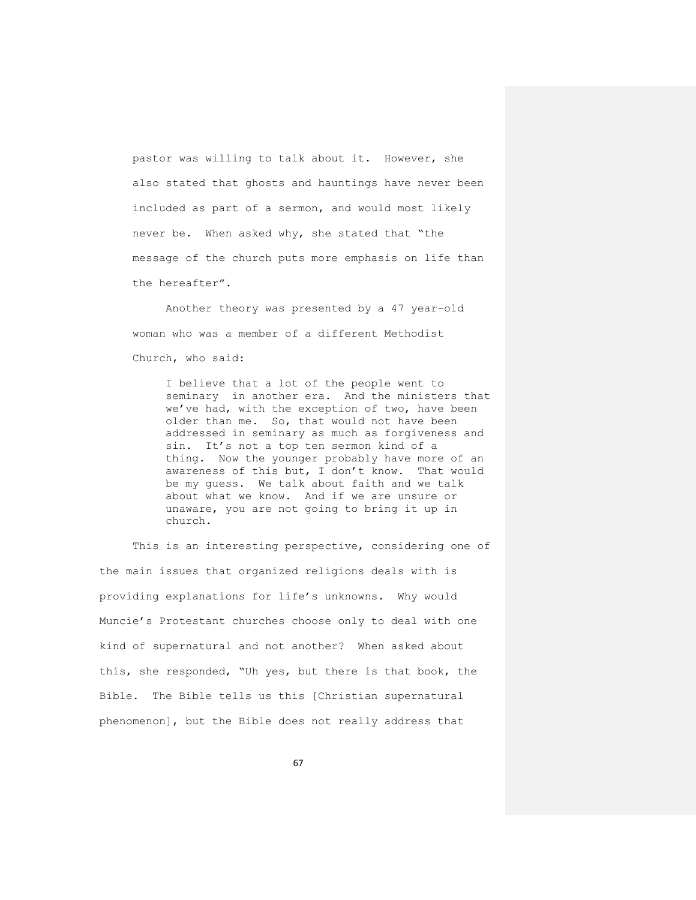pastor was willing to talk about it. However, she also stated that ghosts and hauntings have never been included as part of a sermon, and would most likely never be. When asked why, she stated that "the message of the church puts more emphasis on life than the hereafter".

Another theory was presented by a 47 year-old woman who was a member of a different Methodist Church, who said:

> I believe that a lot of the people went to seminary in another era. And the ministers that we've had, with the exception of two, have been older than me. So, that would not have been addressed in seminary as much as forgiveness and sin. It's not a top ten sermon kind of a thing. Now the younger probably have more of an awareness of this but, I don't know. That would be my guess. We talk about faith and we talk about what we know. And if we are unsure or unaware, you are not going to bring it up in church.

This is an interesting perspective, considering one of the main issues that organized religions deals with is providing explanations for life's unknowns. Why would Muncie's Protestant churches choose only to deal with one kind of supernatural and not another? When asked about this, she responded, "Uh yes, but there is that book, the Bible. The Bible tells us this [Christian supernatural phenomenon], but the Bible does not really address that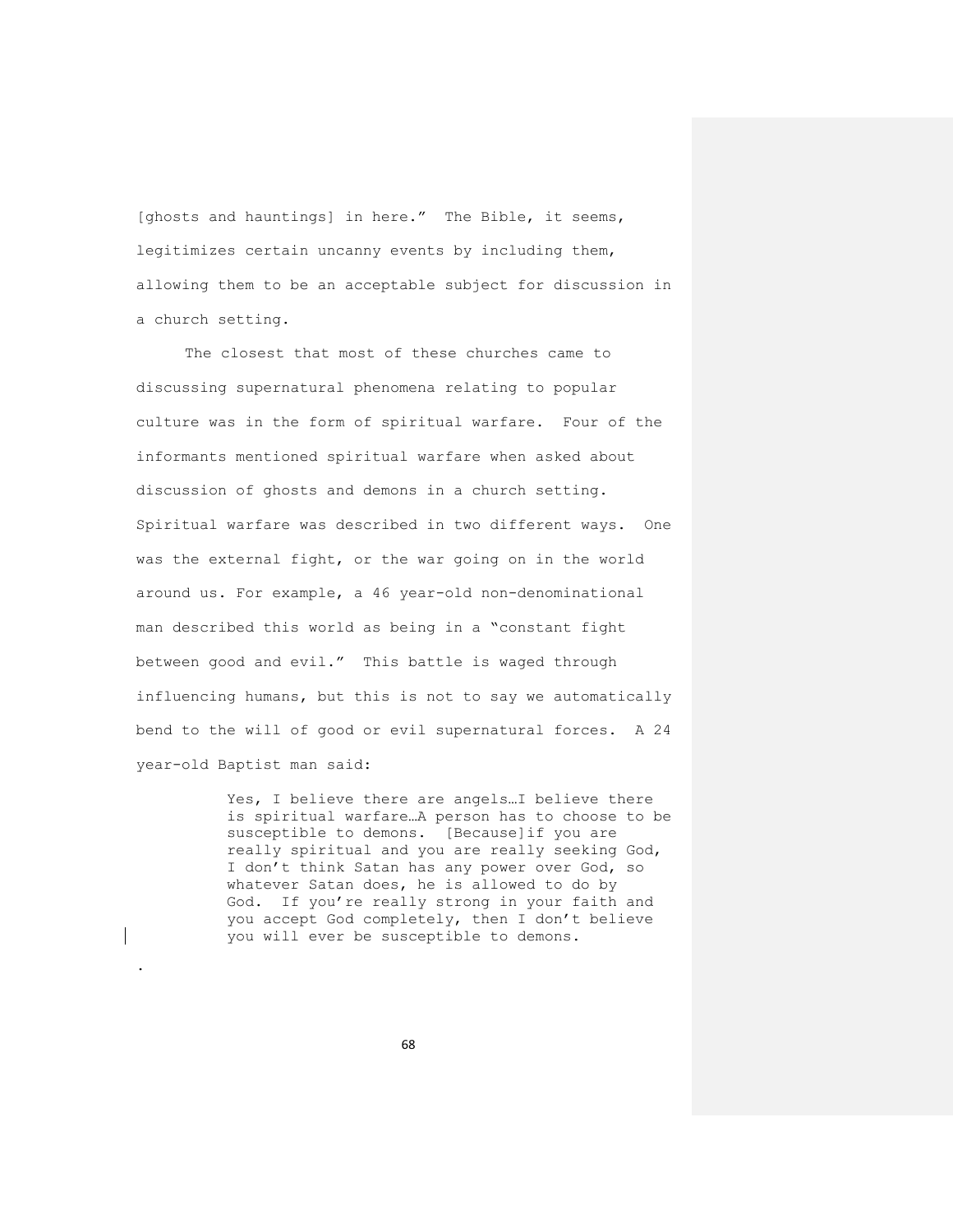[ghosts and hauntings] in here." The Bible, it seems, legitimizes certain uncanny events by including them, allowing them to be an acceptable subject for discussion in a church setting.

The closest that most of these churches came to discussing supernatural phenomena relating to popular culture was in the form of spiritual warfare. Four of the informants mentioned spiritual warfare when asked about discussion of ghosts and demons in a church setting. Spiritual warfare was described in two different ways. One was the external fight, or the war going on in the world around us. For example, a 46 year-old non-denominational man described this world as being in a "constant fight between good and evil." This battle is waged through influencing humans, but this is not to say we automatically bend to the will of good or evil supernatural forces. A 24 year-old Baptist man said:

> Yes, I believe there are angels…I believe there is spiritual warfare…A person has to choose to be susceptible to demons. [Because]if you are really spiritual and you are really seeking God, I don't think Satan has any power over God, so whatever Satan does, he is allowed to do by God. If you're really strong in your faith and you accept God completely, then I don't believe you will ever be susceptible to demons.

.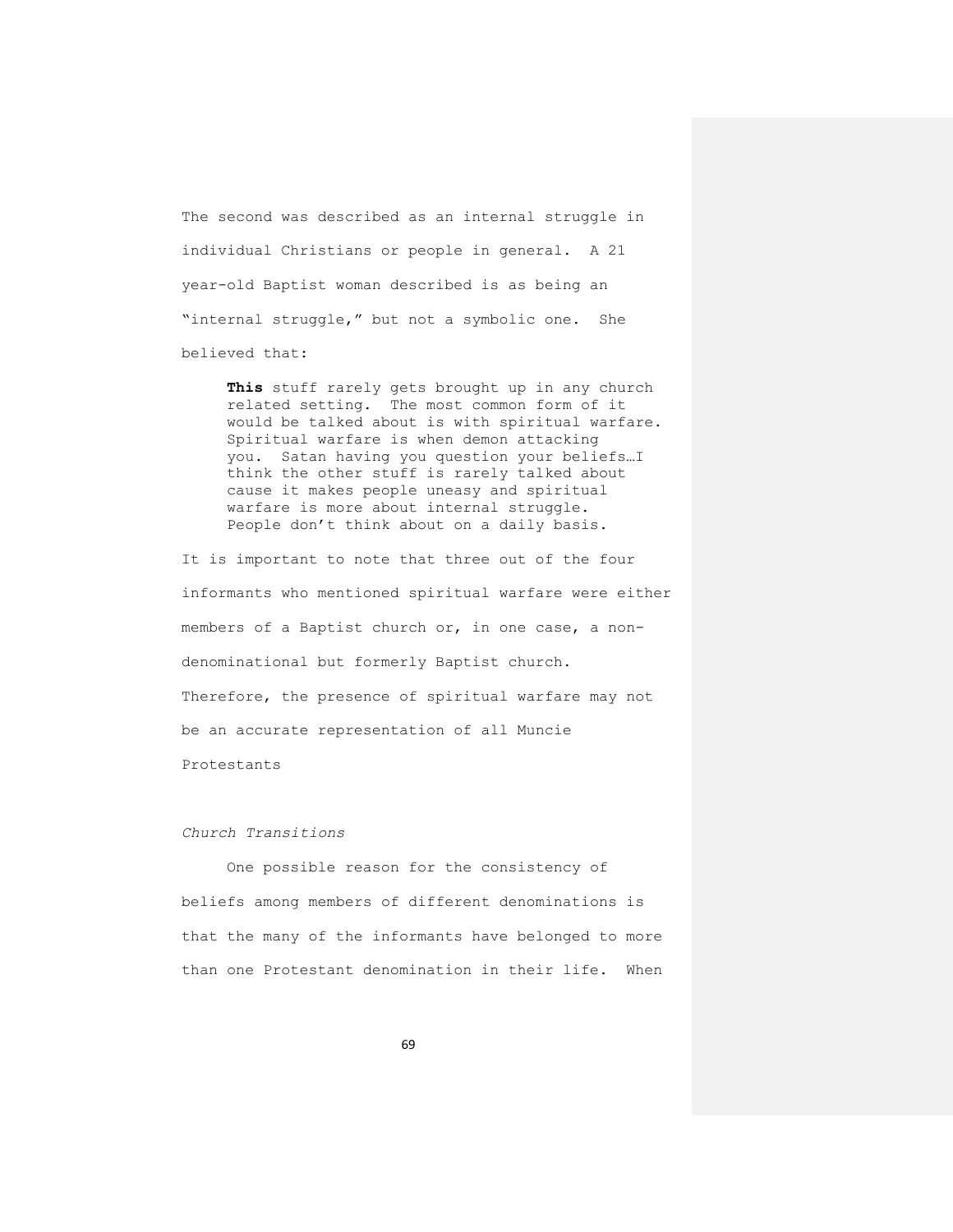The second was described as an internal struggle in individual Christians or people in general. A 21 year-old Baptist woman described is as being an "internal struggle," but not a symbolic one. She believed that:

> **This** stuff rarely gets brought up in any church related setting. The most common form of it would be talked about is with spiritual warfare. Spiritual warfare is when demon attacking you. Satan having you question your beliefs…I think the other stuff is rarely talked about cause it makes people uneasy and spiritual warfare is more about internal struggle. People don't think about on a daily basis.

It is important to note that three out of the four informants who mentioned spiritual warfare were either members of a Baptist church or, in one case, a non-denominational but formerly Baptist church. Therefore, the presence of spiritual warfare may not be an accurate representation of all Muncie Protestants

*Church Transitions*

One possible reason for the consistency of beliefs among members of different denominations is that the many of the informants have belonged to more than one Protestant denomination in their life. When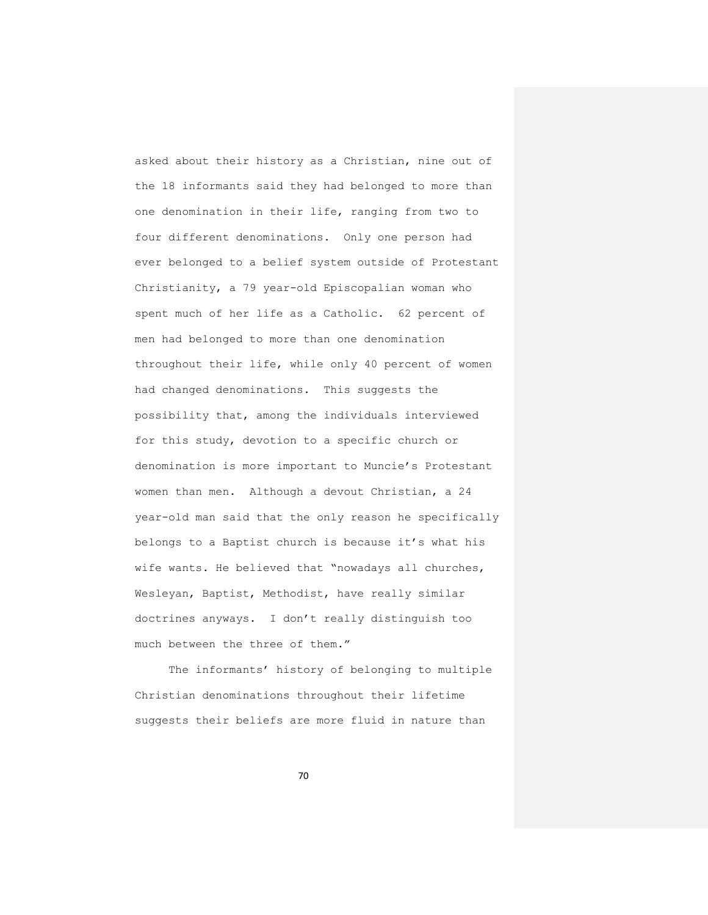asked about their history as a Christian, nine out of the 18 informants said they had belonged to more than one denomination in their life, ranging from two to four different denominations. Only one person had ever belonged to a belief system outside of Protestant Christianity, a 79 year-old Episcopalian woman who spent much of her life as a Catholic. 62 percent of men had belonged to more than one denomination throughout their life, while only 40 percent of women had changed denominations. This suggests the possibility that, among the individuals interviewed for this study, devotion to a specific church or denomination is more important to Muncie's Protestant women than men. Although a devout Christian, a 24 year-old man said that the only reason he specifically belongs to a Baptist church is because it's what his wife wants. He believed that "nowadays all churches, Wesleyan, Baptist, Methodist, have really similar doctrines anyways. I don't really distinguish too much between the three of them."

The informants' history of belonging to multiple Christian denominations throughout their lifetime suggests their beliefs are more fluid in nature than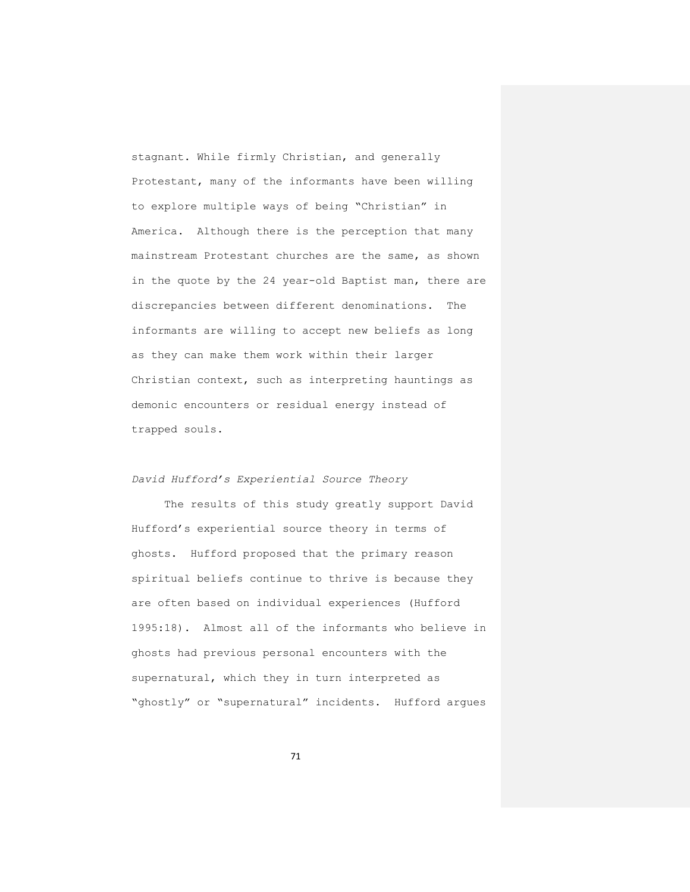stagnant. While firmly Christian, and generally Protestant, many of the informants have been willing to explore multiple ways of being "Christian" in America. Although there is the perception that many mainstream Protestant churches are the same, as shown in the quote by the 24 year-old Baptist man, there are discrepancies between different denominations. The informants are willing to accept new beliefs as long as they can make them work within their larger Christian context, such as interpreting hauntings as demonic encounters or residual energy instead of trapped souls.

*David Hufford's Experiential Source Theory*

The results of this study greatly support David Hufford's experiential source theory in terms of ghosts. Hufford proposed that the primary reason spiritual beliefs continue to thrive is because they are often based on individual experiences (Hufford 1995:18). Almost all of the informants who believe in ghosts had previous personal encounters with the supernatural, which they in turn interpreted as "ghostly" or "supernatural" incidents. Hufford argues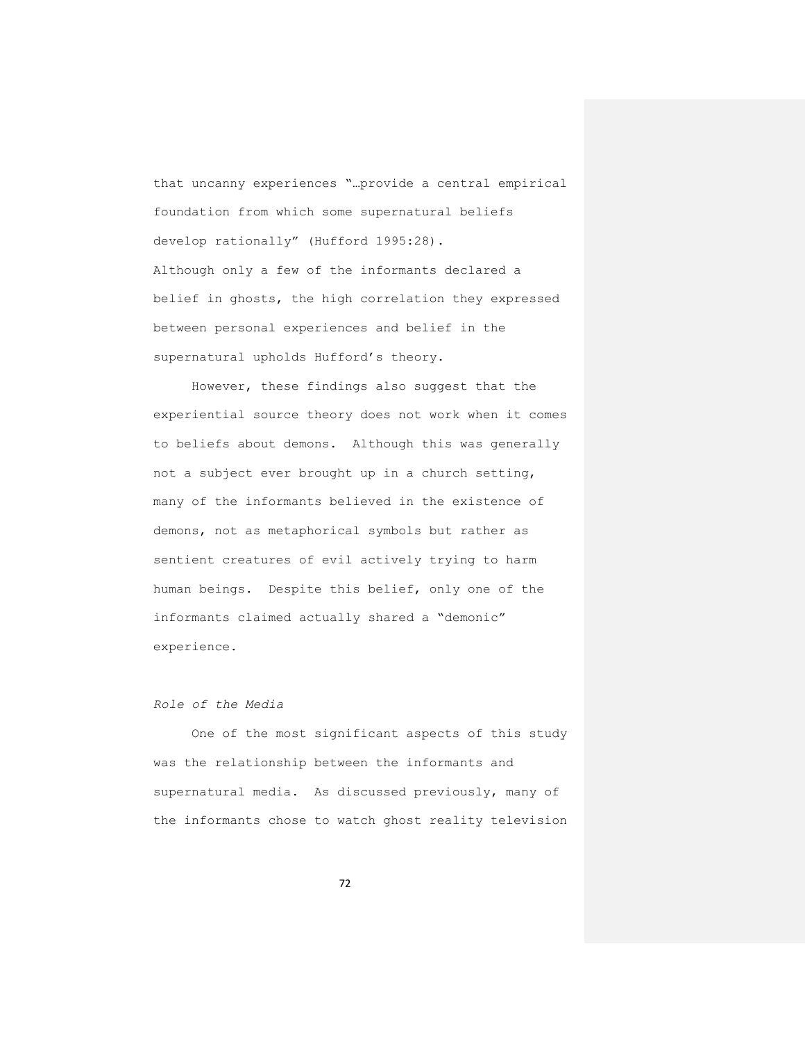that uncanny experiences "…provide a central empirical foundation from which some supernatural beliefs develop rationally" (Hufford 1995:28). Although only a few of the informants declared a belief in ghosts, the high correlation they expressed between personal experiences and belief in the supernatural upholds Hufford's theory.

However, these findings also suggest that the experiential source theory does not work when it comes to beliefs about demons. Although this was generally not a subject ever brought up in a church setting, many of the informants believed in the existence of demons, not as metaphorical symbols but rather as sentient creatures of evil actively trying to harm human beings. Despite this belief, only one of the informants claimed actually shared a "demonic" experience.

*Role of the Media*

One of the most significant aspects of this study was the relationship between the informants and supernatural media. As discussed previously, many of the informants chose to watch ghost reality television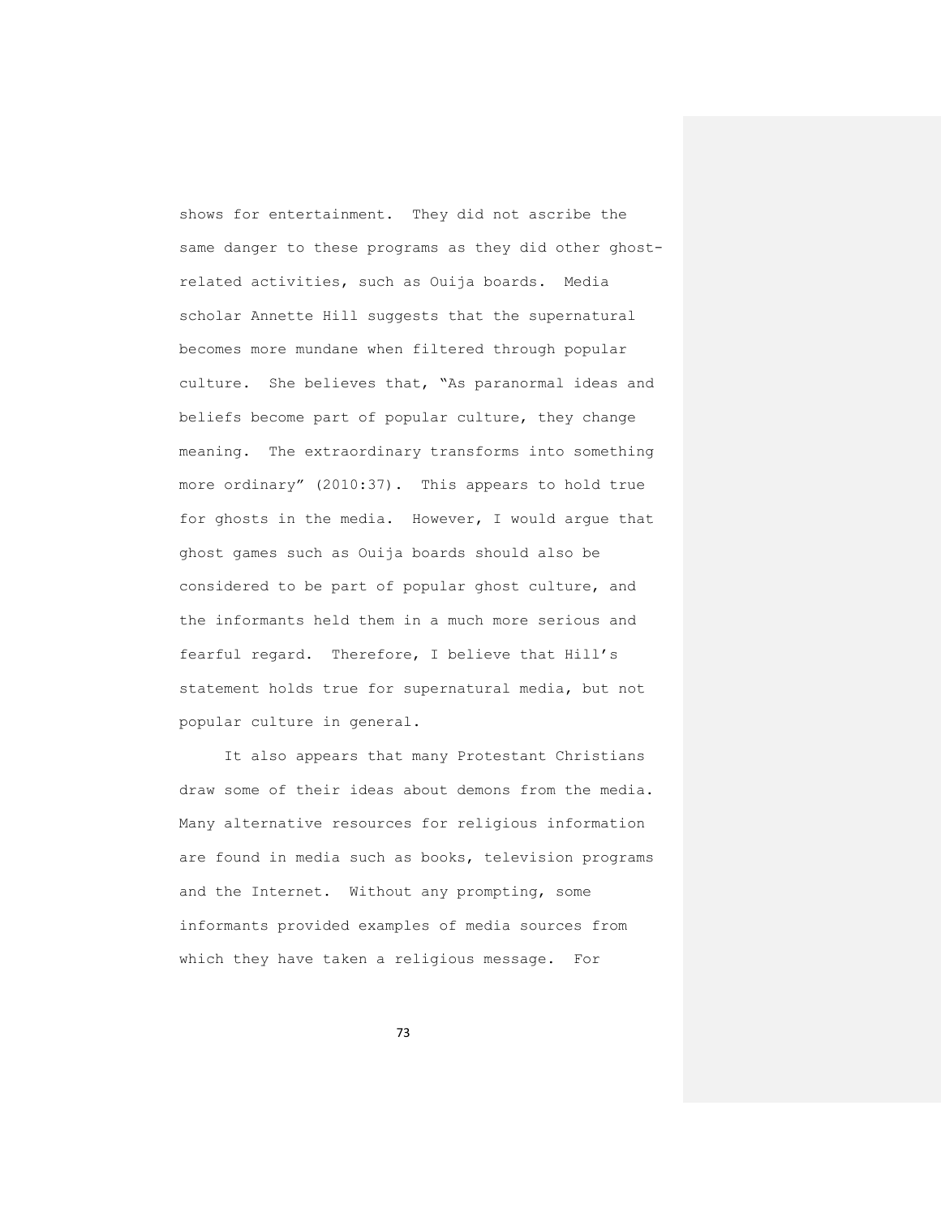shows for entertainment. They did not ascribe the same danger to these programs as they did other ghost-related activities, such as Ouija boards. Media scholar Annette Hill suggests that the supernatural becomes more mundane when filtered through popular culture. She believes that, "As paranormal ideas and beliefs become part of popular culture, they change meaning. The extraordinary transforms into something more ordinary" (2010:37). This appears to hold true for ghosts in the media. However, I would argue that ghost games such as Ouija boards should also be considered to be part of popular ghost culture, and the informants held them in a much more serious and fearful regard. Therefore, I believe that Hill's statement holds true for supernatural media, but not popular culture in general.

It also appears that many Protestant Christians draw some of their ideas about demons from the media. Many alternative resources for religious information are found in media such as books, television programs and the Internet. Without any prompting, some informants provided examples of media sources from which they have taken a religious message. For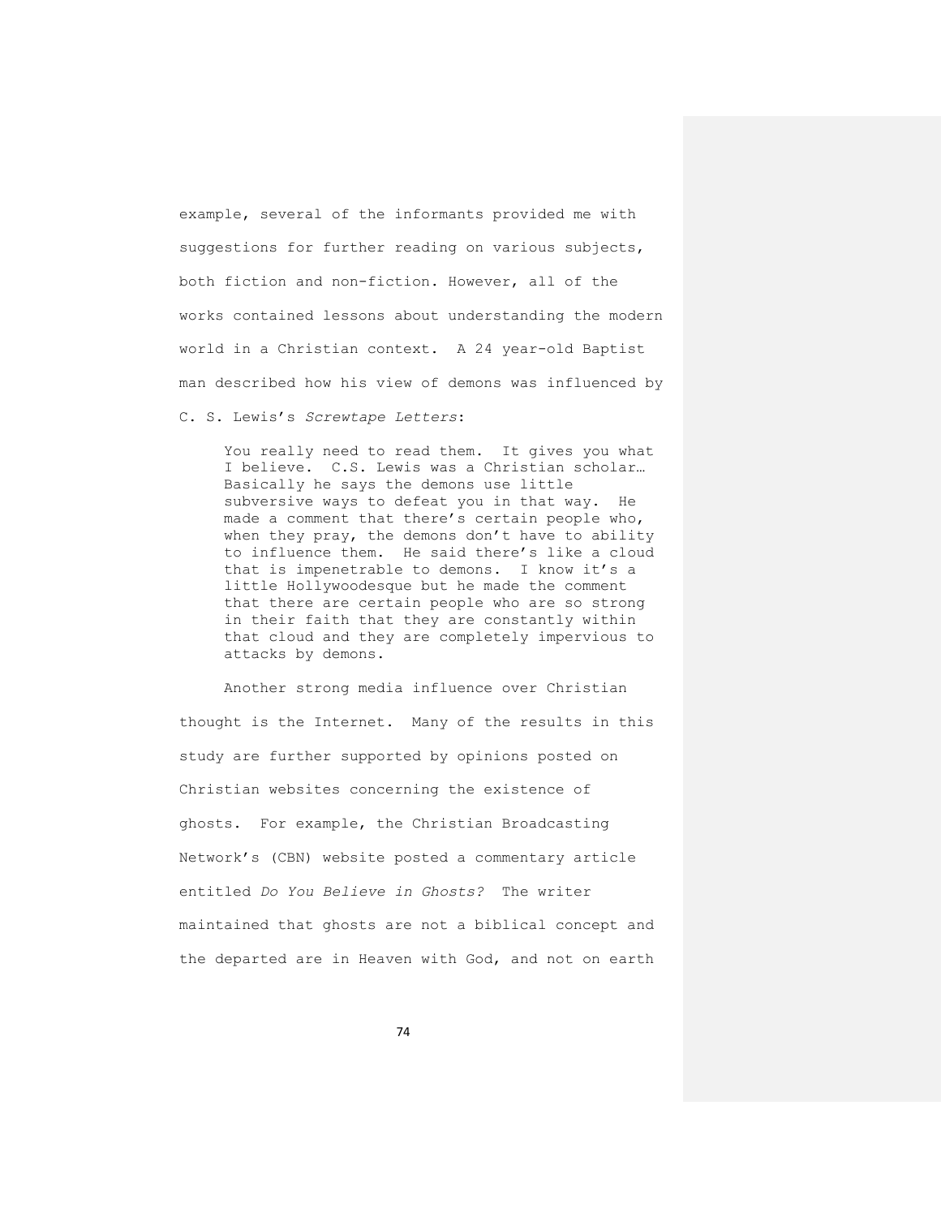example, several of the informants provided me with suggestions for further reading on various subjects, both fiction and non-fiction. However, all of the works contained lessons about understanding the modern world in a Christian context. A 24 year-old Baptist man described how his view of demons was influenced by C. S. Lewis's *Screwtape Letters*:

> You really need to read them. It gives you what I believe. C.S. Lewis was a Christian scholar… Basically he says the demons use little subversive ways to defeat you in that way. He made a comment that there's certain people who, when they pray, the demons don't have to ability to influence them. He said there's like a cloud that is impenetrable to demons. I know it's a little Hollywoodesque but he made the comment that there are certain people who are so strong in their faith that they are constantly within that cloud and they are completely impervious to attacks by demons.

Another strong media influence over Christian thought is the Internet. Many of the results in this study are further supported by opinions posted on Christian websites concerning the existence of ghosts. For example, the Christian Broadcasting Network's (CBN) website posted a commentary article entitled *Do You Believe in Ghosts?* The writer maintained that ghosts are not a biblical concept and the departed are in Heaven with God, and not on earth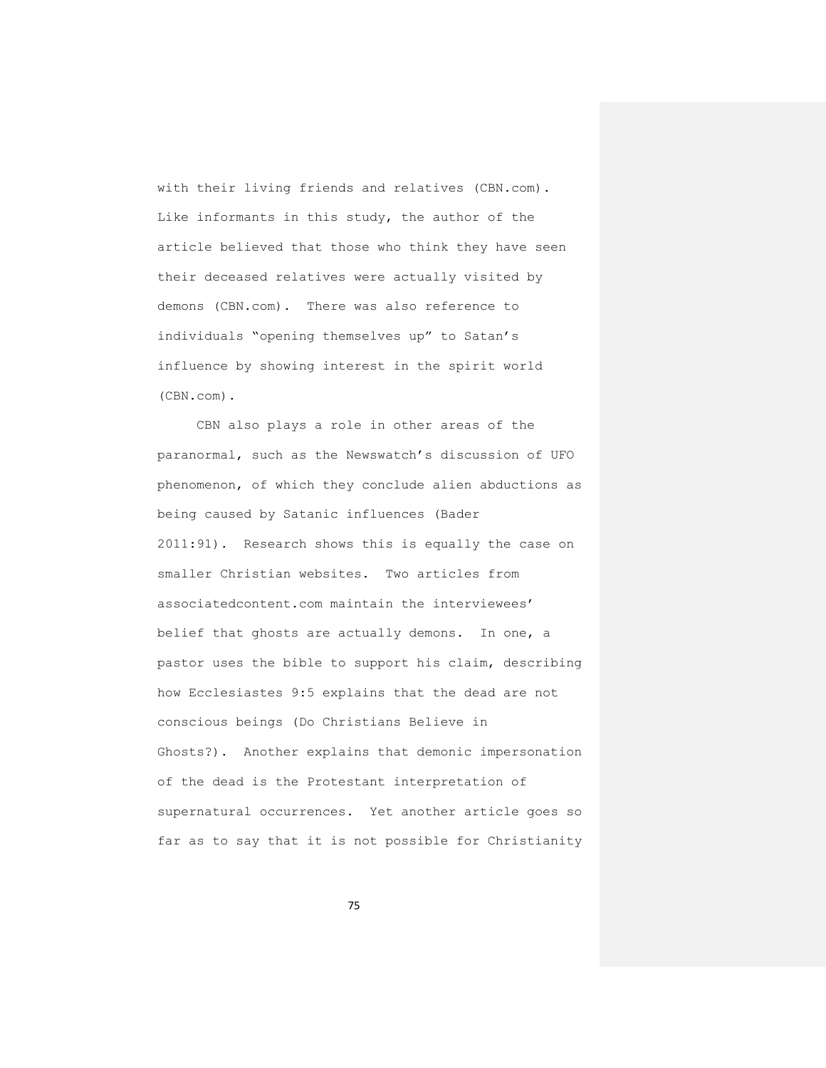with their living friends and relatives (CBN.com). Like informants in this study, the author of the article believed that those who think they have seen their deceased relatives were actually visited by demons (CBN.com). There was also reference to individuals "opening themselves up" to Satan's influence by showing interest in the spirit world (CBN.com).

CBN also plays a role in other areas of the paranormal, such as the Newswatch's discussion of UFO phenomenon, of which they conclude alien abductions as being caused by Satanic influences (Bader 2011:91). Research shows this is equally the case on smaller Christian websites. Two articles from associatedcontent.com maintain the interviewees' belief that ghosts are actually demons. In one, a pastor uses the bible to support his claim, describing how Ecclesiastes 9:5 explains that the dead are not conscious beings (Do Christians Believe in Ghosts?). Another explains that demonic impersonation of the dead is the Protestant interpretation of supernatural occurrences. Yet another article goes so far as to say that it is not possible for Christianity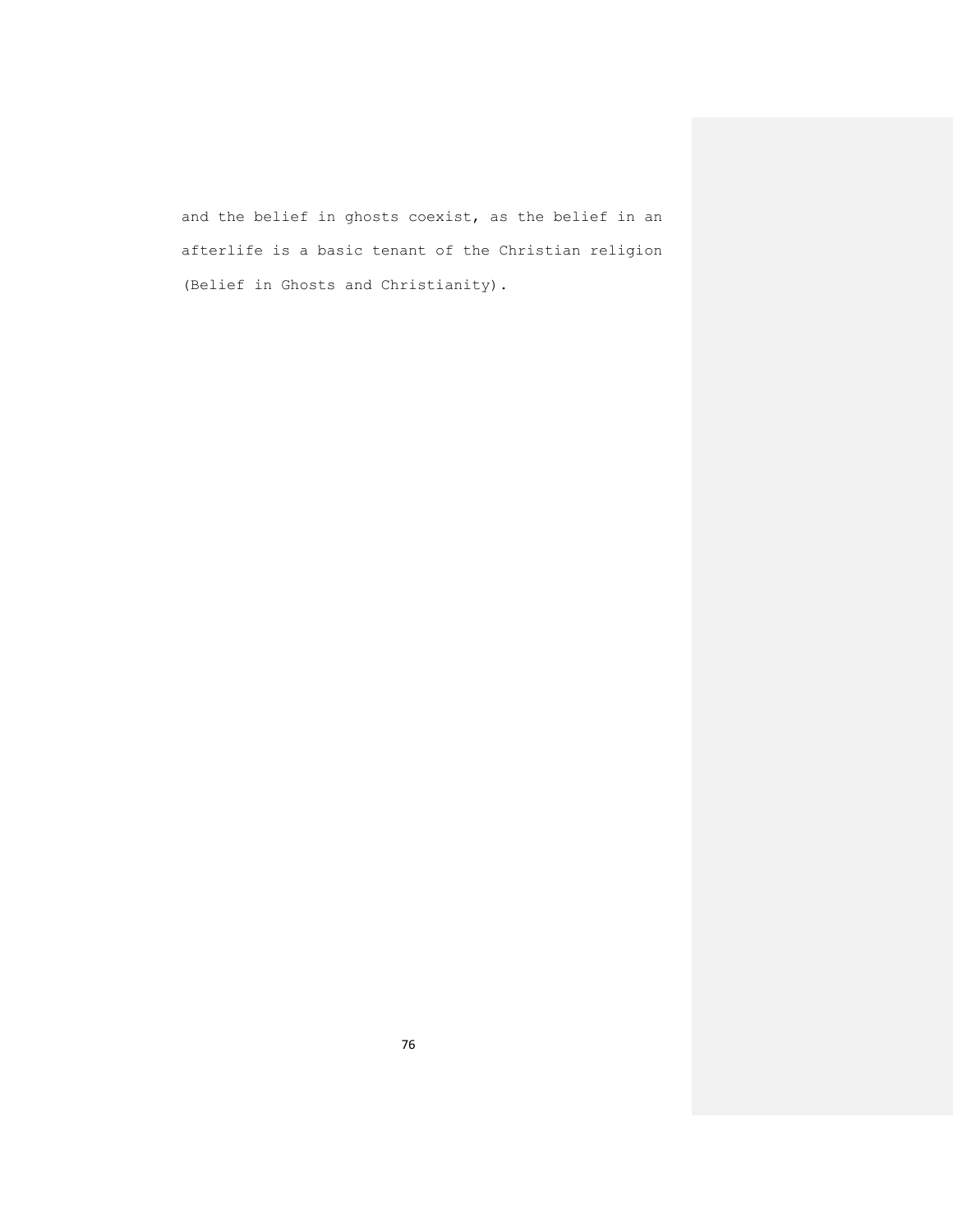and the belief in ghosts coexist, as the belief in an afterlife is a basic tenant of the Christian religion (Belief in Ghosts and Christianity).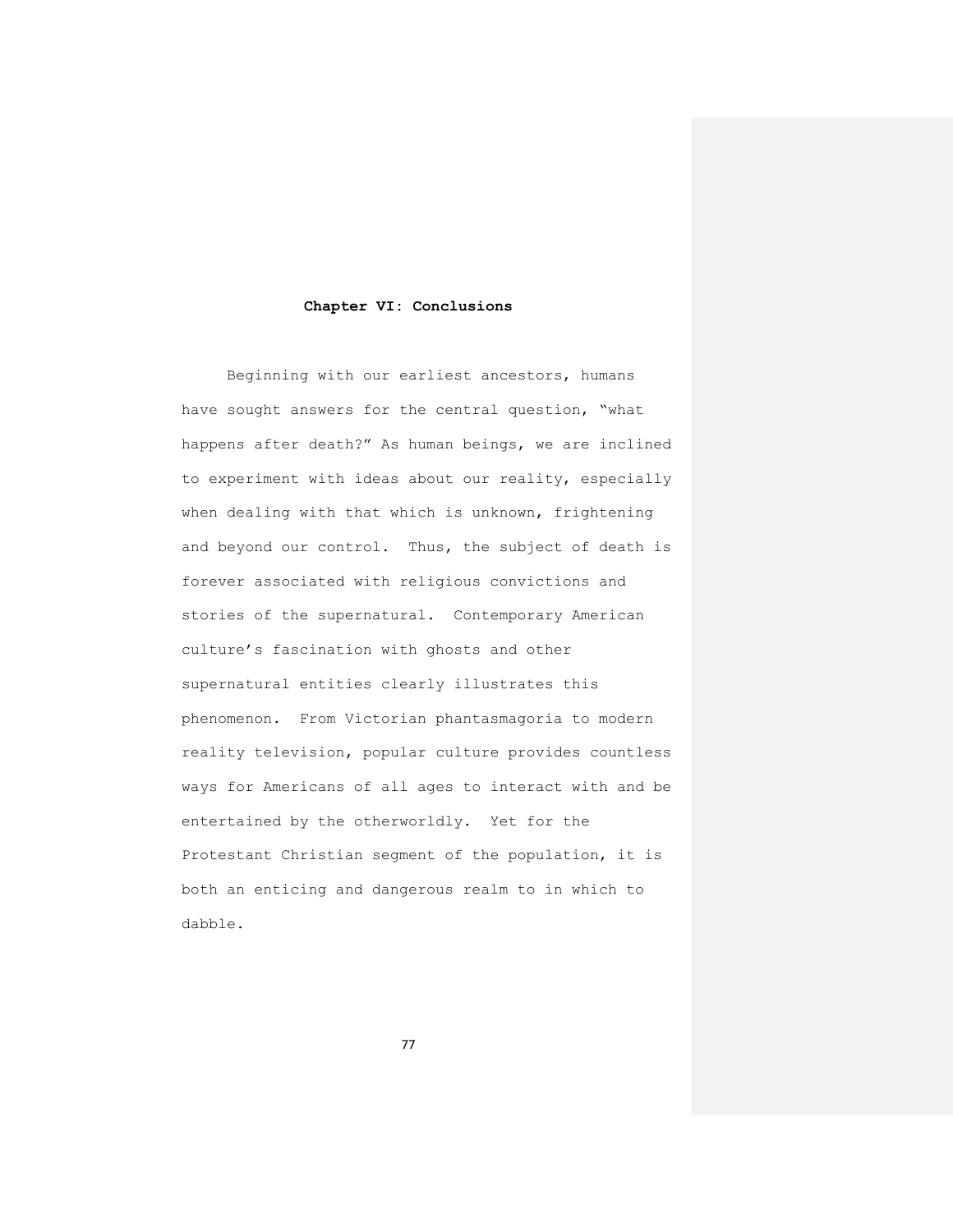# Chapter VI: Conclusions

Beginning with our earliest ancestors, humans have sought answers for the central question, "what happens after death?" As human beings, we are inclined to experiment with ideas about our reality, especially when dealing with that which is unknown, frightening and beyond our control. Thus, the subject of death is forever associated with religious convictions and stories of the supernatural. Contemporary American culture's fascination with ghosts and other supernatural entities clearly illustrates this phenomenon. From Victorian phantasmagoria to modern reality television, popular culture provides countless ways for Americans of all ages to interact with and be entertained by the otherworldly. Yet for the Protestant Christian segment of the population, it is both an enticing and dangerous realm to in which to dabble.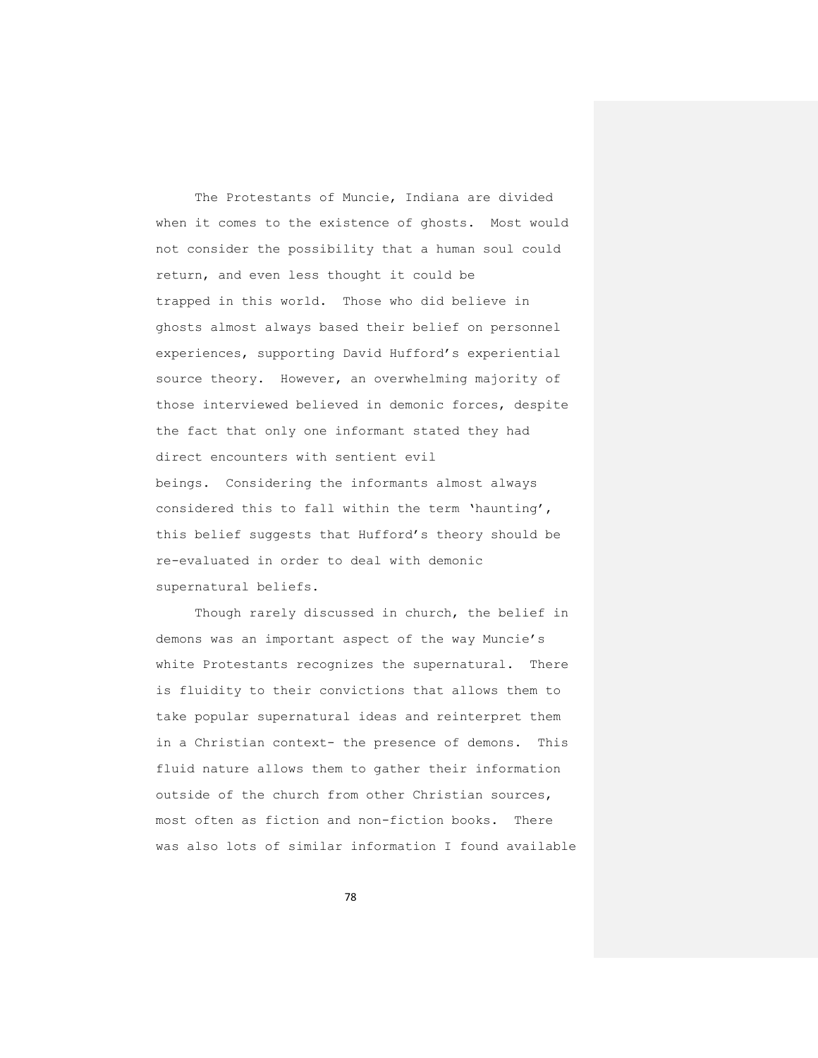The Protestants of Muncie, Indiana are divided when it comes to the existence of ghosts. Most would not consider the possibility that a human soul could return, and even less thought it could be trapped in this world. Those who did believe in ghosts almost always based their belief on personnel experiences, supporting David Hufford's experiential source theory. However, an overwhelming majority of those interviewed believed in demonic forces, despite the fact that only one informant stated they had direct encounters with sentient evil beings. Considering the informants almost always considered this to fall within the term 'haunting', this belief suggests that Hufford's theory should be re-evaluated in order to deal with demonic supernatural beliefs.

Though rarely discussed in church, the belief in demons was an important aspect of the way Muncie's white Protestants recognizes the supernatural. There is fluidity to their convictions that allows them to take popular supernatural ideas and reinterpret them in a Christian context- the presence of demons. This fluid nature allows them to gather their information outside of the church from other Christian sources, most often as fiction and non-fiction books. There was also lots of similar information I found available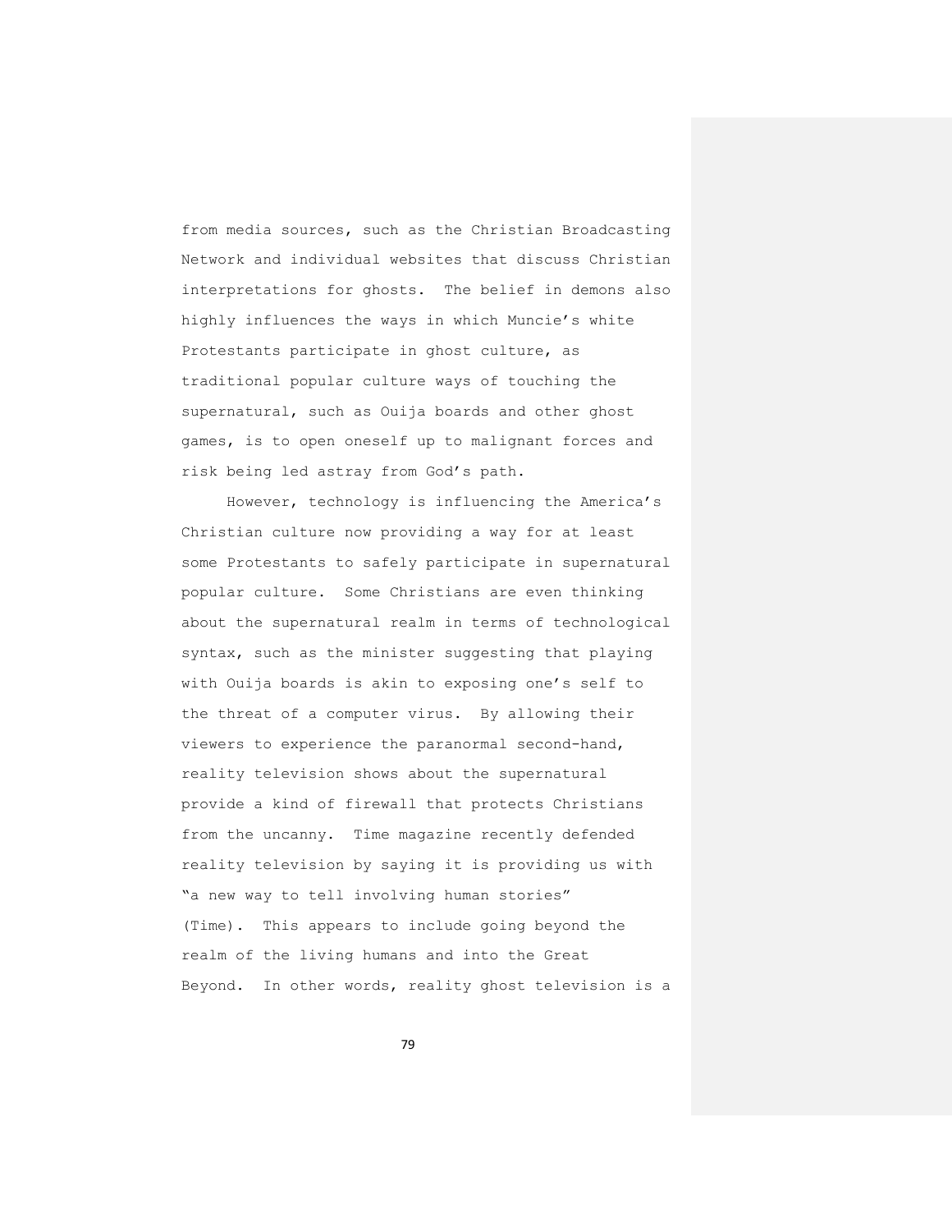from media sources, such as the Christian Broadcasting Network and individual websites that discuss Christian interpretations for ghosts. The belief in demons also highly influences the ways in which Muncie's white Protestants participate in ghost culture, as traditional popular culture ways of touching the supernatural, such as Ouija boards and other ghost games, is to open oneself up to malignant forces and risk being led astray from God's path.

However, technology is influencing the America's Christian culture now providing a way for at least some Protestants to safely participate in supernatural popular culture. Some Christians are even thinking about the supernatural realm in terms of technological syntax, such as the minister suggesting that playing with Ouija boards is akin to exposing one's self to the threat of a computer virus. By allowing their viewers to experience the paranormal second-hand, reality television shows about the supernatural provide a kind of firewall that protects Christians from the uncanny. Time magazine recently defended reality television by saying it is providing us with "a new way to tell involving human stories" (Time). This appears to include going beyond the realm of the living humans and into the Great Beyond. In other words, reality ghost television is a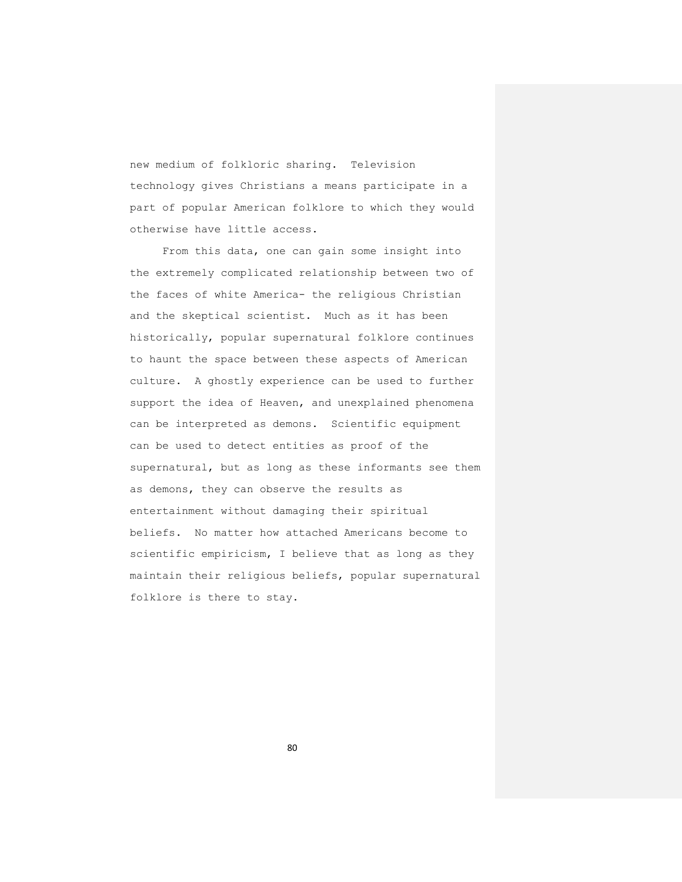new medium of folkloric sharing. Television technology gives Christians a means participate in a part of popular American folklore to which they would otherwise have little access.

From this data, one can gain some insight into the extremely complicated relationship between two of the faces of white America- the religious Christian and the skeptical scientist. Much as it has been historically, popular supernatural folklore continues to haunt the space between these aspects of American culture. A ghostly experience can be used to further support the idea of Heaven, and unexplained phenomena can be interpreted as demons. Scientific equipment can be used to detect entities as proof of the supernatural, but as long as these informants see them as demons, they can observe the results as entertainment without damaging their spiritual beliefs. No matter how attached Americans become to scientific empiricism, I believe that as long as they maintain their religious beliefs, popular supernatural folklore is there to stay.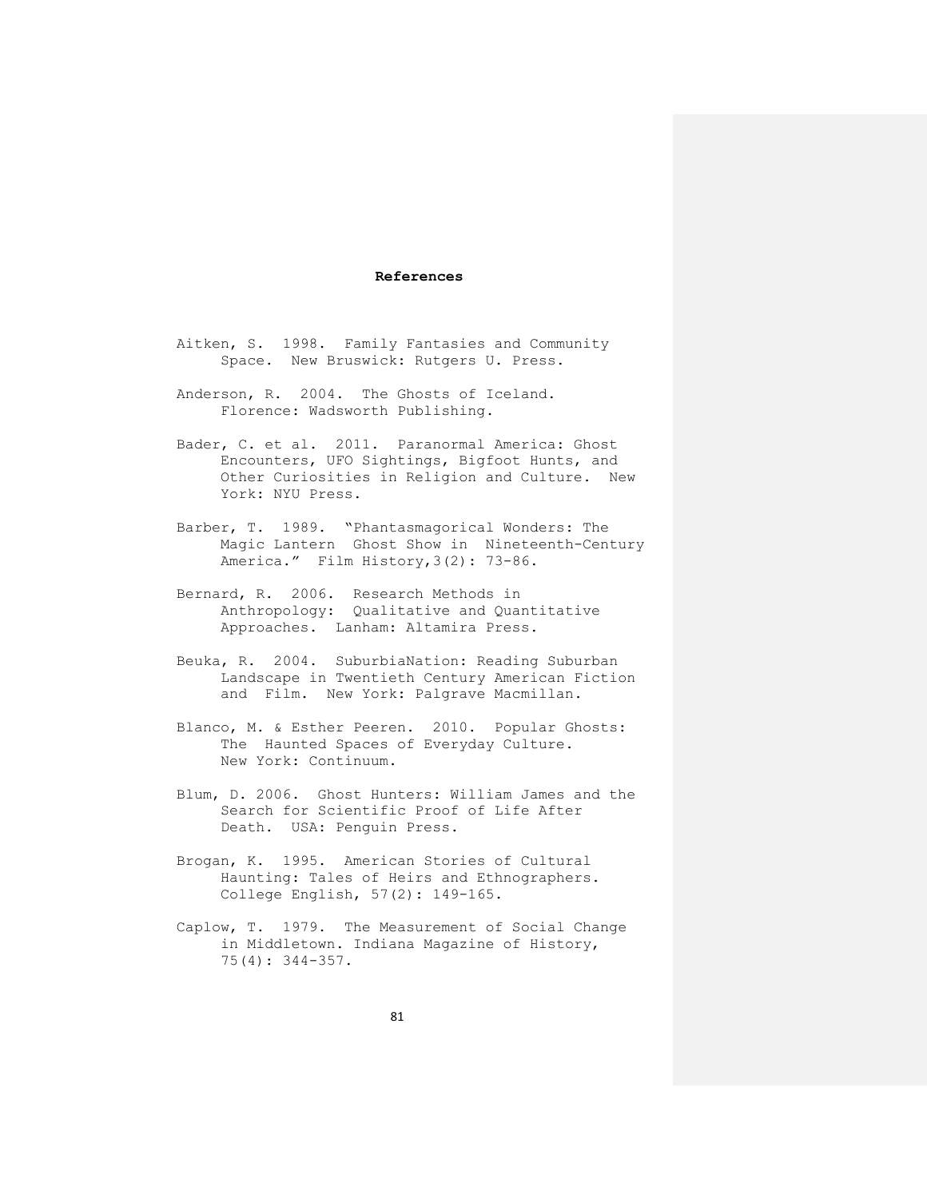# References

Aitken, S. 1998. Family Fantasies and Community Space. New Bruswick: Rutgers U. Press.

Anderson, R. 2004. The Ghosts of Iceland. Florence: Wadsworth Publishing.

Bader, C. et al. 2011. Paranormal America: Ghost Encounters, UFO Sightings, Bigfoot Hunts, and Other Curiosities in Religion and Culture. New York: NYU Press.

Barber, T. 1989. "Phantasmagorical Wonders: The Magic Lantern Ghost Show in Nineteenth-Century America." Film History, 3(2): 73-86.

Bernard, R. 2006. Research Methods in Anthropology: Qualitative and Quantitative Approaches. Lanham: Altamira Press.

Beuka, R. 2004. SuburbiaNation: Reading Suburban Landscape in Twentieth Century American Fiction and Film. New York: Palgrave Macmillan.

Blanco, M. & Esther Peeren. 2010. Popular Ghosts: The Haunted Spaces of Everyday Culture. New York: Continuum.

Blum, D. 2006. Ghost Hunters: William James and the Search for Scientific Proof of Life After Death. USA: Penguin Press.

Brogan, K. 1995. American Stories of Cultural Haunting: Tales of Heirs and Ethnographers. College English, 57(2): 149-165.

Caplow, T. 1979. The Measurement of Social Change in Middletown. Indiana Magazine of History, 75(4): 344-357.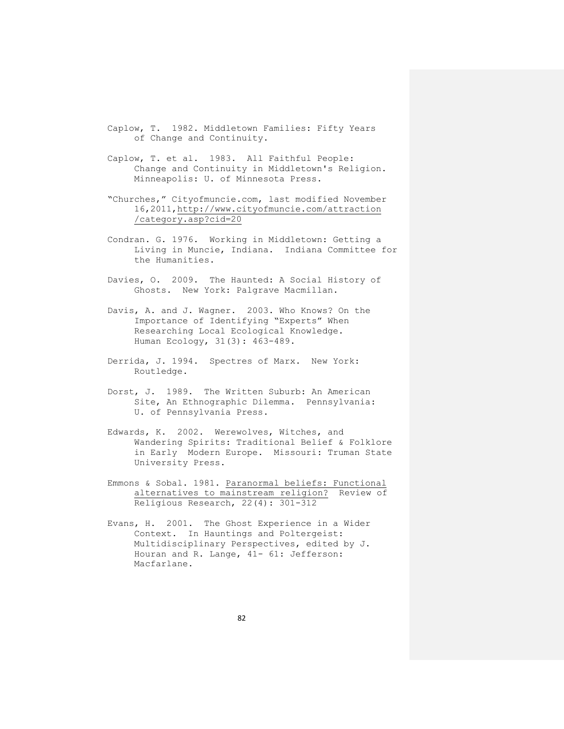Caplow, T. 1982. Middletown Families: Fifty Years of Change and Continuity.

Caplow, T. et al. 1983. All Faithful People: Change and Continuity in Middletown's Religion. Minneapolis: U. of Minnesota Press.

"Churches," Cityofmuncie.com, last modified November 16,2011,http://www.cityofmuncie.com/attraction/category.asp?cid=20

Condran. G. 1976. Working in Middletown: Getting a Living in Muncie, Indiana. Indiana Committee for the Humanities.

Davies, O. 2009. The Haunted: A Social History of Ghosts. New York: Palgrave Macmillan.

Davis, A. and J. Wagner. 2003. Who Knows? On the Importance of Identifying "Experts" When Researching Local Ecological Knowledge. Human Ecology, 31(3): 463-489.

Derrida, J. 1994. Spectres of Marx. New York: Routledge.

Dorst, J. 1989. The Written Suburb: An American Site, An Ethnographic Dilemma. Pennsylvania: U. of Pennsylvania Press.

Edwards, K. 2002. Werewolves, Witches, and Wandering Spirits: Traditional Belief & Folklore in Early Modern Europe. Missouri: Truman State University Press.

Emmons & Sobal. 1981. Paranormal beliefs: Functional alternatives to mainstream religion? Review of Religious Research, 22(4): 301-312

Evans, H. 2001. The Ghost Experience in a Wider Context. In Hauntings and Poltergeist: Multidisciplinary Perspectives, edited by J. Houran and R. Lange, 41- 61: Jefferson: Macfarlane.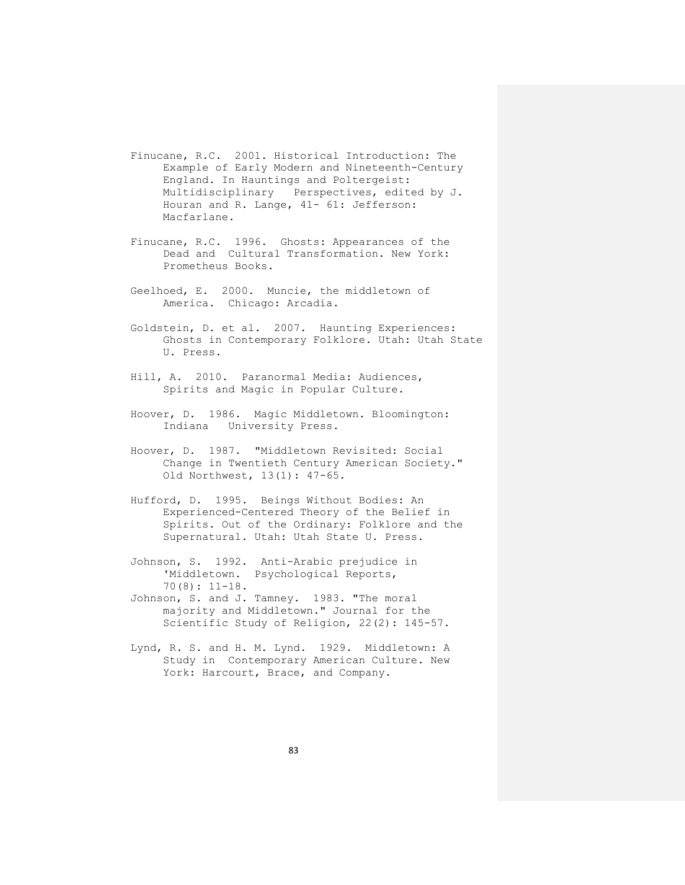Finucane, R.C. 2001. Historical Introduction: The Example of Early Modern and Nineteenth-Century England. In Hauntings and Poltergeist: Multidisciplinary Perspectives, edited by J. Houran and R. Lange, 41- 61: Jefferson: Macfarlane.

Finucane, R.C. 1996. Ghosts: Appearances of the Dead and Cultural Transformation. New York: Prometheus Books.

Geelhoed, E. 2000. Muncie, the middletown of America. Chicago: Arcadia.

Goldstein, D. et al. 2007. Haunting Experiences: Ghosts in Contemporary Folklore. Utah: Utah State U. Press.

Hill, A. 2010. Paranormal Media: Audiences, Spirits and Magic in Popular Culture.

Hoover, D. 1986. Magic Middletown. Bloomington: Indiana University Press.

Hoover, D. 1987. "Middletown Revisited: Social Change in Twentieth Century American Society." Old Northwest, 13(1): 47-65.

Hufford, D. 1995. Beings Without Bodies: An Experienced-Centered Theory of the Belief in Spirits. Out of the Ordinary: Folklore and the Supernatural. Utah: Utah State U. Press.

Johnson, S. 1992. Anti-Arabic prejudice in 'Middletown. Psychological Reports, 70(8): 11-18.

Johnson, S. and J. Tamney. 1983. "The moral majority and Middletown." Journal for the Scientific Study of Religion, 22(2): 145-57.

Lynd, R. S. and H. M. Lynd. 1929. Middletown: A Study in Contemporary American Culture. New York: Harcourt, Brace, and Company.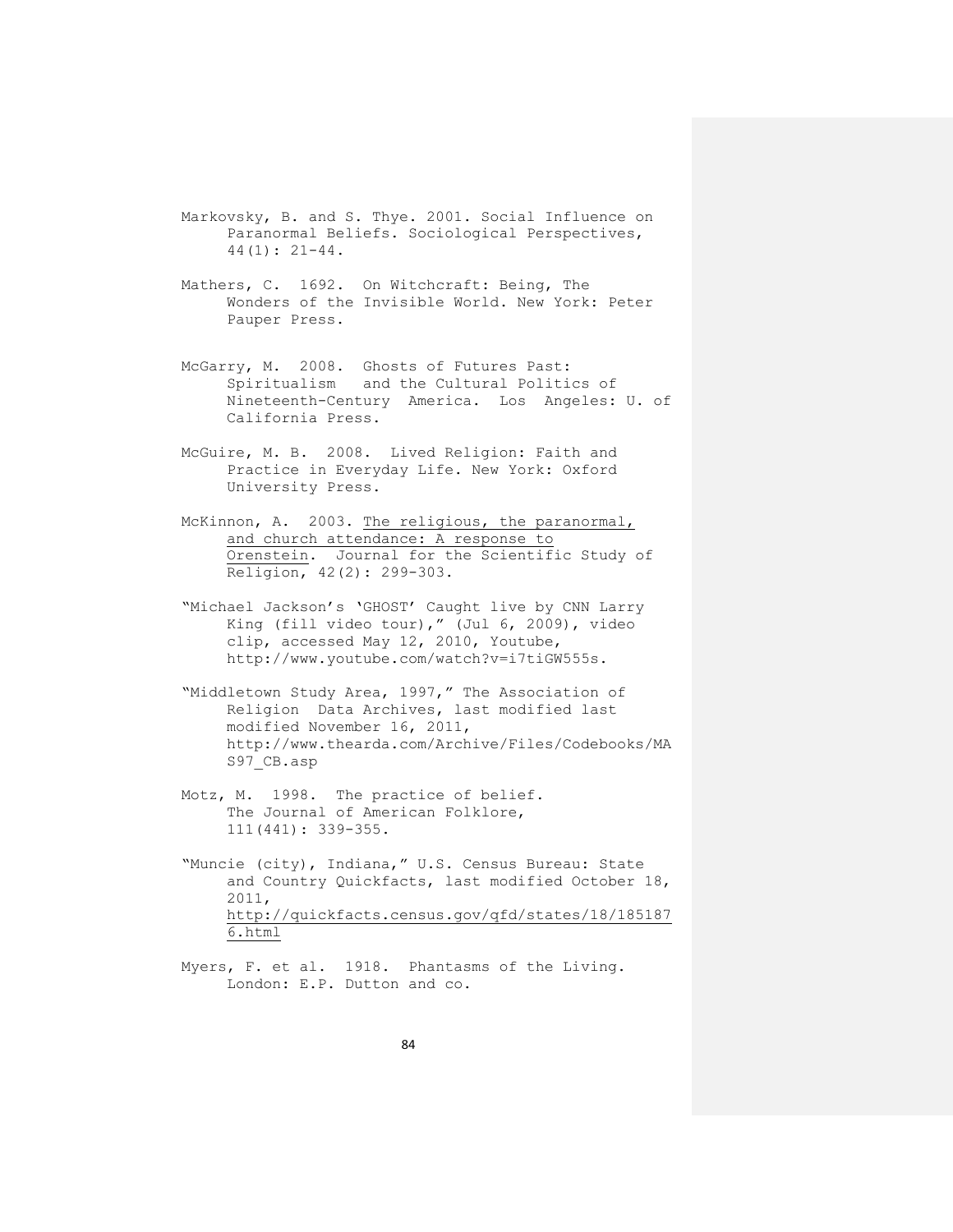Markovsky, B. and S. Thye. 2001. Social Influence on Paranormal Beliefs. Sociological Perspectives, 44(1): 21-44.

Mathers, C. 1692. On Witchcraft: Being, The Wonders of the Invisible World. New York: Peter Pauper Press.

McGarry, M. 2008. Ghosts of Futures Past: Spiritualism and the Cultural Politics of Nineteenth-Century America. Los Angeles: U. of California Press.

McGuire, M. B. 2008. Lived Religion: Faith and Practice in Everyday Life. New York: Oxford University Press.

McKinnon, A. 2003. The religious, the paranormal, and church attendance: A response to Orenstein. Journal for the Scientific Study of Religion, 42(2): 299-303.

"Michael Jackson's 'GHOST' Caught live by CNN Larry King (fill video tour)," (Jul 6, 2009), video clip, accessed May 12, 2010, Youtube, http://www.youtube.com/watch?v=i7tiGW555s.

"Middletown Study Area, 1997," The Association of Religion Data Archives, last modified last modified November 16, 2011, http://www.thearda.com/Archive/Files/Codebooks/MAS97_CB.asp

Motz, M. 1998. The practice of belief. The Journal of American Folklore, 111(441): 339-355.

"Muncie (city), Indiana," U.S. Census Bureau: State and Country Quickfacts, last modified October 18, 2011, http://quickfacts.census.gov/qfd/states/18/1851876.html

Myers, F. et al. 1918. Phantasms of the Living. London: E.P. Dutton and co.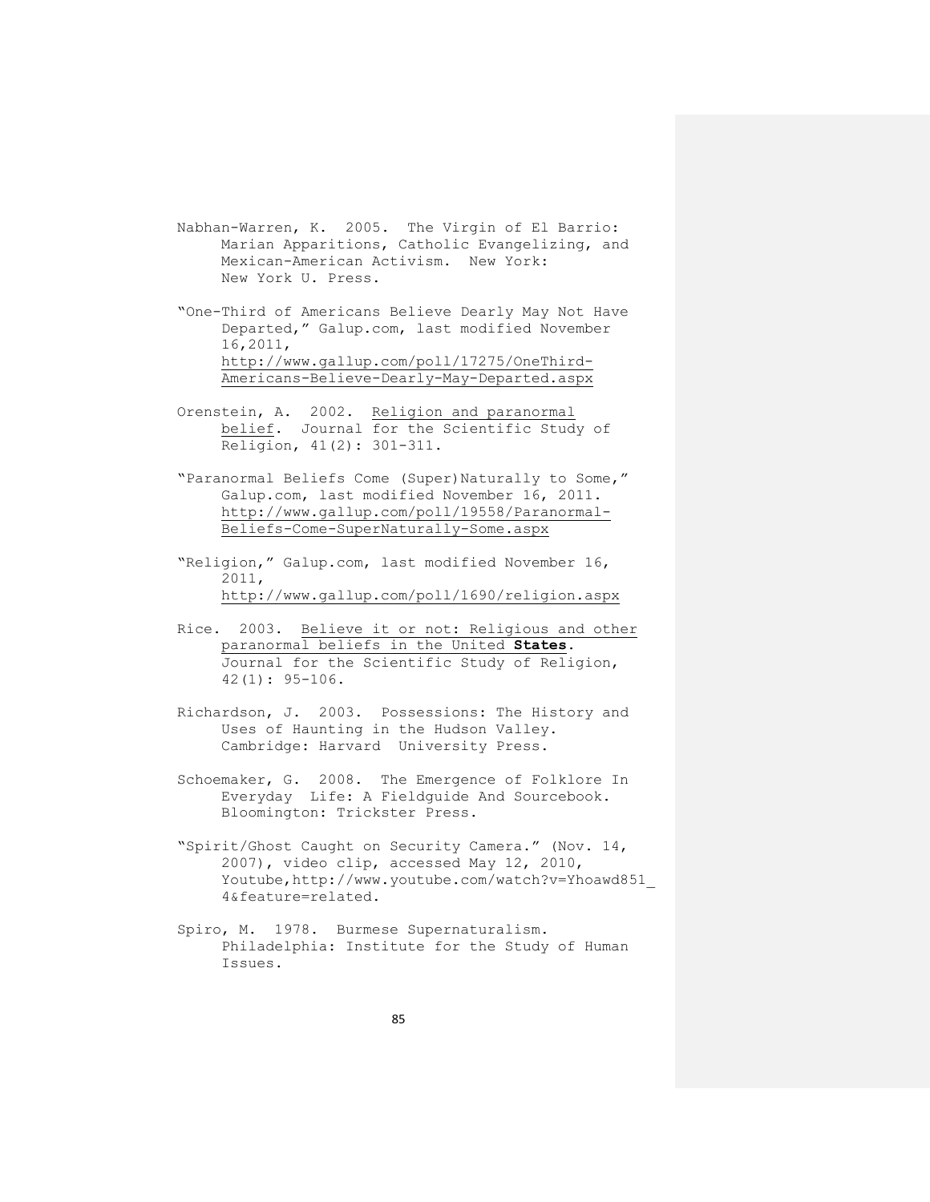Nabhan-Warren, K. 2005. The Virgin of El Barrio: Marian Apparitions, Catholic Evangelizing, and Mexican-American Activism. New York: New York U. Press.

"One-Third of Americans Believe Dearly May Not Have Departed," Galup.com, last modified November 16,2011, http://www.gallup.com/poll/17275/OneThird-Americans-Believe-Dearly-May-Departed.aspx

Orenstein, A. 2002. Religion and paranormal belief. Journal for the Scientific Study of Religion, 41(2): 301-311.

"Paranormal Beliefs Come (Super)Naturally to Some," Galup.com, last modified November 16, 2011. http://www.gallup.com/poll/19558/Paranormal-Beliefs-Come-SuperNaturally-Some.aspx

"Religion," Galup.com, last modified November 16, 2011, http://www.gallup.com/poll/1690/religion.aspx

Rice. 2003. Believe it or not: Religious and other paranormal beliefs in the United **States**. Journal for the Scientific Study of Religion, 42(1): 95-106.

Richardson, J. 2003. Possessions: The History and Uses of Haunting in the Hudson Valley. Cambridge: Harvard University Press.

Schoemaker, G. 2008. The Emergence of Folklore In Everyday Life: A Fieldguide And Sourcebook. Bloomington: Trickster Press.

"Spirit/Ghost Caught on Security Camera." (Nov. 14, 2007), video clip, accessed May 12, 2010, Youtube,http://www.youtube.com/watch?v=Yhoawd851_4&feature=related.

Spiro, M. 1978. Burmese Supernaturalism. Philadelphia: Institute for the Study of Human Issues.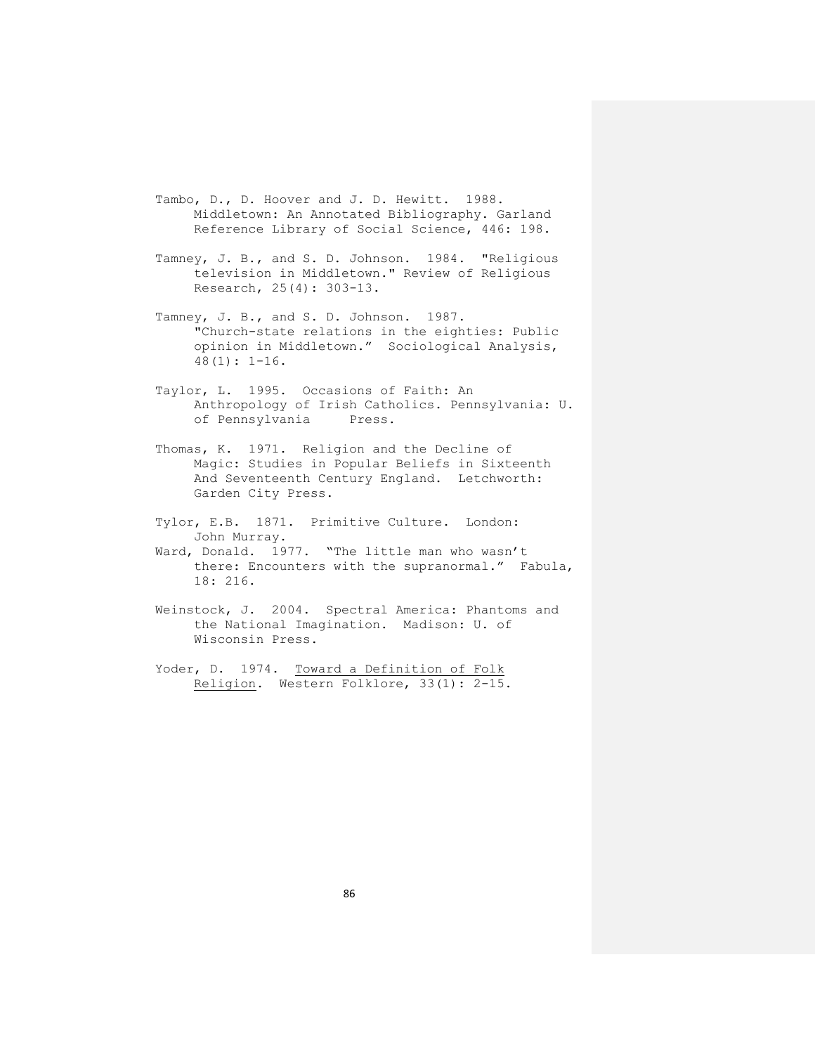Tambo, D., D. Hoover and J. D. Hewitt. 1988. Middletown: An Annotated Bibliography. Garland Reference Library of Social Science, 446: 198.

Tamney, J. B., and S. D. Johnson. 1984. "Religious television in Middletown." Review of Religious Research, 25(4): 303-13.

Tamney, J. B., and S. D. Johnson. 1987. "Church-state relations in the eighties: Public opinion in Middletown." Sociological Analysis, 48(1): 1-16.

Taylor, L. 1995. Occasions of Faith: An Anthropology of Irish Catholics. Pennsylvania: U. of Pennsylvania Press.

Thomas, K. 1971. Religion and the Decline of Magic: Studies in Popular Beliefs in Sixteenth And Seventeenth Century England. Letchworth: Garden City Press.

Tylor, E.B. 1871. Primitive Culture. London: John Murray.

Ward, Donald. 1977. "The little man who wasn't there: Encounters with the supranormal." Fabula, 18: 216.

Weinstock, J. 2004. Spectral America: Phantoms and the National Imagination. Madison: U. of Wisconsin Press.

Yoder, D. 1974. Toward a Definition of Folk Religion. Western Folklore, 33(1): 2-15.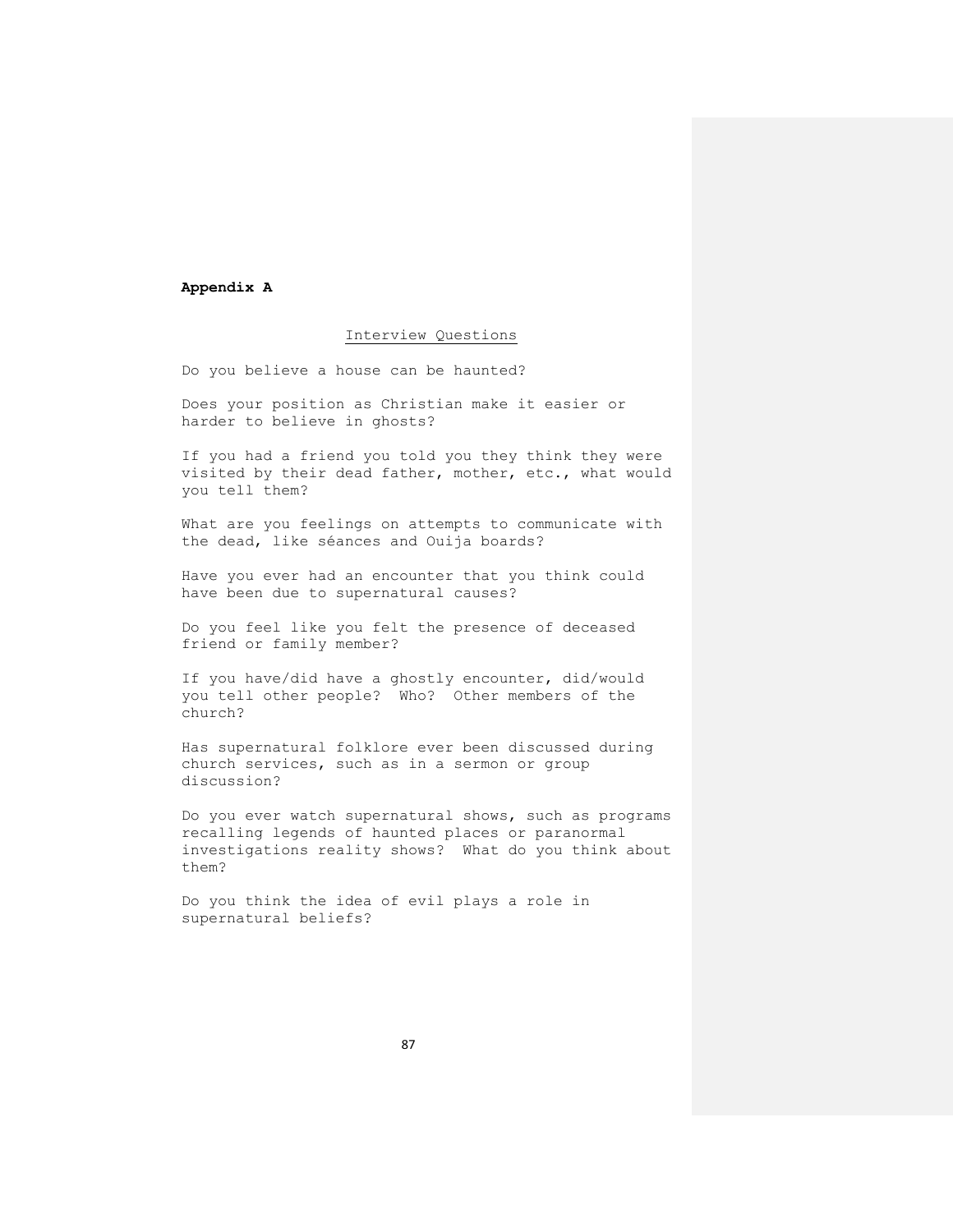## Appendix A

Interview Questions

Do you believe a house can be haunted?

Does your position as Christian make it easier or harder to believe in ghosts?

If you had a friend you told you they think they were visited by their dead father, mother, etc., what would you tell them?

What are you feelings on attempts to communicate with the dead, like séances and Ouija boards?

Have you ever had an encounter that you think could have been due to supernatural causes?

Do you feel like you felt the presence of deceased friend or family member?

If you have/did have a ghostly encounter, did/would you tell other people? Who? Other members of the church?

Has supernatural folklore ever been discussed during church services, such as in a sermon or group discussion?

Do you ever watch supernatural shows, such as programs recalling legends of haunted places or paranormal investigations reality shows? What do you think about them?

Do you think the idea of evil plays a role in supernatural beliefs?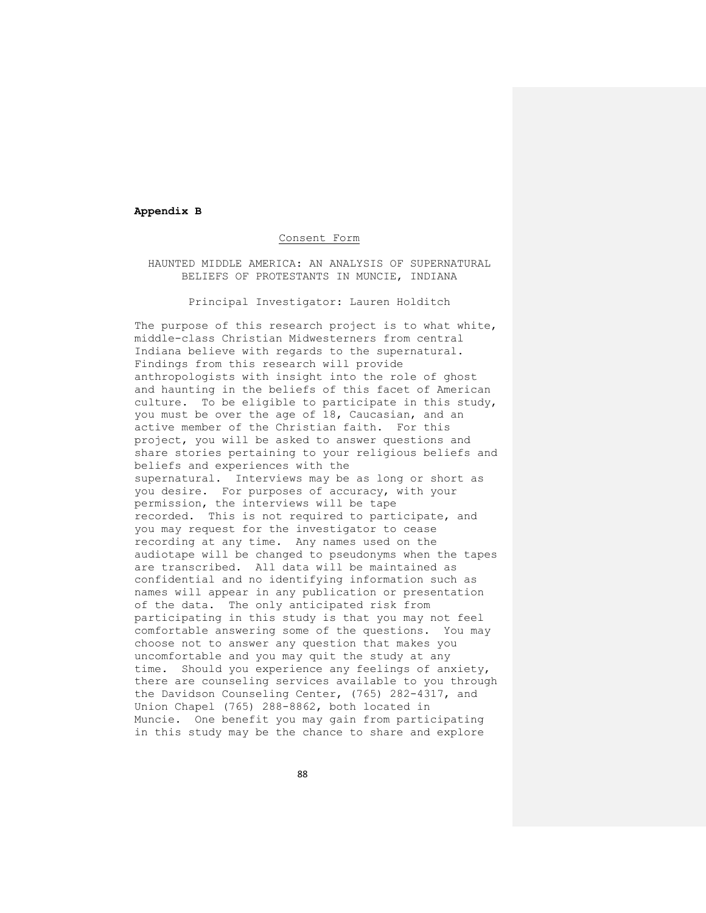**Appendix B**

Consent Form

HAUNTED MIDDLE AMERICA: AN ANALYSIS OF SUPERNATURAL BELIEFS OF PROTESTANTS IN MUNCIE, INDIANA

Principal Investigator: Lauren Holditch

The purpose of this research project is to what white, middle-class Christian Midwesterners from central Indiana believe with regards to the supernatural. Findings from this research will provide anthropologists with insight into the role of ghost and haunting in the beliefs of this facet of American culture. To be eligible to participate in this study, you must be over the age of 18, Caucasian, and an active member of the Christian faith. For this project, you will be asked to answer questions and share stories pertaining to your religious beliefs and beliefs and experiences with the supernatural. Interviews may be as long or short as you desire. For purposes of accuracy, with your permission, the interviews will be tape recorded. This is not required to participate, and you may request for the investigator to cease recording at any time. Any names used on the audiotape will be changed to pseudonyms when the tapes are transcribed. All data will be maintained as confidential and no identifying information such as names will appear in any publication or presentation of the data. The only anticipated risk from participating in this study is that you may not feel comfortable answering some of the questions. You may choose not to answer any question that makes you uncomfortable and you may quit the study at any time. Should you experience any feelings of anxiety, there are counseling services available to you through the Davidson Counseling Center, (765) 282-4317, and Union Chapel (765) 288-8862, both located in Muncie. One benefit you may gain from participating in this study may be the chance to share and explore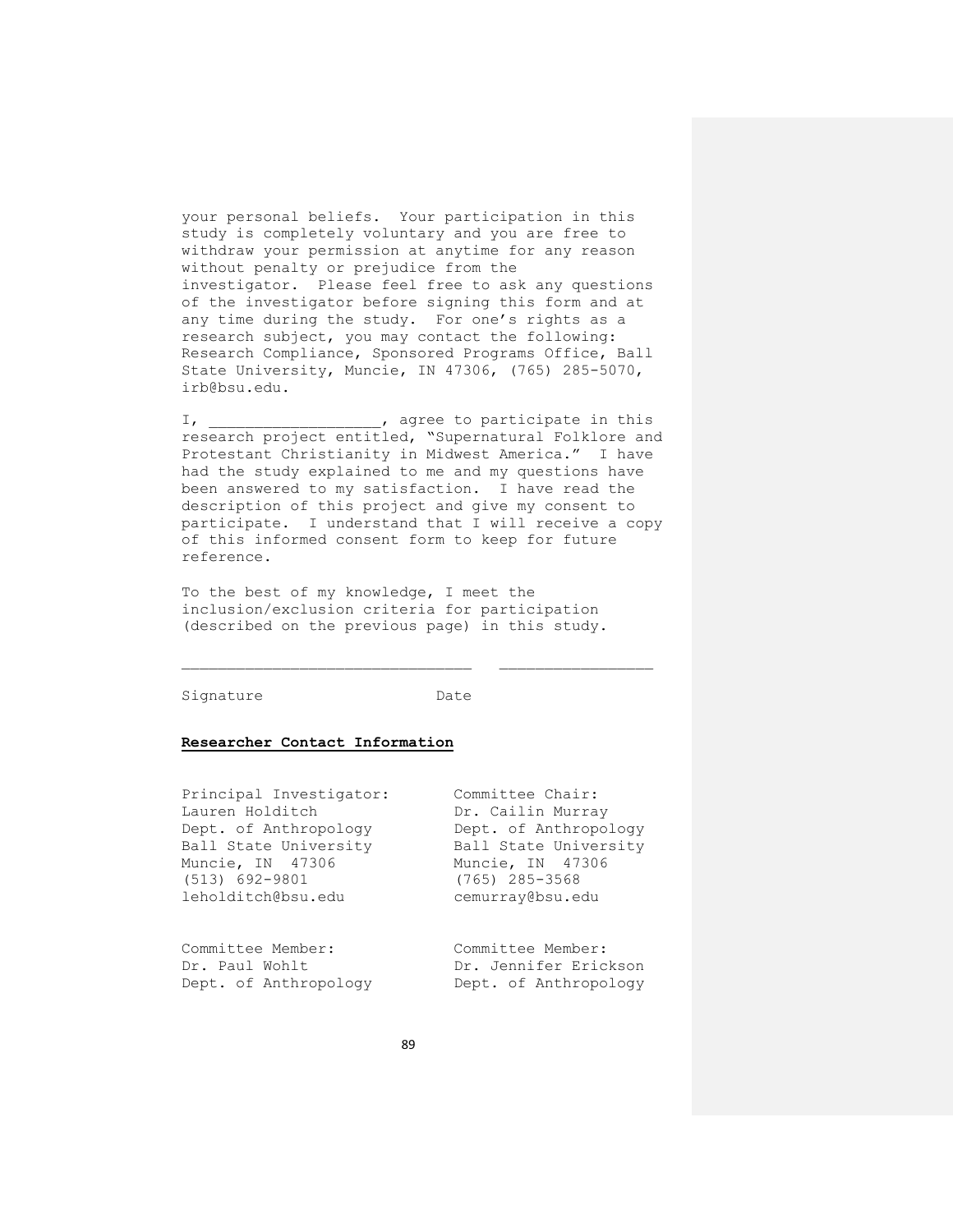your personal beliefs. Your participation in this study is completely voluntary and you are free to withdraw your permission at anytime for any reason without penalty or prejudice from the investigator. Please feel free to ask any questions of the investigator before signing this form and at any time during the study. For one's rights as a research subject, you may contact the following: Research Compliance, Sponsored Programs Office, Ball State University, Muncie, IN 47306, (765) 285-5070, irb@bsu.edu.

I, ___________________, agree to participate in this research project entitled, "Supernatural Folklore and Protestant Christianity in Midwest America." I have had the study explained to me and my questions have been answered to my satisfaction. I have read the description of this project and give my consent to participate. I understand that I will receive a copy of this informed consent form to keep for future reference.

To the best of my knowledge, I meet the inclusion/exclusion criteria for participation (described on the previous page) in this study.

________________________________ _________________

Signature Date

**Researcher Contact Information**

Principal Investigator:
Lauren Holditch
Dept. of Anthropology
Ball State University
Muncie, IN 47306
(513) 692-9801
leholditch@bsu.edu

Committee Chair:
Dr. Cailin Murray
Dept. of Anthropology
Ball State University
Muncie, IN 47306
(765) 285-3568
cemurray@bsu.edu

Committee Member:
Dr. Paul Wohlt
Dept. of Anthropology

Committee Member:
Dr. Jennifer Erickson
Dept. of Anthropology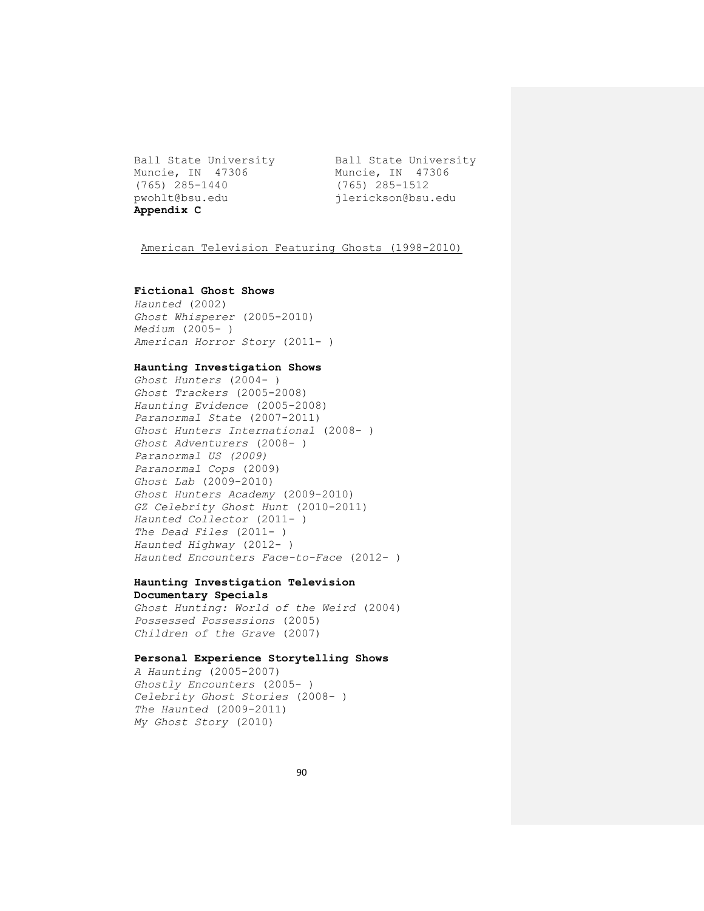Ball State University
Muncie, IN 47306
(765) 285-1440
pwohlt@bsu.edu

Ball State University
Muncie, IN 47306
(765) 285-1512
jlerickson@bsu.edu

**Appendix C**

American Television Featuring Ghosts (1998-2010)

**Fictional Ghost Shows**

*Haunted* (2002)
*Ghost Whisperer* (2005-2010)
*Medium* (2005- )
*American Horror Story* (2011- )

**Haunting Investigation Shows**

*Ghost Hunters* (2004- )
*Ghost Trackers* (2005-2008)
*Haunting Evidence* (2005-2008)
*Paranormal State* (2007-2011)
*Ghost Hunters International* (2008- )
*Ghost Adventurers* (2008- )
*Paranormal US (2009)*
*Paranormal Cops* (2009)
*Ghost Lab* (2009-2010)
*Ghost Hunters Academy* (2009-2010)
*GZ Celebrity Ghost Hunt* (2010-2011)
*Haunted Collector* (2011- )
*The Dead Files* (2011- )
*Haunted Highway* (2012- )
*Haunted Encounters Face-to-Face* (2012- )

**Haunting Investigation Television Documentary Specials**

*Ghost Hunting: World of the Weird* (2004)
*Possessed Possessions* (2005)
*Children of the Grave* (2007)

**Personal Experience Storytelling Shows**

*A Haunting* (2005-2007)
*Ghostly Encounters* (2005- )
*Celebrity Ghost Stories* (2008- )
*The Haunted* (2009-2011)
*My Ghost Story* (2010)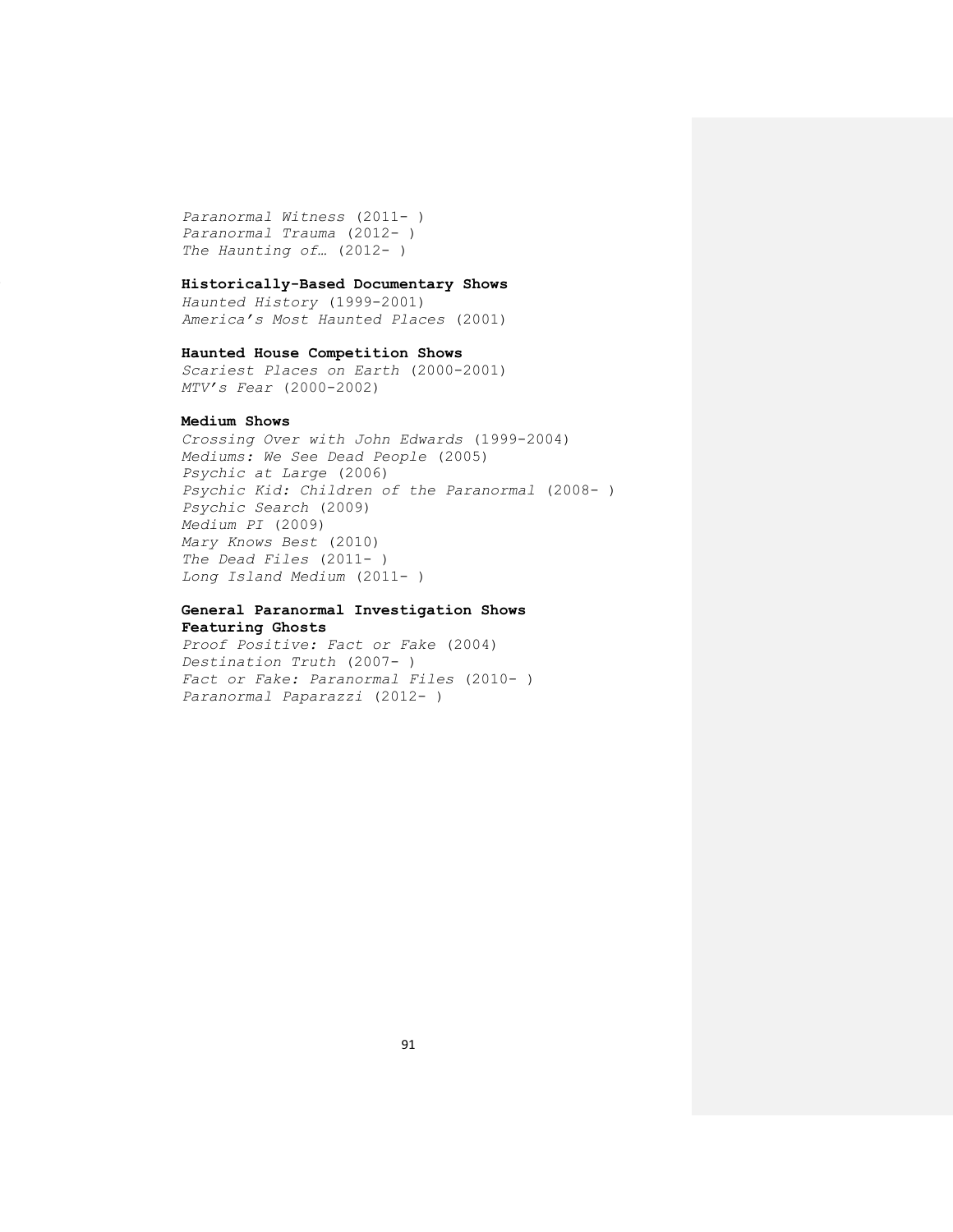*Paranormal Witness* (2011- )
*Paranormal Trauma* (2012- )
*The Haunting of…* (2012- )

**Historically-Based Documentary Shows**

*Haunted History* (1999-2001)
*America's Most Haunted Places* (2001)

**Haunted House Competition Shows**

*Scariest Places on Earth* (2000-2001)
*MTV's Fear* (2000-2002)

**Medium Shows**

*Crossing Over with John Edwards* (1999-2004)
*Mediums: We See Dead People* (2005)
*Psychic at Large* (2006)
*Psychic Kid: Children of the Paranormal* (2008- )
*Psychic Search* (2009)
*Medium PI* (2009)
*Mary Knows Best* (2010)
*The Dead Files* (2011- )
*Long Island Medium* (2011- )

**General Paranormal Investigation Shows Featuring Ghosts**

*Proof Positive: Fact or Fake* (2004)
*Destination Truth* (2007- )
*Fact or Fake: Paranormal Files* (2010- )
*Paranormal Paparazzi* (2012- )